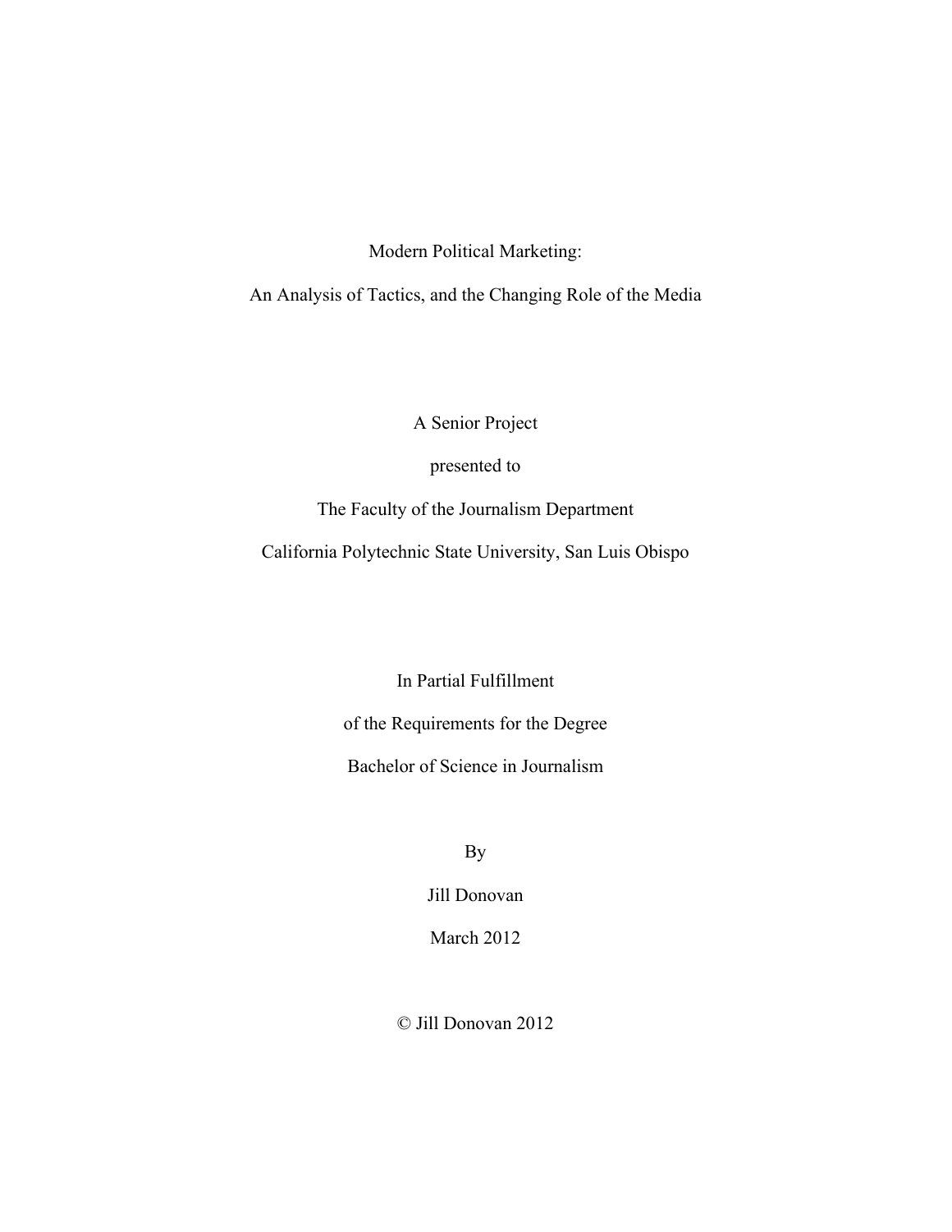# Modern Political Marketing:

## An Analysis of Tactics, and the Changing Role of the Media

A Senior Project

presented to

The Faculty of the Journalism Department

California Polytechnic State University, San Luis Obispo

In Partial Fulfillment

of the Requirements for the Degree

Bachelor of Science in Journalism

By

Jill Donovan

March 2012

© Jill Donovan 2012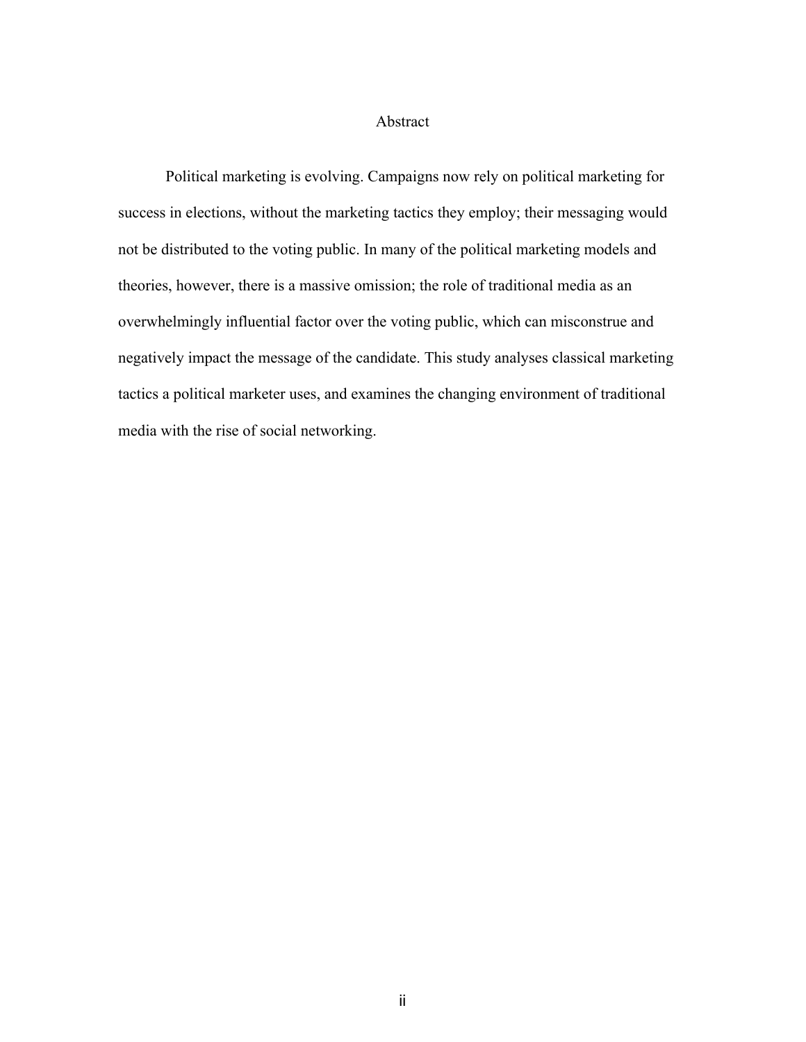# Abstract

Political marketing is evolving. Campaigns now rely on political marketing for success in elections, without the marketing tactics they employ; their messaging would not be distributed to the voting public. In many of the political marketing models and theories, however, there is a massive omission; the role of traditional media as an overwhelmingly influential factor over the voting public, which can misconstrue and negatively impact the message of the candidate. This study analyses classical marketing tactics a political marketer uses, and examines the changing environment of traditional media with the rise of social networking.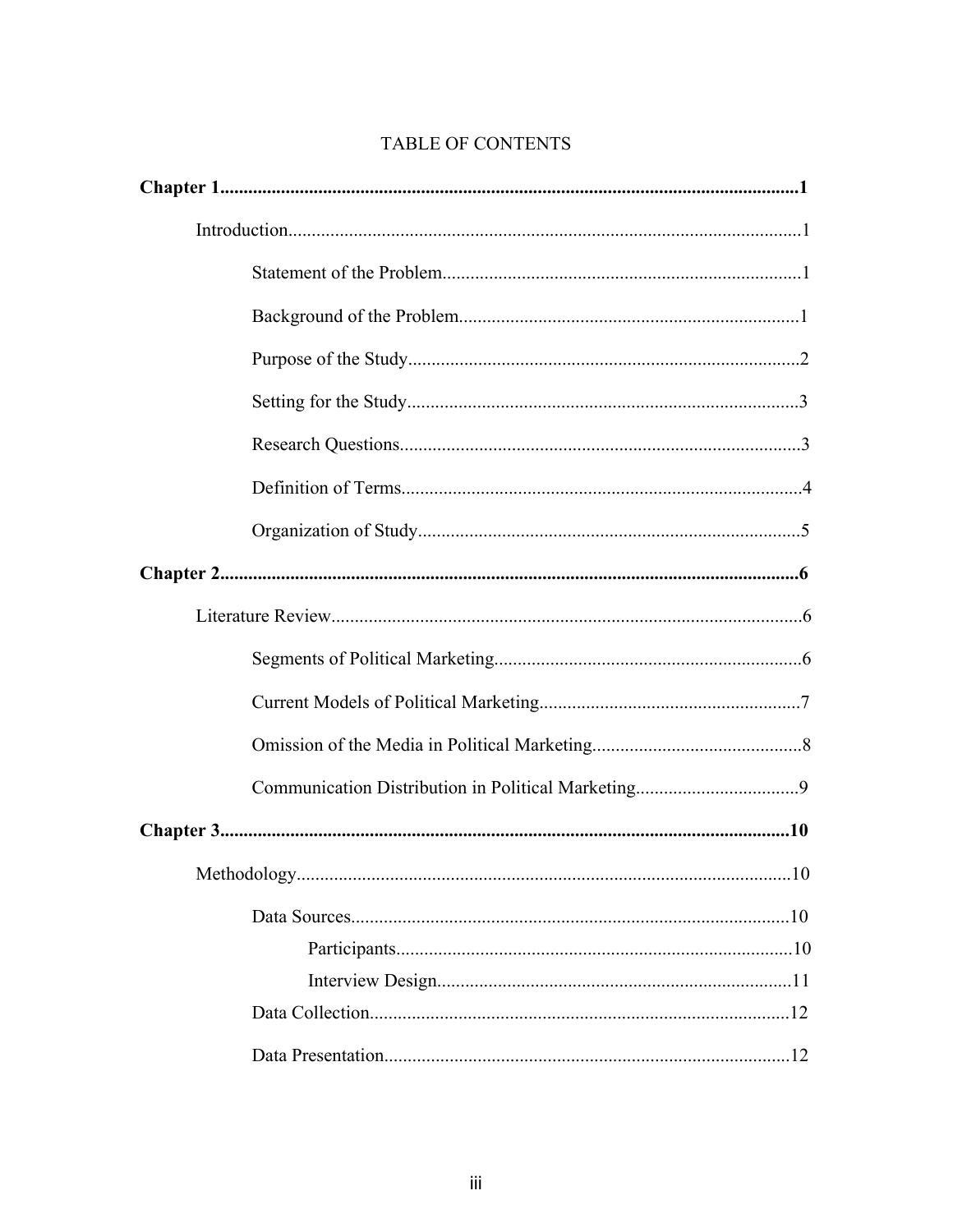# TABLE OF CONTENTS

**Chapter 1** ........................................................................................................ **1**

Introduction ........................................................................................................ 1

Statement of the Problem ........................................................................ 1

Background of the Problem ..................................................................... 1

Purpose of the Study ............................................................................... 2

Setting for the Study ................................................................................ 3

Research Questions .................................................................................. 3

Definition of Terms .................................................................................. 4

Organization of Study ............................................................................... 5

**Chapter 2** ........................................................................................................ **6**

Literature Review ................................................................................................ 6

Segments of Political Marketing .............................................................. 6

Current Models of Political Marketing .................................................... 7

Omission of the Media in Political Marketing ......................................... 8

Communication Distribution in Political Marketing ................................ 9

**Chapter 3** ........................................................................................................ **10**

Methodology ...................................................................................................... 10

Data Sources ............................................................................................ 10

Participants ................................................................................... 10

Interview Design ........................................................................... 11

Data Collection ........................................................................................ 12

Data Presentation ..................................................................................... 12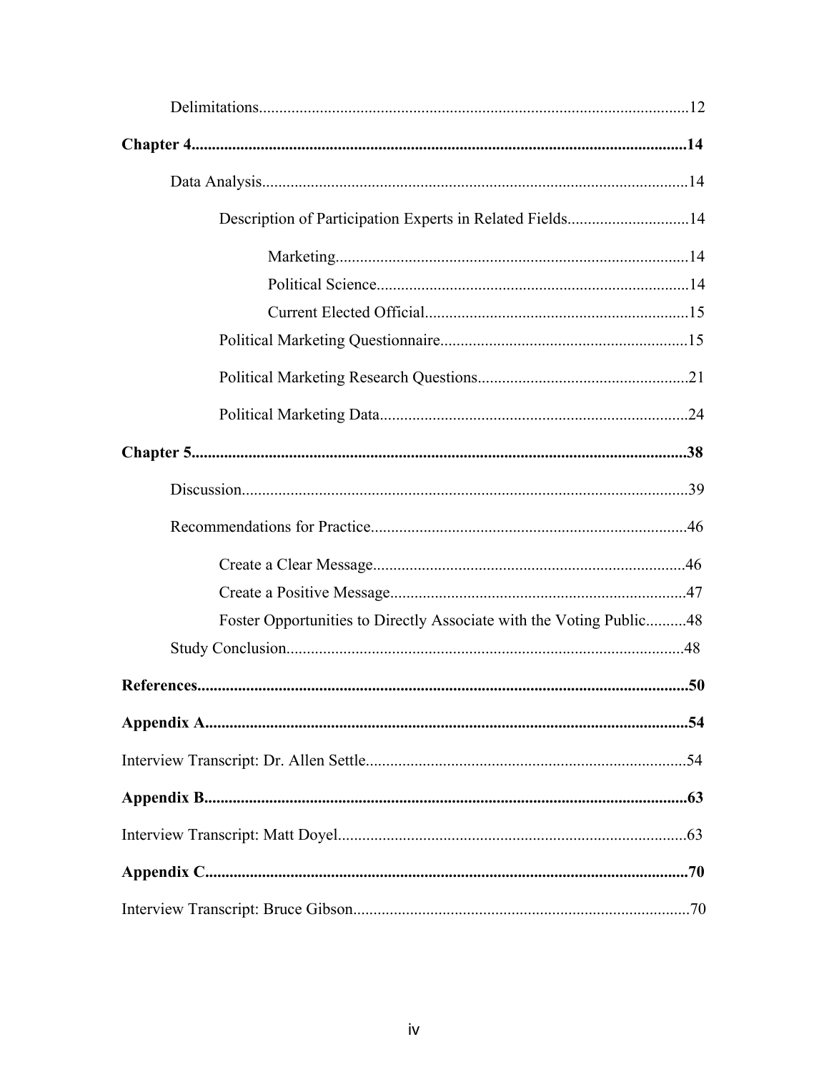Delimitations........................................................................................................12

**Chapter 4.......................................................................................................................14**

Data Analysis.......................................................................................................14

Description of Participation Experts in Related Fields..............................14

Marketing......................................................................................14

Political Science............................................................................14

Current Elected Official.................................................................15

Political Marketing Questionnaire............................................................15

Political Marketing Research Questions...................................................21

Political Marketing Data...........................................................................24

**Chapter 5.......................................................................................................................38**

Discussion............................................................................................................39

Recommendations for Practice............................................................................46

Create a Clear Message............................................................................46

Create a Positive Message........................................................................47

Foster Opportunities to Directly Associate with the Voting Public..........48

Study Conclusion.................................................................................................48

**References.....................................................................................................................50**

**Appendix A...................................................................................................................54**

Interview Transcript: Dr. Allen Settle..............................................................................54

**Appendix B...................................................................................................................63**

Interview Transcript: Matt Doyel.....................................................................................63

**Appendix C...................................................................................................................70**

Interview Transcript: Bruce Gibson..................................................................................70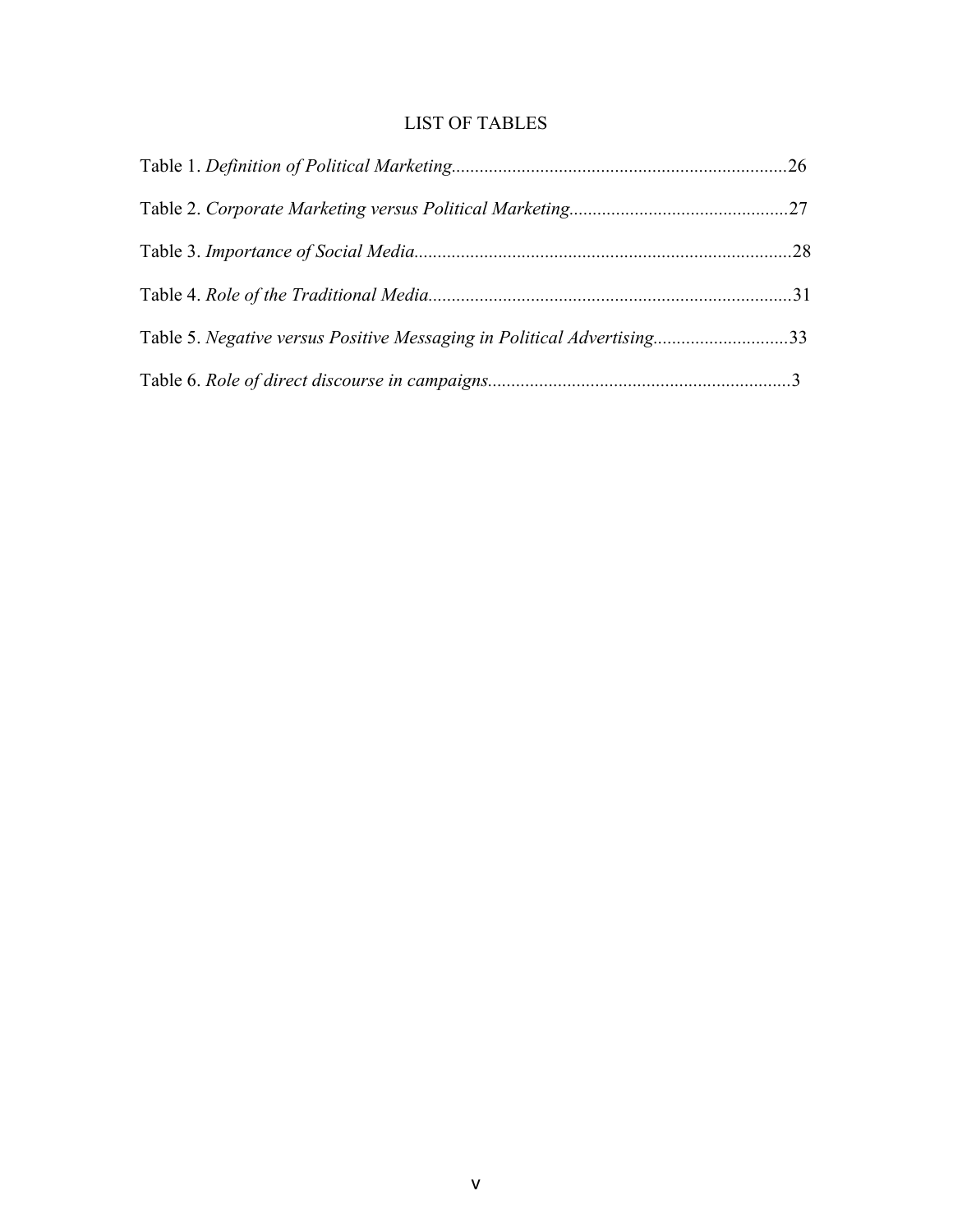# LIST OF TABLES

Table 1. *Definition of Political Marketing*........................................................................26

Table 2. *Corporate Marketing versus Political Marketing*...............................................27

Table 3. *Importance of Social Media*.................................................................................28

Table 4. *Role of the Traditional Media*..............................................................................31

Table 5. *Negative versus Positive Messaging in Political Advertising*.............................33

Table 6. *Role of direct discourse in campaigns*.................................................................3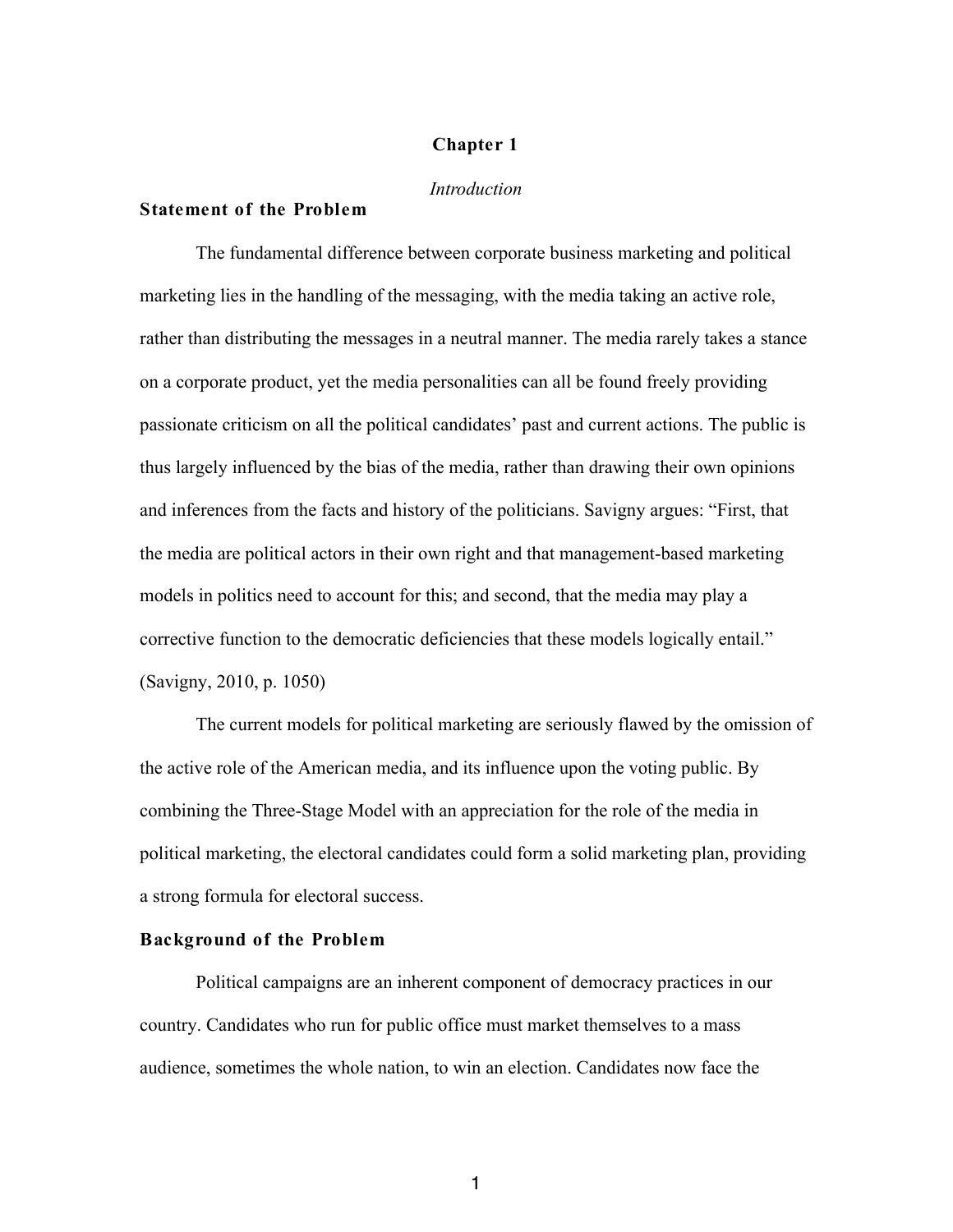# Chapter 1

*Introduction*

## Statement of the Problem

The fundamental difference between corporate business marketing and political marketing lies in the handling of the messaging, with the media taking an active role, rather than distributing the messages in a neutral manner. The media rarely takes a stance on a corporate product, yet the media personalities can all be found freely providing passionate criticism on all the political candidates' past and current actions. The public is thus largely influenced by the bias of the media, rather than drawing their own opinions and inferences from the facts and history of the politicians. Savigny argues: "First, that the media are political actors in their own right and that management-based marketing models in politics need to account for this; and second, that the media may play a corrective function to the democratic deficiencies that these models logically entail." (Savigny, 2010, p. 1050)

The current models for political marketing are seriously flawed by the omission of the active role of the American media, and its influence upon the voting public. By combining the Three-Stage Model with an appreciation for the role of the media in political marketing, the electoral candidates could form a solid marketing plan, providing a strong formula for electoral success.

## Background of the Problem

Political campaigns are an inherent component of democracy practices in our country. Candidates who run for public office must market themselves to a mass audience, sometimes the whole nation, to win an election. Candidates now face the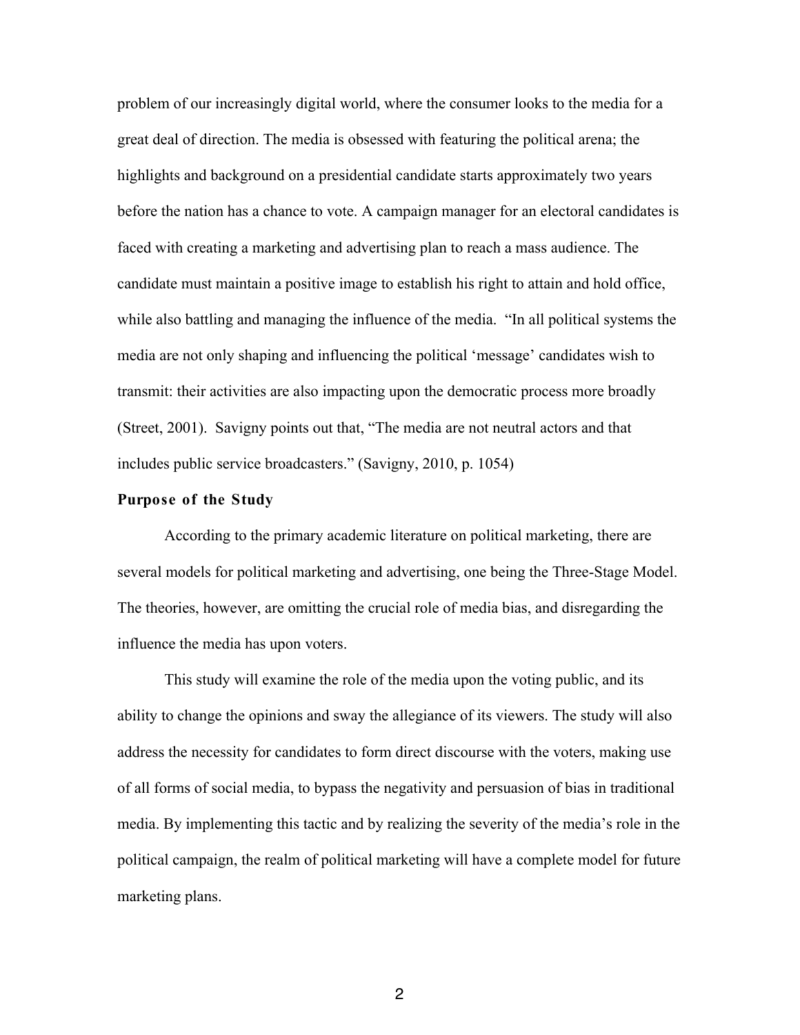problem of our increasingly digital world, where the consumer looks to the media for a great deal of direction. The media is obsessed with featuring the political arena; the highlights and background on a presidential candidate starts approximately two years before the nation has a chance to vote. A campaign manager for an electoral candidates is faced with creating a marketing and advertising plan to reach a mass audience. The candidate must maintain a positive image to establish his right to attain and hold office, while also battling and managing the influence of the media. "In all political systems the media are not only shaping and influencing the political 'message' candidates wish to transmit: their activities are also impacting upon the democratic process more broadly (Street, 2001). Savigny points out that, "The media are not neutral actors and that includes public service broadcasters." (Savigny, 2010, p. 1054)

**Purpose of the Study**

According to the primary academic literature on political marketing, there are several models for political marketing and advertising, one being the Three-Stage Model. The theories, however, are omitting the crucial role of media bias, and disregarding the influence the media has upon voters.

This study will examine the role of the media upon the voting public, and its ability to change the opinions and sway the allegiance of its viewers. The study will also address the necessity for candidates to form direct discourse with the voters, making use of all forms of social media, to bypass the negativity and persuasion of bias in traditional media. By implementing this tactic and by realizing the severity of the media's role in the political campaign, the realm of political marketing will have a complete model for future marketing plans.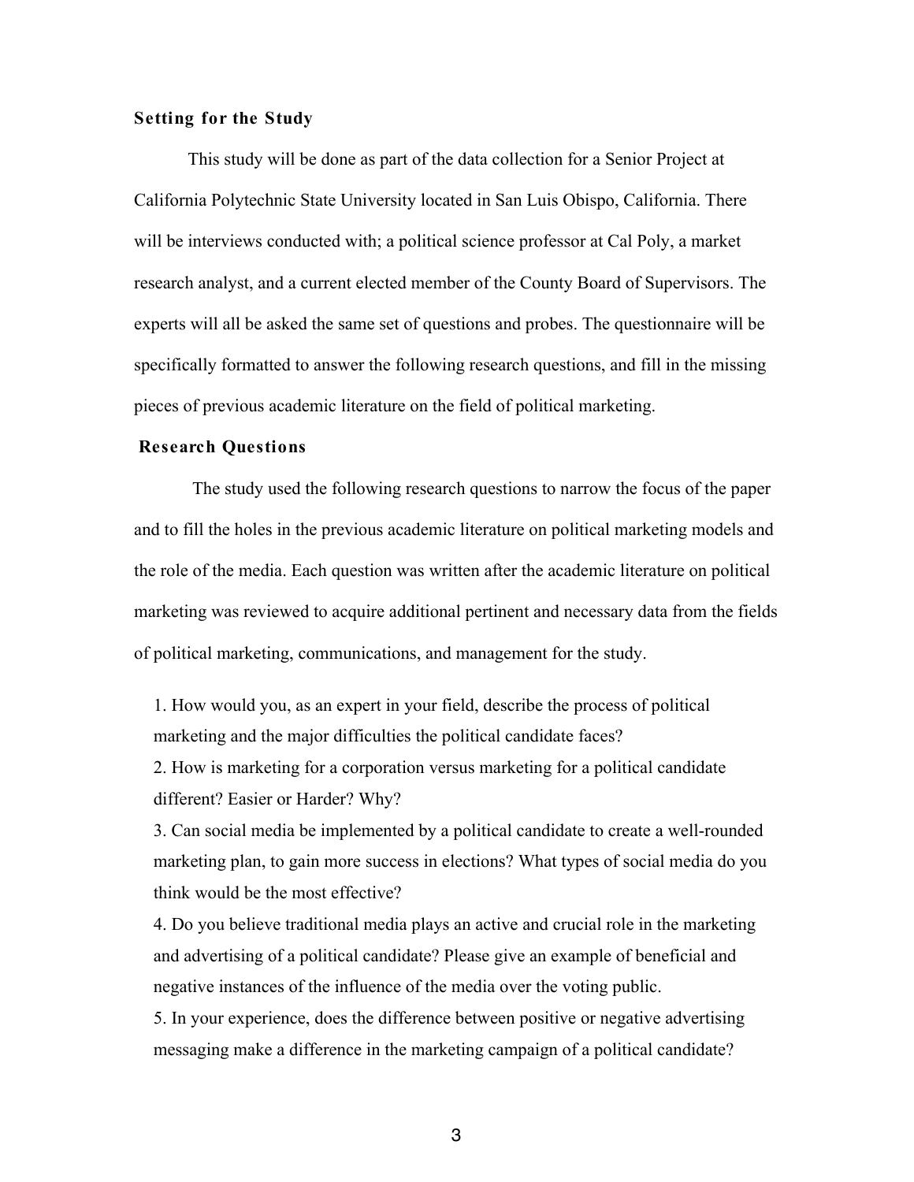### Setting for the Study

This study will be done as part of the data collection for a Senior Project at California Polytechnic State University located in San Luis Obispo, California. There will be interviews conducted with; a political science professor at Cal Poly, a market research analyst, and a current elected member of the County Board of Supervisors. The experts will all be asked the same set of questions and probes. The questionnaire will be specifically formatted to answer the following research questions, and fill in the missing pieces of previous academic literature on the field of political marketing.

### Research Questions

The study used the following research questions to narrow the focus of the paper and to fill the holes in the previous academic literature on political marketing models and the role of the media. Each question was written after the academic literature on political marketing was reviewed to acquire additional pertinent and necessary data from the fields of political marketing, communications, and management for the study.

1. How would you, as an expert in your field, describe the process of political marketing and the major difficulties the political candidate faces?
2. How is marketing for a corporation versus marketing for a political candidate different? Easier or Harder? Why?
3. Can social media be implemented by a political candidate to create a well-rounded marketing plan, to gain more success in elections? What types of social media do you think would be the most effective?
4. Do you believe traditional media plays an active and crucial role in the marketing and advertising of a political candidate? Please give an example of beneficial and negative instances of the influence of the media over the voting public.
5. In your experience, does the difference between positive or negative advertising messaging make a difference in the marketing campaign of a political candidate?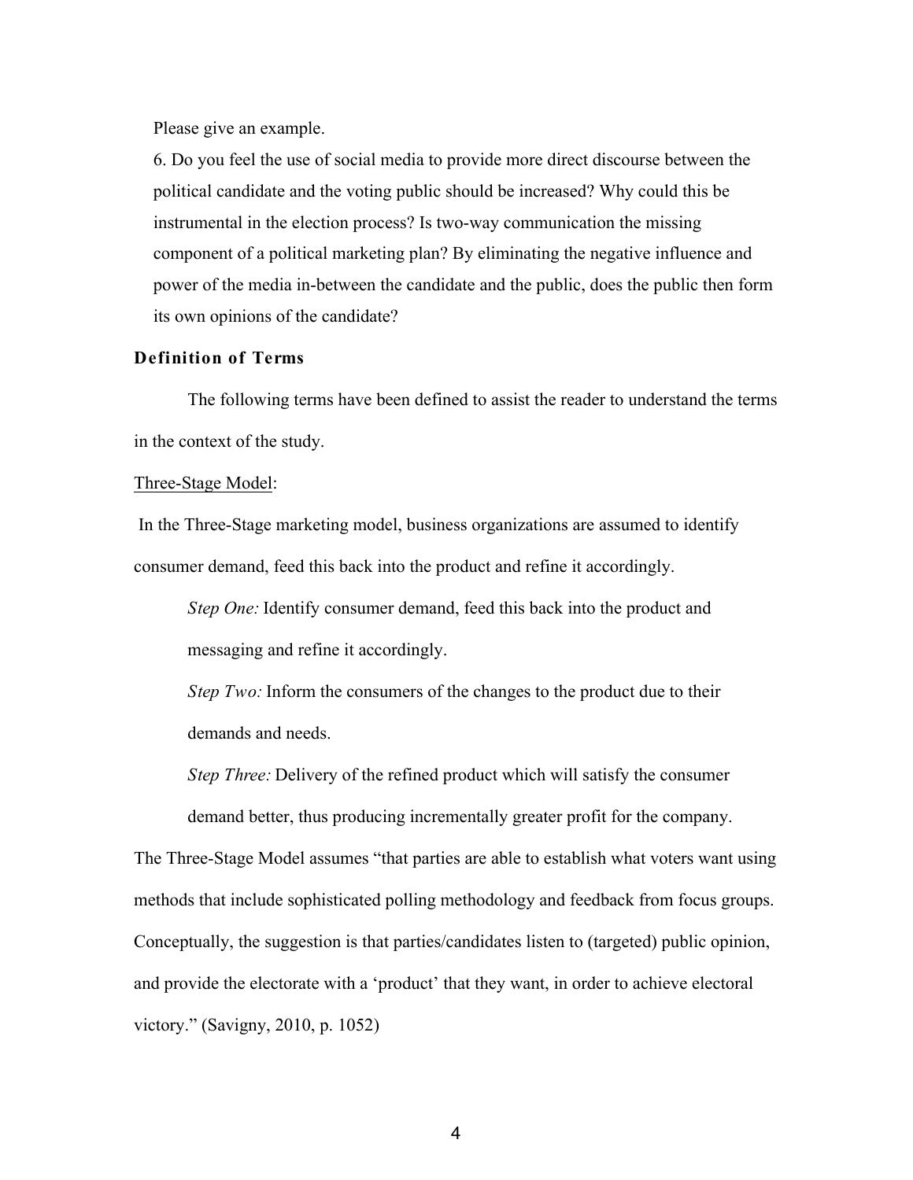Please give an example.

6. Do you feel the use of social media to provide more direct discourse between the political candidate and the voting public should be increased? Why could this be instrumental in the election process? Is two-way communication the missing component of a political marketing plan? By eliminating the negative influence and power of the media in-between the candidate and the public, does the public then form its own opinions of the candidate?

### Definition of Terms

The following terms have been defined to assist the reader to understand the terms in the context of the study.

Three-Stage Model:

In the Three-Stage marketing model, business organizations are assumed to identify consumer demand, feed this back into the product and refine it accordingly.

*Step One:* Identify consumer demand, feed this back into the product and messaging and refine it accordingly.

*Step Two:* Inform the consumers of the changes to the product due to their demands and needs.

*Step Three:* Delivery of the refined product which will satisfy the consumer demand better, thus producing incrementally greater profit for the company.

The Three-Stage Model assumes "that parties are able to establish what voters want using methods that include sophisticated polling methodology and feedback from focus groups. Conceptually, the suggestion is that parties/candidates listen to (targeted) public opinion, and provide the electorate with a 'product' that they want, in order to achieve electoral victory." (Savigny, 2010, p. 1052)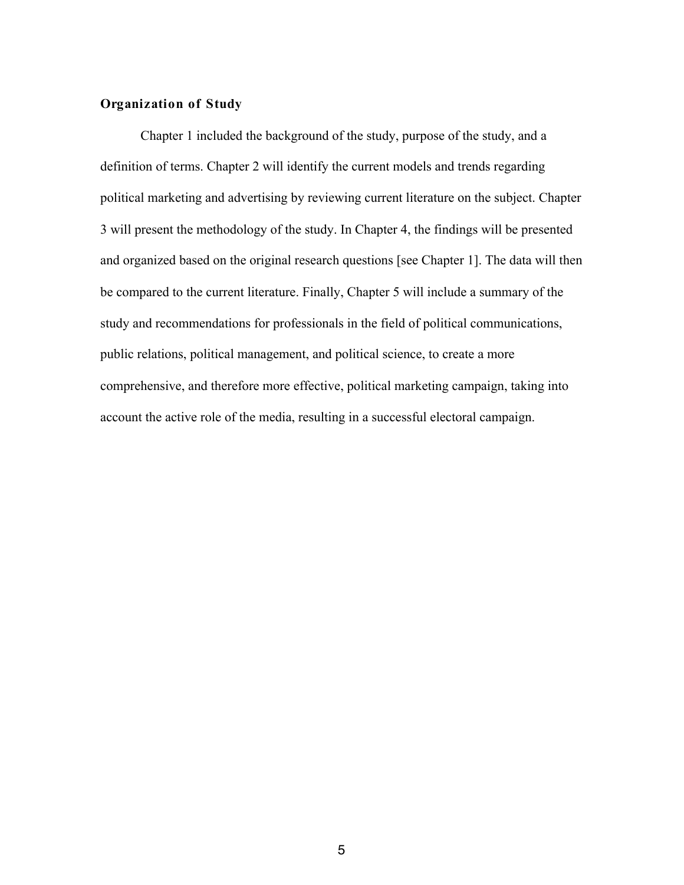### Organization of Study

Chapter 1 included the background of the study, purpose of the study, and a definition of terms. Chapter 2 will identify the current models and trends regarding political marketing and advertising by reviewing current literature on the subject. Chapter 3 will present the methodology of the study. In Chapter 4, the findings will be presented and organized based on the original research questions [see Chapter 1]. The data will then be compared to the current literature. Finally, Chapter 5 will include a summary of the study and recommendations for professionals in the field of political communications, public relations, political management, and political science, to create a more comprehensive, and therefore more effective, political marketing campaign, taking into account the active role of the media, resulting in a successful electoral campaign.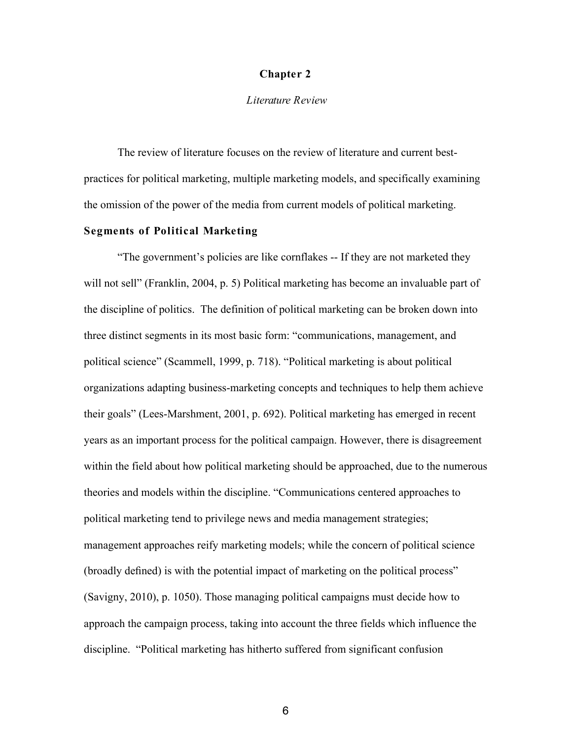# Chapter 2

*Literature Review*

The review of literature focuses on the review of literature and current best-practices for political marketing, multiple marketing models, and specifically examining the omission of the power of the media from current models of political marketing.

## Segments of Political Marketing

"The government's policies are like cornflakes -- If they are not marketed they will not sell" (Franklin, 2004, p. 5) Political marketing has become an invaluable part of the discipline of politics. The definition of political marketing can be broken down into three distinct segments in its most basic form: "communications, management, and political science" (Scammell, 1999, p. 718). "Political marketing is about political organizations adapting business-marketing concepts and techniques to help them achieve their goals" (Lees-Marshment, 2001, p. 692). Political marketing has emerged in recent years as an important process for the political campaign. However, there is disagreement within the field about how political marketing should be approached, due to the numerous theories and models within the discipline. "Communications centered approaches to political marketing tend to privilege news and media management strategies; management approaches reify marketing models; while the concern of political science (broadly defined) is with the potential impact of marketing on the political process" (Savigny, 2010), p. 1050). Those managing political campaigns must decide how to approach the campaign process, taking into account the three fields which influence the discipline. "Political marketing has hitherto suffered from significant confusion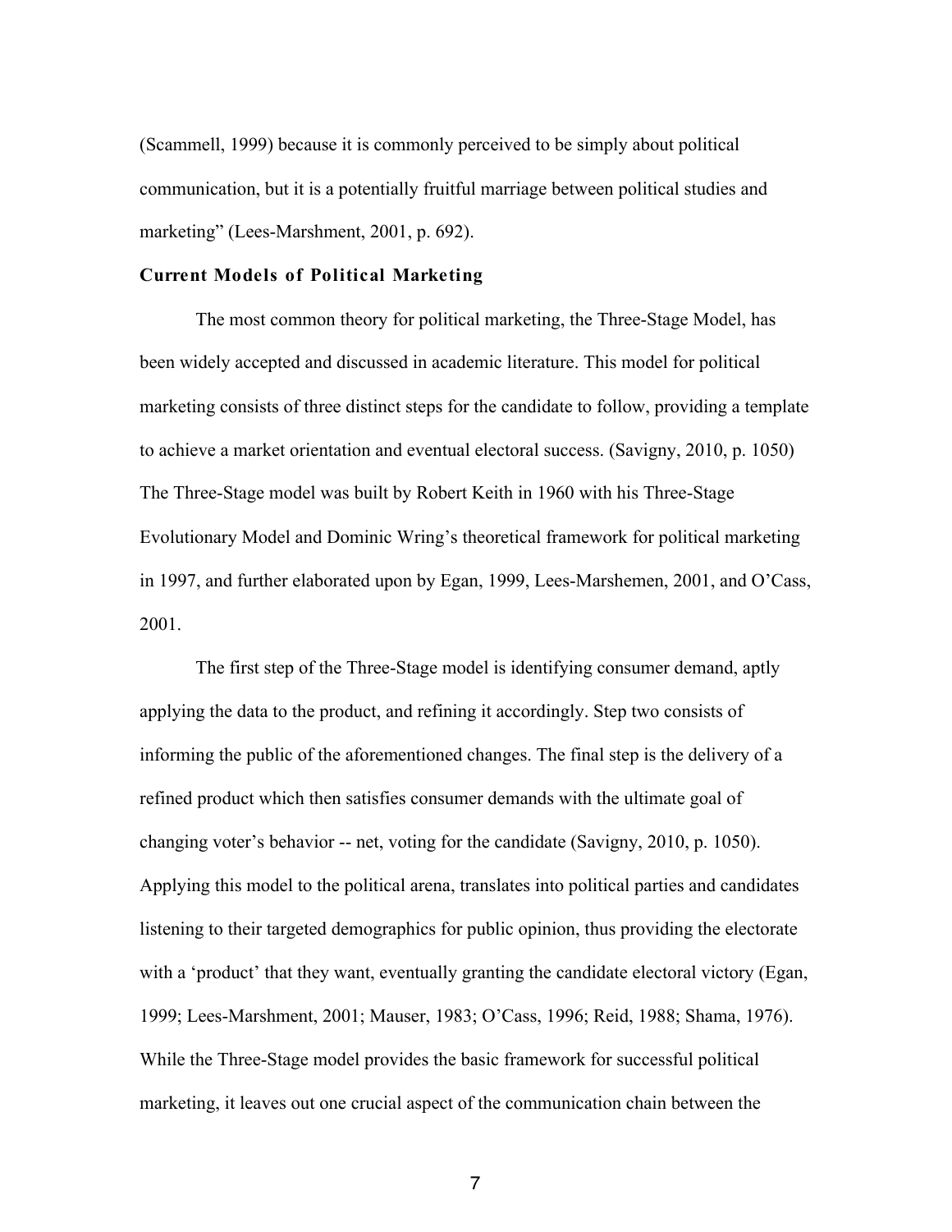(Scammell, 1999) because it is commonly perceived to be simply about political communication, but it is a potentially fruitful marriage between political studies and marketing" (Lees-Marshment, 2001, p. 692).

**Current Models of Political Marketing**

The most common theory for political marketing, the Three-Stage Model, has been widely accepted and discussed in academic literature. This model for political marketing consists of three distinct steps for the candidate to follow, providing a template to achieve a market orientation and eventual electoral success. (Savigny, 2010, p. 1050) The Three-Stage model was built by Robert Keith in 1960 with his Three-Stage Evolutionary Model and Dominic Wring's theoretical framework for political marketing in 1997, and further elaborated upon by Egan, 1999, Lees-Marshemen, 2001, and O'Cass, 2001.

The first step of the Three-Stage model is identifying consumer demand, aptly applying the data to the product, and refining it accordingly. Step two consists of informing the public of the aforementioned changes. The final step is the delivery of a refined product which then satisfies consumer demands with the ultimate goal of changing voter's behavior -- net, voting for the candidate (Savigny, 2010, p. 1050). Applying this model to the political arena, translates into political parties and candidates listening to their targeted demographics for public opinion, thus providing the electorate with a 'product' that they want, eventually granting the candidate electoral victory (Egan, 1999; Lees-Marshment, 2001; Mauser, 1983; O'Cass, 1996; Reid, 1988; Shama, 1976). While the Three-Stage model provides the basic framework for successful political marketing, it leaves out one crucial aspect of the communication chain between the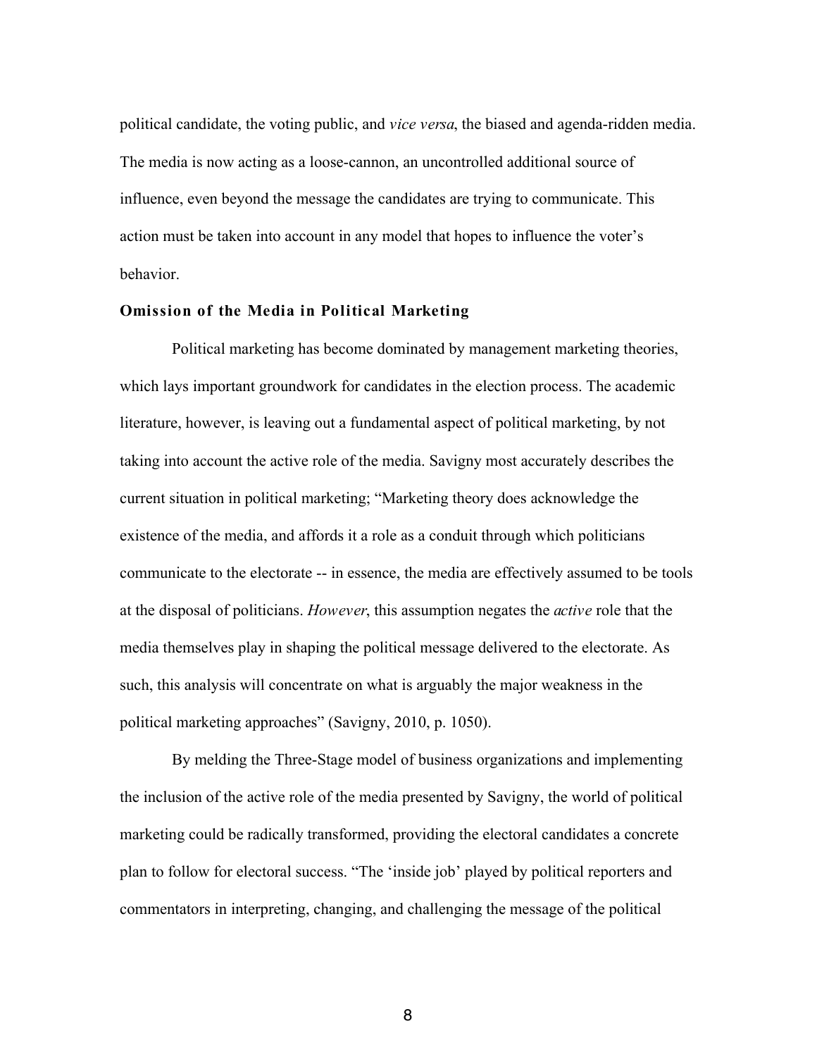political candidate, the voting public, and *vice versa*, the biased and agenda-ridden media. The media is now acting as a loose-cannon, an uncontrolled additional source of influence, even beyond the message the candidates are trying to communicate. This action must be taken into account in any model that hopes to influence the voter's behavior.

**Omission of the Media in Political Marketing**

Political marketing has become dominated by management marketing theories, which lays important groundwork for candidates in the election process. The academic literature, however, is leaving out a fundamental aspect of political marketing, by not taking into account the active role of the media. Savigny most accurately describes the current situation in political marketing; "Marketing theory does acknowledge the existence of the media, and affords it a role as a conduit through which politicians communicate to the electorate -- in essence, the media are effectively assumed to be tools at the disposal of politicians. *However*, this assumption negates the *active* role that the media themselves play in shaping the political message delivered to the electorate. As such, this analysis will concentrate on what is arguably the major weakness in the political marketing approaches" (Savigny, 2010, p. 1050).

By melding the Three-Stage model of business organizations and implementing the inclusion of the active role of the media presented by Savigny, the world of political marketing could be radically transformed, providing the electoral candidates a concrete plan to follow for electoral success. "The 'inside job' played by political reporters and commentators in interpreting, changing, and challenging the message of the political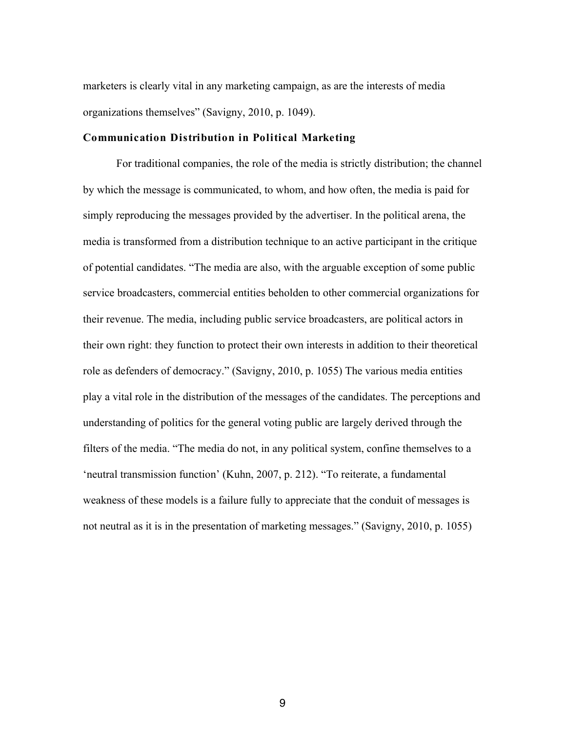marketers is clearly vital in any marketing campaign, as are the interests of media organizations themselves" (Savigny, 2010, p. 1049).

### Communication Distribution in Political Marketing

For traditional companies, the role of the media is strictly distribution; the channel by which the message is communicated, to whom, and how often, the media is paid for simply reproducing the messages provided by the advertiser. In the political arena, the media is transformed from a distribution technique to an active participant in the critique of potential candidates. "The media are also, with the arguable exception of some public service broadcasters, commercial entities beholden to other commercial organizations for their revenue. The media, including public service broadcasters, are political actors in their own right: they function to protect their own interests in addition to their theoretical role as defenders of democracy." (Savigny, 2010, p. 1055) The various media entities play a vital role in the distribution of the messages of the candidates. The perceptions and understanding of politics for the general voting public are largely derived through the filters of the media. "The media do not, in any political system, confine themselves to a 'neutral transmission function' (Kuhn, 2007, p. 212). "To reiterate, a fundamental weakness of these models is a failure fully to appreciate that the conduit of messages is not neutral as it is in the presentation of marketing messages." (Savigny, 2010, p. 1055)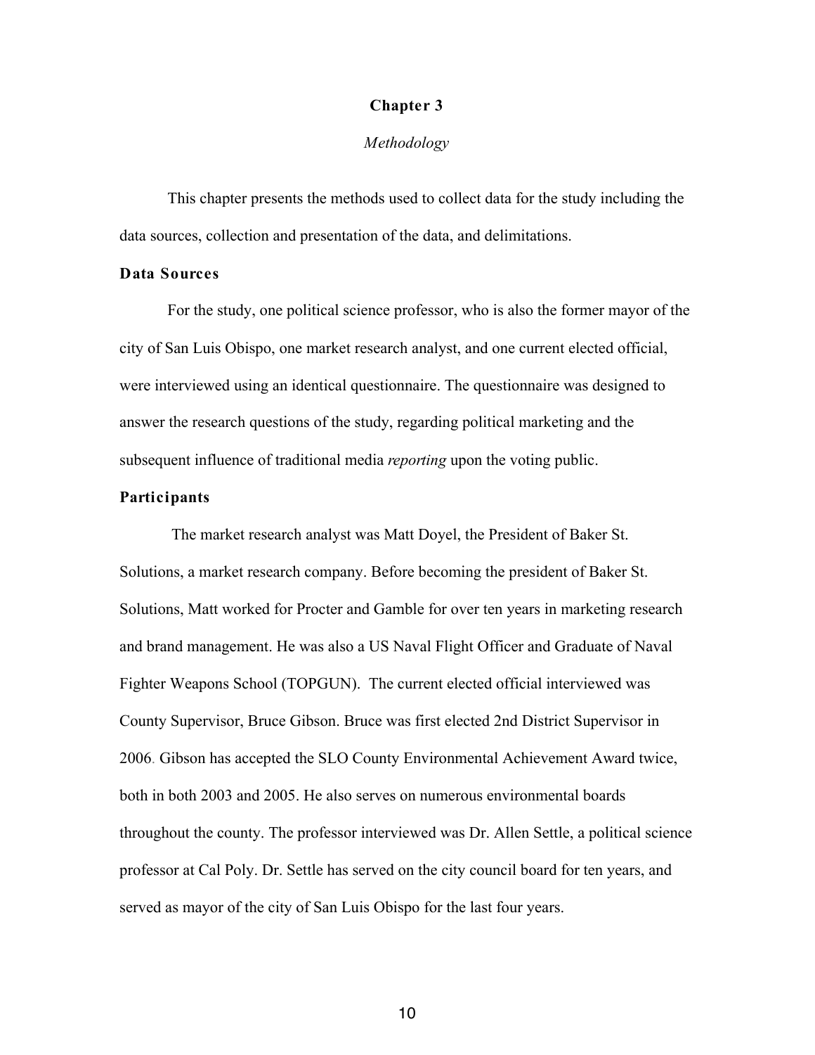# Chapter 3

*Methodology*

This chapter presents the methods used to collect data for the study including the data sources, collection and presentation of the data, and delimitations.

## Data Sources

For the study, one political science professor, who is also the former mayor of the city of San Luis Obispo, one market research analyst, and one current elected official, were interviewed using an identical questionnaire. The questionnaire was designed to answer the research questions of the study, regarding political marketing and the subsequent influence of traditional media *reporting* upon the voting public.

## Participants

The market research analyst was Matt Doyel, the President of Baker St. Solutions, a market research company. Before becoming the president of Baker St. Solutions, Matt worked for Procter and Gamble for over ten years in marketing research and brand management. He was also a US Naval Flight Officer and Graduate of Naval Fighter Weapons School (TOPGUN). The current elected official interviewed was County Supervisor, Bruce Gibson. Bruce was first elected 2nd District Supervisor in 2006. Gibson has accepted the SLO County Environmental Achievement Award twice, both in both 2003 and 2005. He also serves on numerous environmental boards throughout the county. The professor interviewed was Dr. Allen Settle, a political science professor at Cal Poly. Dr. Settle has served on the city council board for ten years, and served as mayor of the city of San Luis Obispo for the last four years.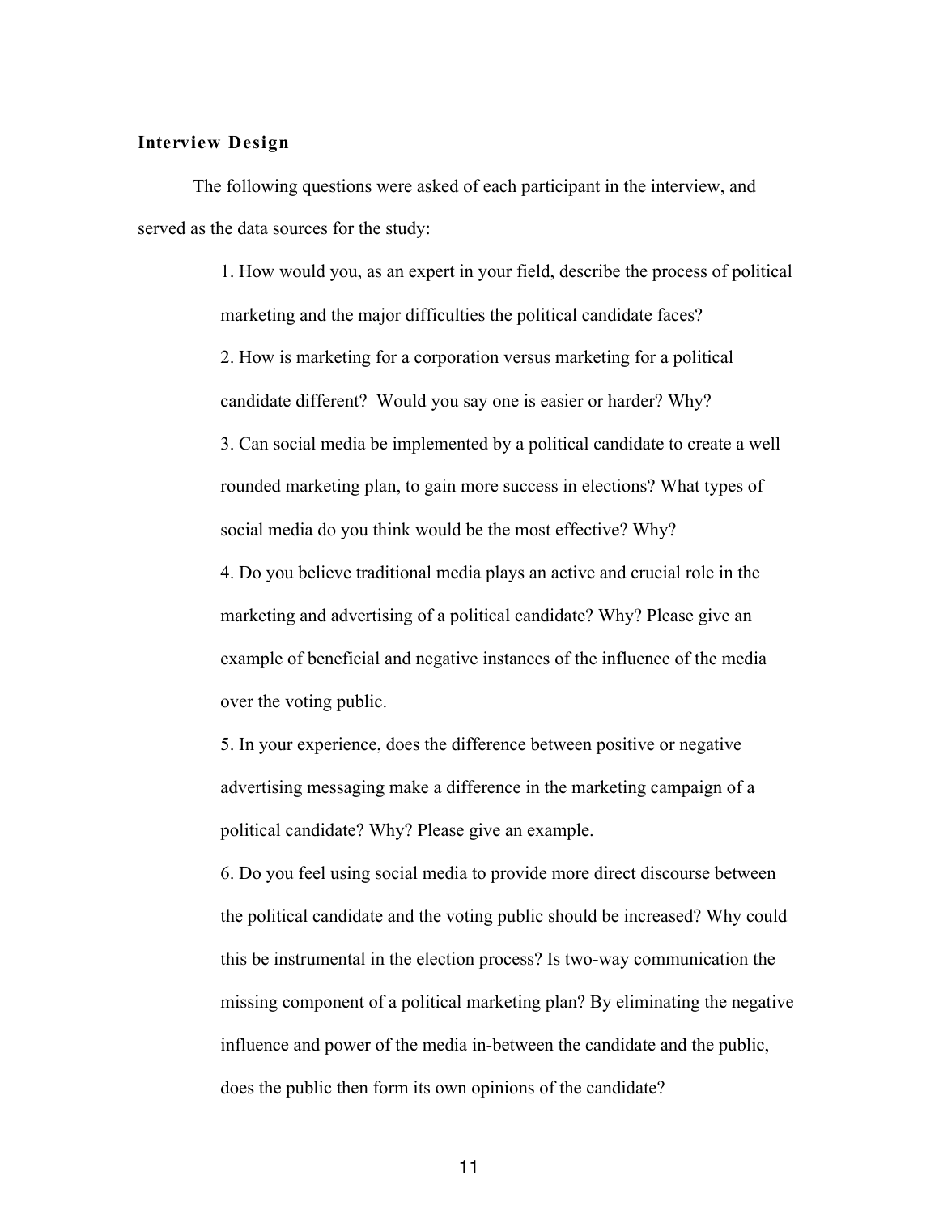**Interview Design**

The following questions were asked of each participant in the interview, and served as the data sources for the study:

1. How would you, as an expert in your field, describe the process of political marketing and the major difficulties the political candidate faces?

2. How is marketing for a corporation versus marketing for a political candidate different? Would you say one is easier or harder? Why?

3. Can social media be implemented by a political candidate to create a well rounded marketing plan, to gain more success in elections? What types of social media do you think would be the most effective? Why?

4. Do you believe traditional media plays an active and crucial role in the marketing and advertising of a political candidate? Why? Please give an example of beneficial and negative instances of the influence of the media over the voting public.

5. In your experience, does the difference between positive or negative advertising messaging make a difference in the marketing campaign of a political candidate? Why? Please give an example.

6. Do you feel using social media to provide more direct discourse between the political candidate and the voting public should be increased? Why could this be instrumental in the election process? Is two-way communication the missing component of a political marketing plan? By eliminating the negative influence and power of the media in-between the candidate and the public, does the public then form its own opinions of the candidate?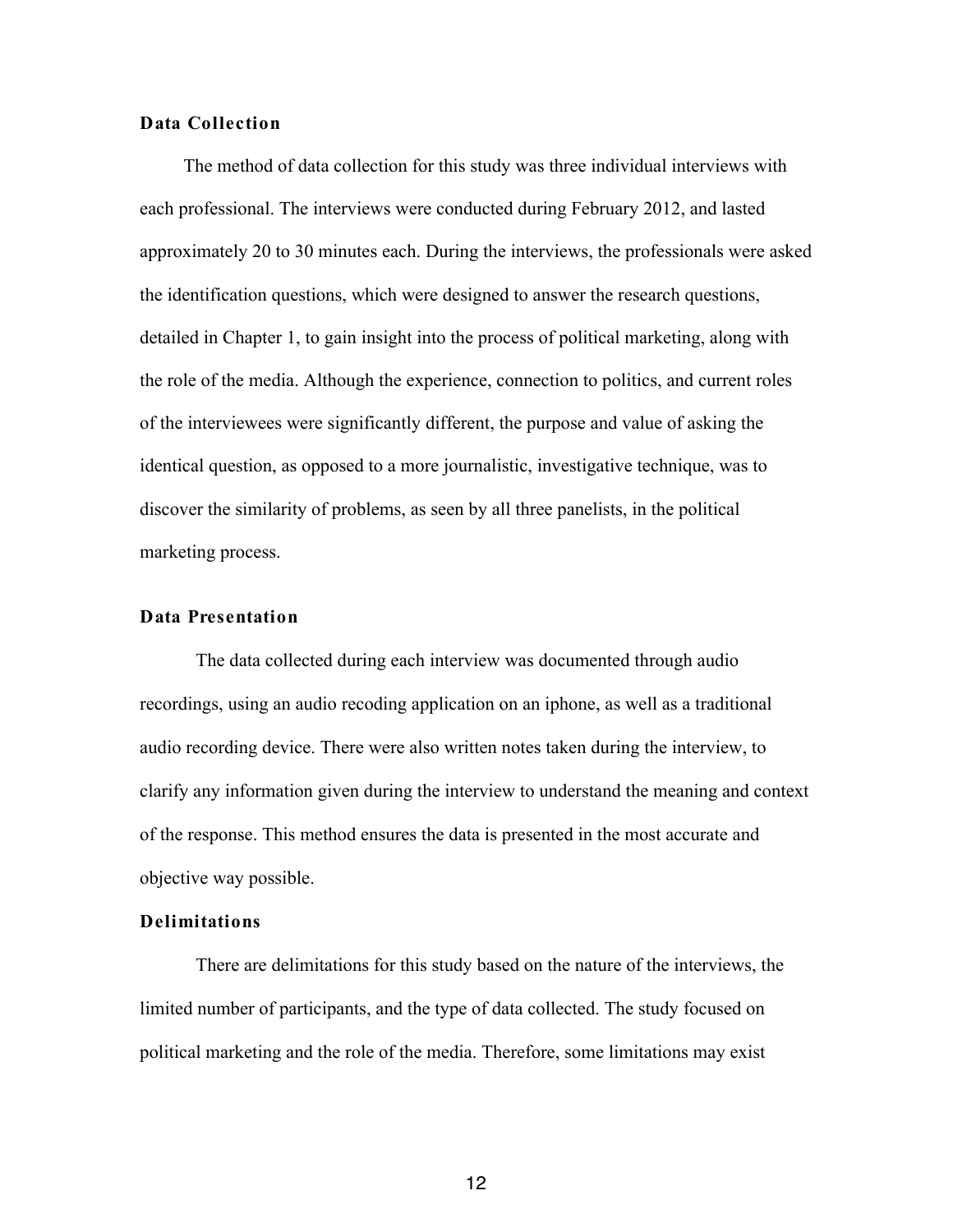### Data Collection

The method of data collection for this study was three individual interviews with each professional. The interviews were conducted during February 2012, and lasted approximately 20 to 30 minutes each. During the interviews, the professionals were asked the identification questions, which were designed to answer the research questions, detailed in Chapter 1, to gain insight into the process of political marketing, along with the role of the media. Although the experience, connection to politics, and current roles of the interviewees were significantly different, the purpose and value of asking the identical question, as opposed to a more journalistic, investigative technique, was to discover the similarity of problems, as seen by all three panelists, in the political marketing process.

### Data Presentation

The data collected during each interview was documented through audio recordings, using an audio recoding application on an iphone, as well as a traditional audio recording device. There were also written notes taken during the interview, to clarify any information given during the interview to understand the meaning and context of the response. This method ensures the data is presented in the most accurate and objective way possible.

### Delimitations

There are delimitations for this study based on the nature of the interviews, the limited number of participants, and the type of data collected. The study focused on political marketing and the role of the media. Therefore, some limitations may exist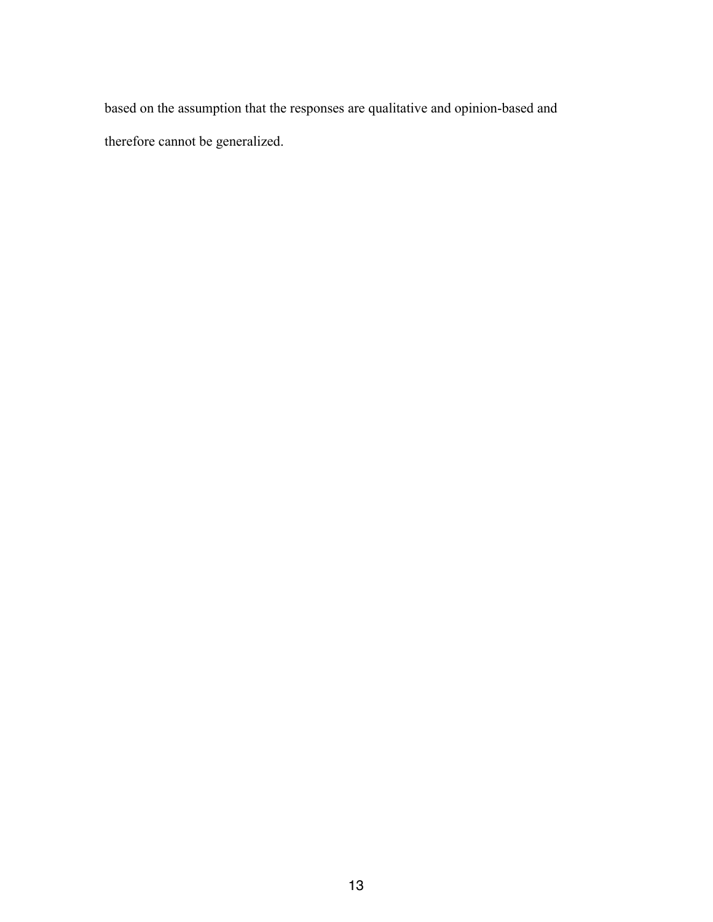based on the assumption that the responses are qualitative and opinion-based and therefore cannot be generalized.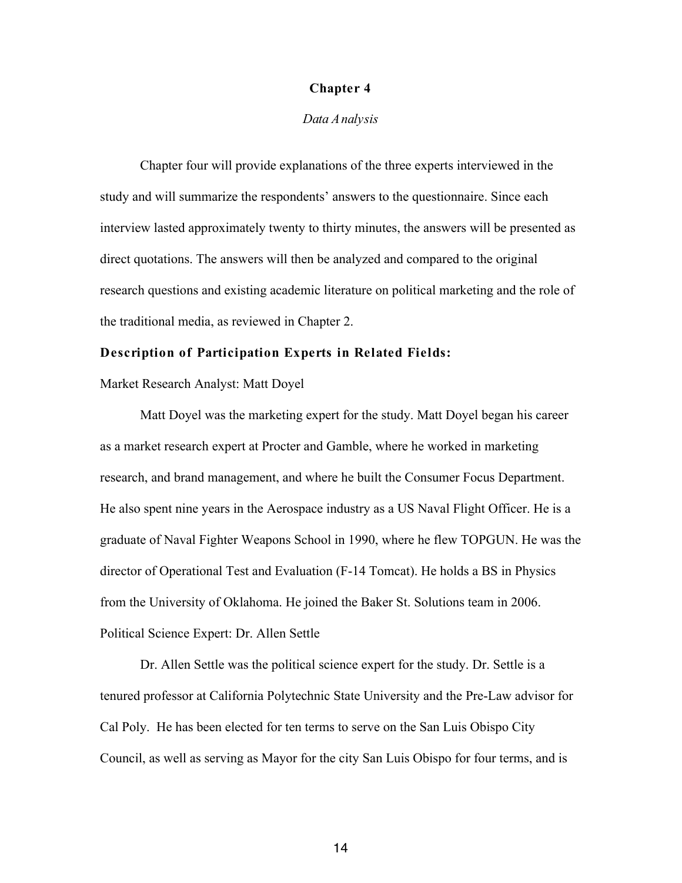# Chapter 4

*Data Analysis*

Chapter four will provide explanations of the three experts interviewed in the study and will summarize the respondents' answers to the questionnaire. Since each interview lasted approximately twenty to thirty minutes, the answers will be presented as direct quotations. The answers will then be analyzed and compared to the original research questions and existing academic literature on political marketing and the role of the traditional media, as reviewed in Chapter 2.

**Description of Participation Experts in Related Fields:**

Market Research Analyst: Matt Doyel

Matt Doyel was the marketing expert for the study. Matt Doyel began his career as a market research expert at Procter and Gamble, where he worked in marketing research, and brand management, and where he built the Consumer Focus Department. He also spent nine years in the Aerospace industry as a US Naval Flight Officer. He is a graduate of Naval Fighter Weapons School in 1990, where he flew TOPGUN. He was the director of Operational Test and Evaluation (F-14 Tomcat). He holds a BS in Physics from the University of Oklahoma. He joined the Baker St. Solutions team in 2006.

Political Science Expert: Dr. Allen Settle

Dr. Allen Settle was the political science expert for the study. Dr. Settle is a tenured professor at California Polytechnic State University and the Pre-Law advisor for Cal Poly. He has been elected for ten terms to serve on the San Luis Obispo City Council, as well as serving as Mayor for the city San Luis Obispo for four terms, and is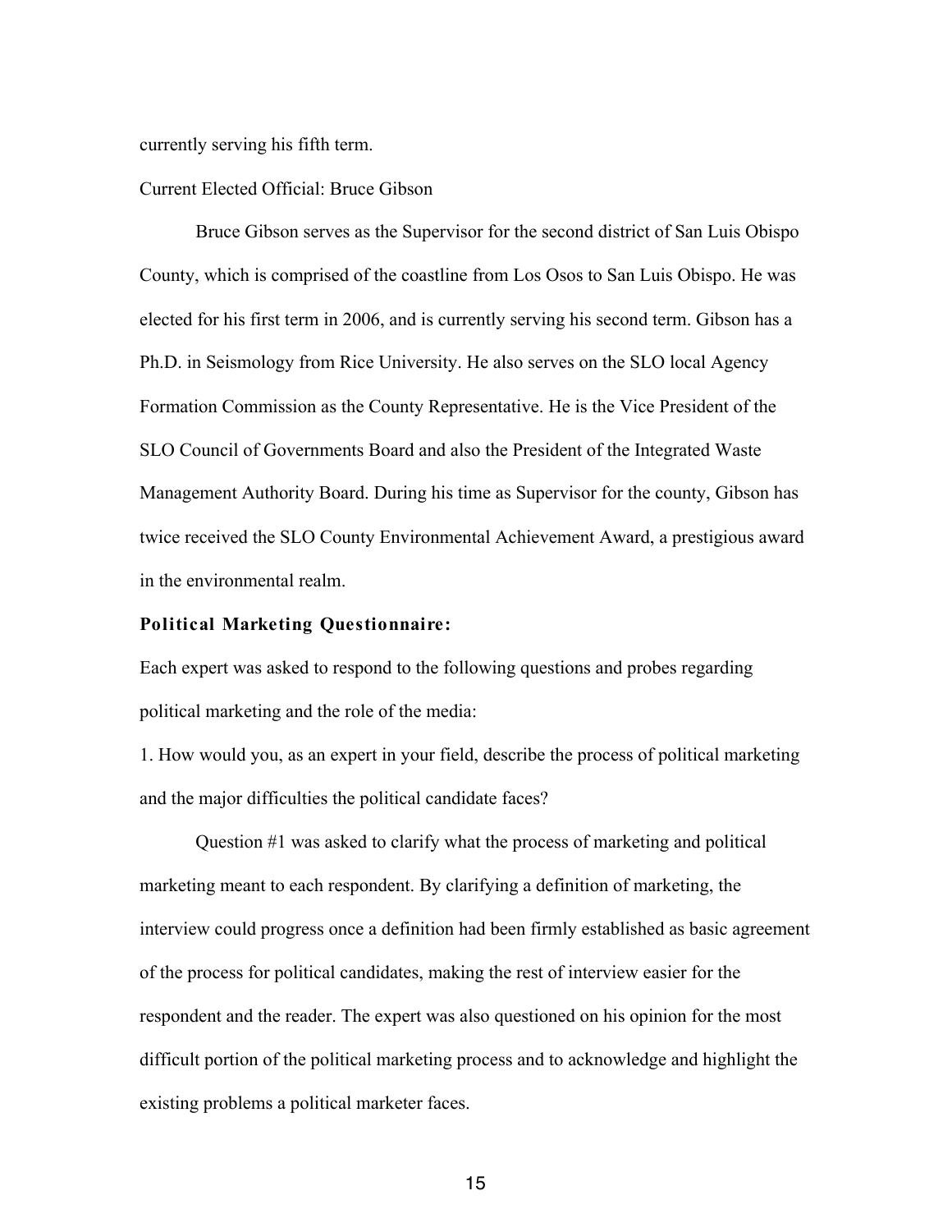currently serving his fifth term.

Current Elected Official: Bruce Gibson

Bruce Gibson serves as the Supervisor for the second district of San Luis Obispo County, which is comprised of the coastline from Los Osos to San Luis Obispo. He was elected for his first term in 2006, and is currently serving his second term. Gibson has a Ph.D. in Seismology from Rice University. He also serves on the SLO local Agency Formation Commission as the County Representative. He is the Vice President of the SLO Council of Governments Board and also the President of the Integrated Waste Management Authority Board. During his time as Supervisor for the county, Gibson has twice received the SLO County Environmental Achievement Award, a prestigious award in the environmental realm.

**Political Marketing Questionnaire:**

Each expert was asked to respond to the following questions and probes regarding political marketing and the role of the media:

1. How would you, as an expert in your field, describe the process of political marketing and the major difficulties the political candidate faces?

Question #1 was asked to clarify what the process of marketing and political marketing meant to each respondent. By clarifying a definition of marketing, the interview could progress once a definition had been firmly established as basic agreement of the process for political candidates, making the rest of interview easier for the respondent and the reader. The expert was also questioned on his opinion for the most difficult portion of the political marketing process and to acknowledge and highlight the existing problems a political marketer faces.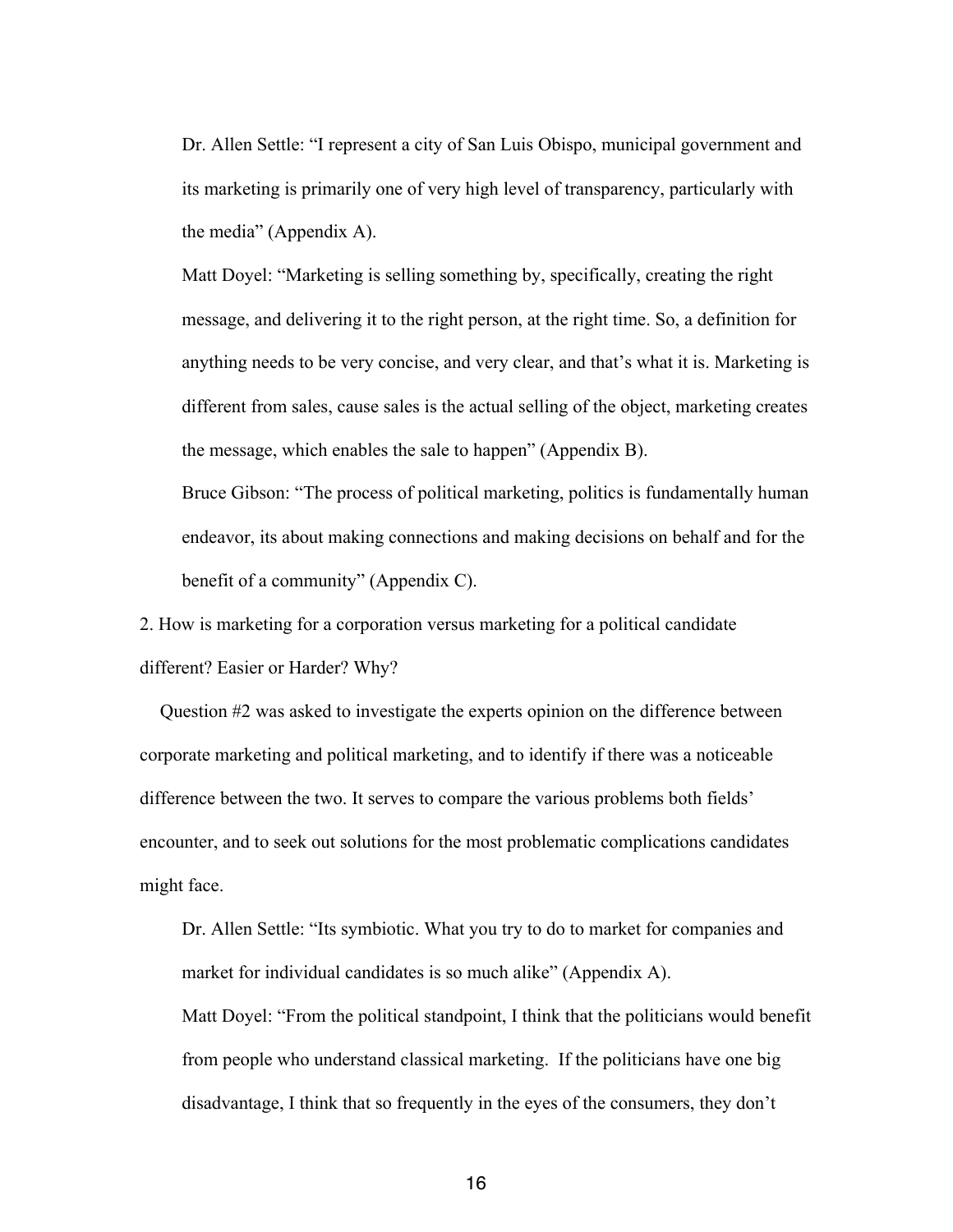Dr. Allen Settle: “I represent a city of San Luis Obispo, municipal government and its marketing is primarily one of very high level of transparency, particularly with the media” (Appendix A).

Matt Doyel: “Marketing is selling something by, specifically, creating the right message, and delivering it to the right person, at the right time. So, a definition for anything needs to be very concise, and very clear, and that’s what it is. Marketing is different from sales, cause sales is the actual selling of the object, marketing creates the message, which enables the sale to happen” (Appendix B).

Bruce Gibson: “The process of political marketing, politics is fundamentally human endeavor, its about making connections and making decisions on behalf and for the benefit of a community” (Appendix C).

2. How is marketing for a corporation versus marketing for a political candidate different? Easier or Harder? Why?

Question #2 was asked to investigate the experts opinion on the difference between corporate marketing and political marketing, and to identify if there was a noticeable difference between the two. It serves to compare the various problems both fields’ encounter, and to seek out solutions for the most problematic complications candidates might face.

Dr. Allen Settle: “Its symbiotic. What you try to do to market for companies and market for individual candidates is so much alike” (Appendix A).

Matt Doyel: “From the political standpoint, I think that the politicians would benefit from people who understand classical marketing. If the politicians have one big disadvantage, I think that so frequently in the eyes of the consumers, they don’t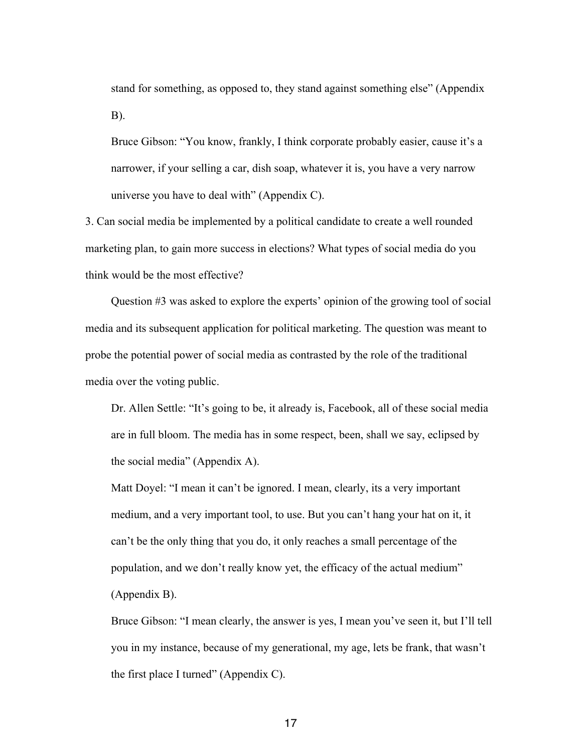stand for something, as opposed to, they stand against something else" (Appendix B).

Bruce Gibson: "You know, frankly, I think corporate probably easier, cause it's a narrower, if your selling a car, dish soap, whatever it is, you have a very narrow universe you have to deal with" (Appendix C).

3. Can social media be implemented by a political candidate to create a well rounded marketing plan, to gain more success in elections? What types of social media do you think would be the most effective?

Question #3 was asked to explore the experts' opinion of the growing tool of social media and its subsequent application for political marketing. The question was meant to probe the potential power of social media as contrasted by the role of the traditional media over the voting public.

Dr. Allen Settle: "It's going to be, it already is, Facebook, all of these social media are in full bloom. The media has in some respect, been, shall we say, eclipsed by the social media" (Appendix A).

Matt Doyel: "I mean it can't be ignored. I mean, clearly, its a very important medium, and a very important tool, to use. But you can't hang your hat on it, it can't be the only thing that you do, it only reaches a small percentage of the population, and we don't really know yet, the efficacy of the actual medium" (Appendix B).

Bruce Gibson: "I mean clearly, the answer is yes, I mean you've seen it, but I'll tell you in my instance, because of my generational, my age, lets be frank, that wasn't the first place I turned" (Appendix C).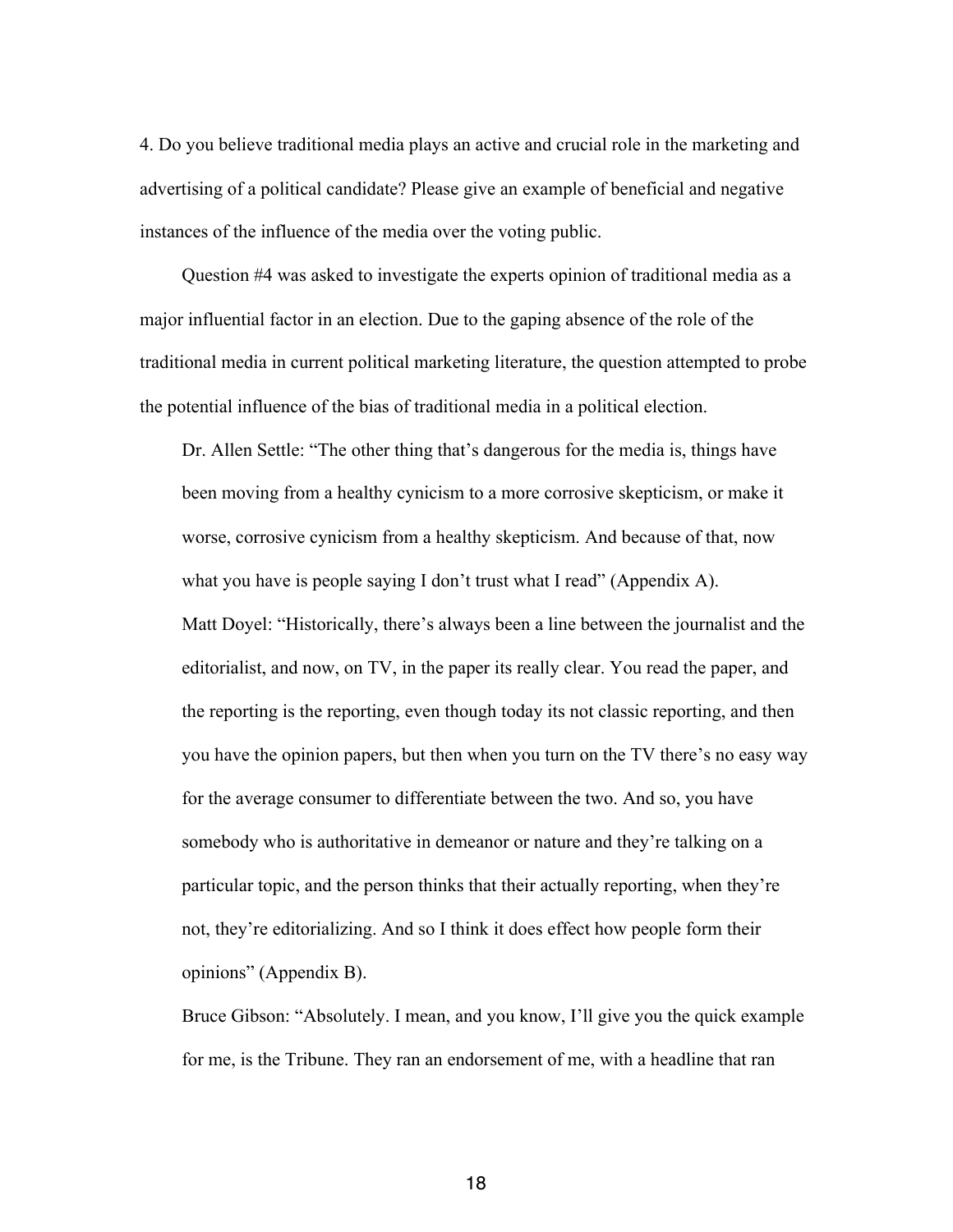4. Do you believe traditional media plays an active and crucial role in the marketing and advertising of a political candidate? Please give an example of beneficial and negative instances of the influence of the media over the voting public.

Question #4 was asked to investigate the experts opinion of traditional media as a major influential factor in an election. Due to the gaping absence of the role of the traditional media in current political marketing literature, the question attempted to probe the potential influence of the bias of traditional media in a political election.

> Dr. Allen Settle: "The other thing that's dangerous for the media is, things have been moving from a healthy cynicism to a more corrosive skepticism, or make it worse, corrosive cynicism from a healthy skepticism. And because of that, now what you have is people saying I don't trust what I read" (Appendix A).
>
> Matt Doyel: "Historically, there's always been a line between the journalist and the editorialist, and now, on TV, in the paper its really clear. You read the paper, and the reporting is the reporting, even though today its not classic reporting, and then you have the opinion papers, but then when you turn on the TV there's no easy way for the average consumer to differentiate between the two. And so, you have somebody who is authoritative in demeanor or nature and they're talking on a particular topic, and the person thinks that their actually reporting, when they're not, they're editorializing. And so I think it does effect how people form their opinions" (Appendix B).
>
> Bruce Gibson: "Absolutely. I mean, and you know, I'll give you the quick example for me, is the Tribune. They ran an endorsement of me, with a headline that ran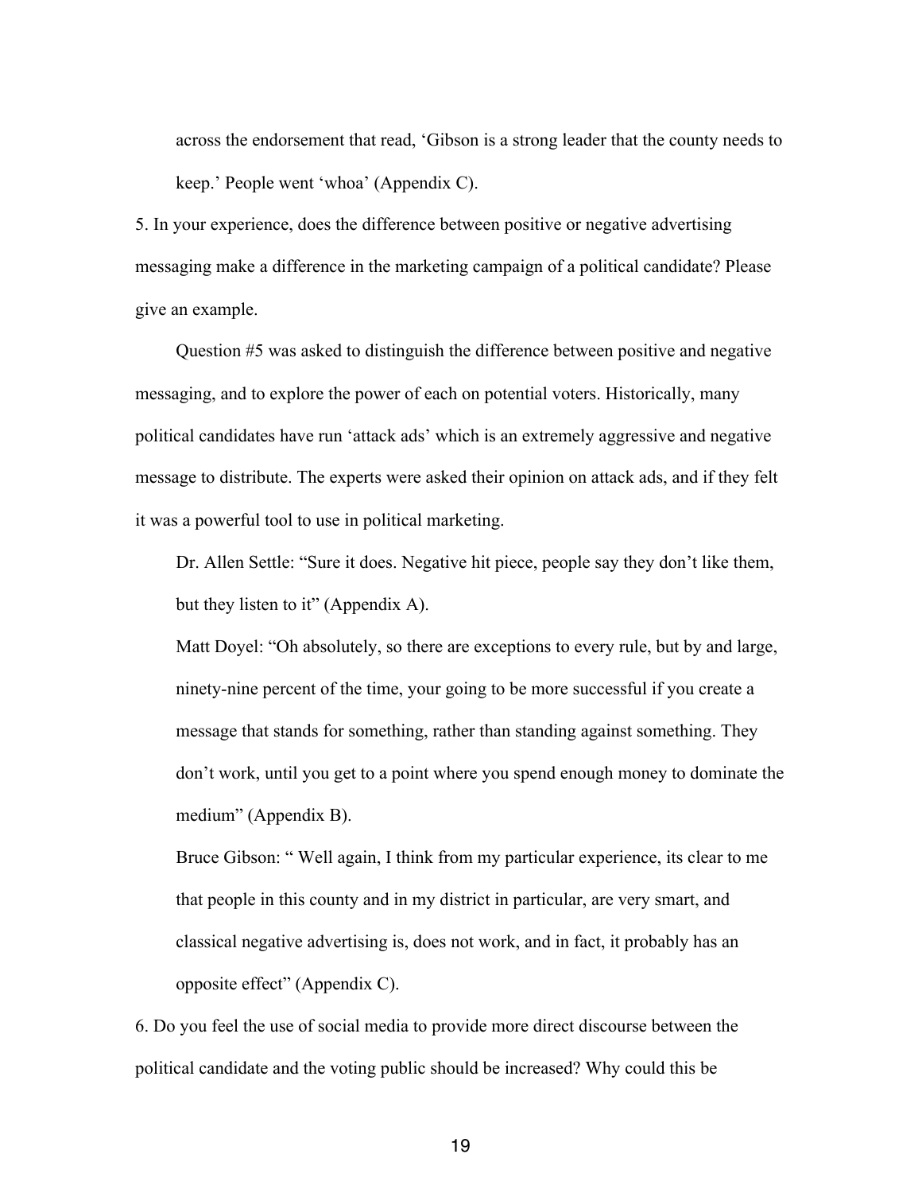across the endorsement that read, 'Gibson is a strong leader that the county needs to keep.' People went 'whoa' (Appendix C).

5. In your experience, does the difference between positive or negative advertising messaging make a difference in the marketing campaign of a political candidate? Please give an example.

Question #5 was asked to distinguish the difference between positive and negative messaging, and to explore the power of each on potential voters. Historically, many political candidates have run 'attack ads' which is an extremely aggressive and negative message to distribute. The experts were asked their opinion on attack ads, and if they felt it was a powerful tool to use in political marketing.

> Dr. Allen Settle: "Sure it does. Negative hit piece, people say they don't like them, but they listen to it" (Appendix A).
>
> Matt Doyel: "Oh absolutely, so there are exceptions to every rule, but by and large, ninety-nine percent of the time, your going to be more successful if you create a message that stands for something, rather than standing against something. They don't work, until you get to a point where you spend enough money to dominate the medium" (Appendix B).
>
> Bruce Gibson: " Well again, I think from my particular experience, its clear to me that people in this county and in my district in particular, are very smart, and classical negative advertising is, does not work, and in fact, it probably has an opposite effect" (Appendix C).

6. Do you feel the use of social media to provide more direct discourse between the political candidate and the voting public should be increased? Why could this be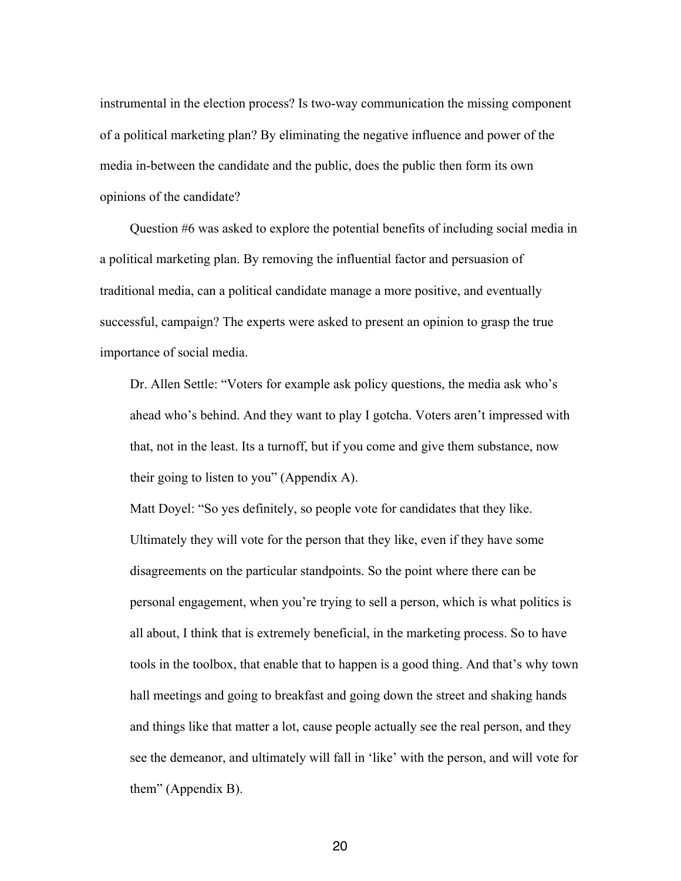instrumental in the election process? Is two-way communication the missing component of a political marketing plan? By eliminating the negative influence and power of the media in-between the candidate and the public, does the public then form its own opinions of the candidate?

Question #6 was asked to explore the potential benefits of including social media in a political marketing plan. By removing the influential factor and persuasion of traditional media, can a political candidate manage a more positive, and eventually successful, campaign? The experts were asked to present an opinion to grasp the true importance of social media.

> Dr. Allen Settle: "Voters for example ask policy questions, the media ask who's ahead who's behind. And they want to play I gotcha. Voters aren't impressed with that, not in the least. Its a turnoff, but if you come and give them substance, now their going to listen to you" (Appendix A).
>
> Matt Doyel: "So yes definitely, so people vote for candidates that they like. Ultimately they will vote for the person that they like, even if they have some disagreements on the particular standpoints. So the point where there can be personal engagement, when you're trying to sell a person, which is what politics is all about, I think that is extremely beneficial, in the marketing process. So to have tools in the toolbox, that enable that to happen is a good thing. And that's why town hall meetings and going to breakfast and going down the street and shaking hands and things like that matter a lot, cause people actually see the real person, and they see the demeanor, and ultimately will fall in 'like' with the person, and will vote for them" (Appendix B).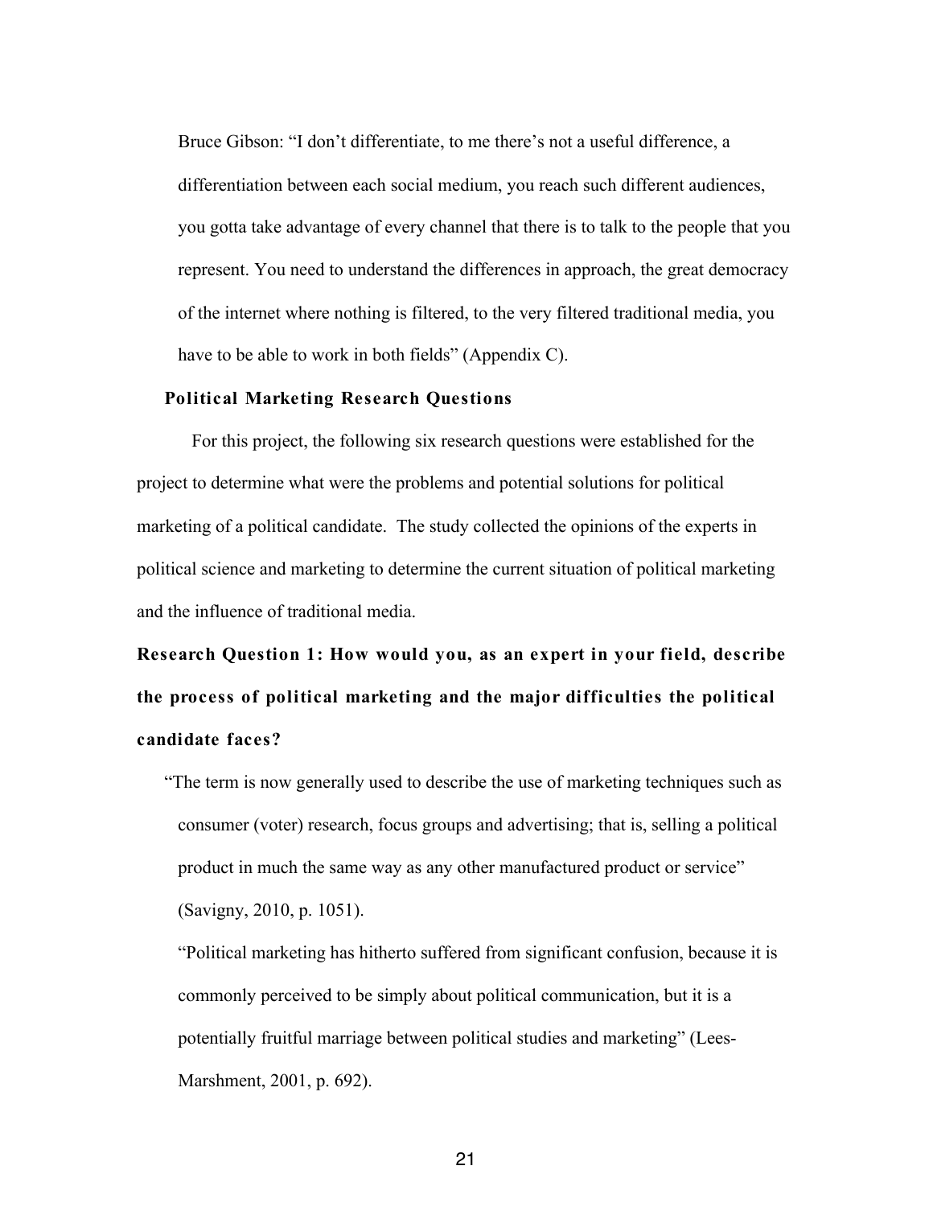> Bruce Gibson: "I don't differentiate, to me there's not a useful difference, a differentiation between each social medium, you reach such different audiences, you gotta take advantage of every channel that there is to talk to the people that you represent. You need to understand the differences in approach, the great democracy of the internet where nothing is filtered, to the very filtered traditional media, you have to be able to work in both fields" (Appendix C).

### Political Marketing Research Questions

For this project, the following six research questions were established for the project to determine what were the problems and potential solutions for political marketing of a political candidate. The study collected the opinions of the experts in political science and marketing to determine the current situation of political marketing and the influence of traditional media.

### Research Question 1: How would you, as an expert in your field, describe the process of political marketing and the major difficulties the political candidate faces?

> "The term is now generally used to describe the use of marketing techniques such as consumer (voter) research, focus groups and advertising; that is, selling a political product in much the same way as any other manufactured product or service" (Savigny, 2010, p. 1051).

> "Political marketing has hitherto suffered from significant confusion, because it is commonly perceived to be simply about political communication, but it is a potentially fruitful marriage between political studies and marketing" (Lees-Marshment, 2001, p. 692).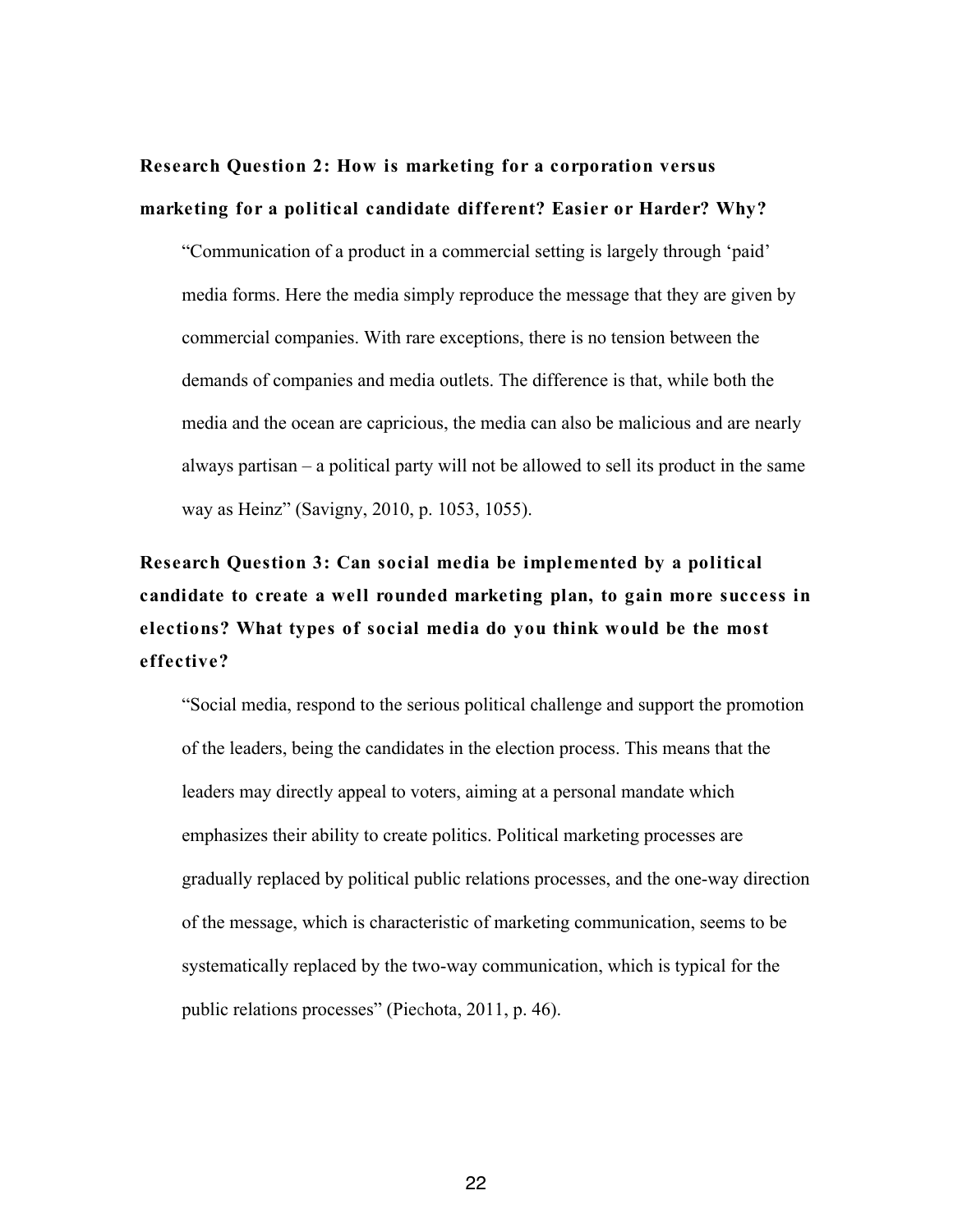**Research Question 2: How is marketing for a corporation versus marketing for a political candidate different? Easier or Harder? Why?**

> "Communication of a product in a commercial setting is largely through 'paid' media forms. Here the media simply reproduce the message that they are given by commercial companies. With rare exceptions, there is no tension between the demands of companies and media outlets. The difference is that, while both the media and the ocean are capricious, the media can also be malicious and are nearly always partisan – a political party will not be allowed to sell its product in the same way as Heinz" (Savigny, 2010, p. 1053, 1055).

**Research Question 3: Can social media be implemented by a political candidate to create a well rounded marketing plan, to gain more success in elections? What types of social media do you think would be the most effective?**

> "Social media, respond to the serious political challenge and support the promotion of the leaders, being the candidates in the election process. This means that the leaders may directly appeal to voters, aiming at a personal mandate which emphasizes their ability to create politics. Political marketing processes are gradually replaced by political public relations processes, and the one-way direction of the message, which is characteristic of marketing communication, seems to be systematically replaced by the two-way communication, which is typical for the public relations processes" (Piechota, 2011, p. 46).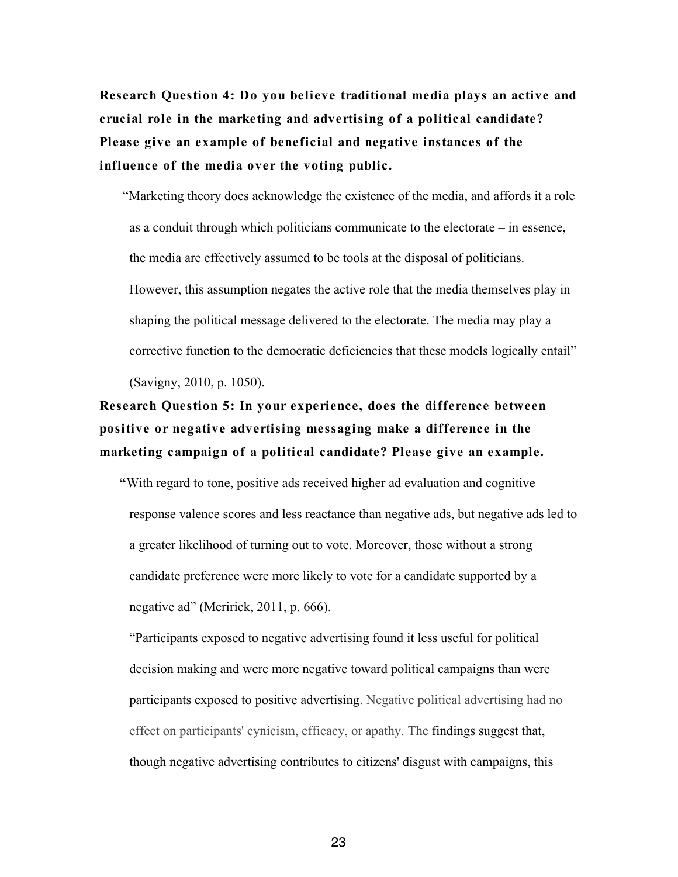**Research Question 4: Do you believe traditional media plays an active and crucial role in the marketing and advertising of a political candidate? Please give an example of beneficial and negative instances of the influence of the media over the voting public.**

"Marketing theory does acknowledge the existence of the media, and affords it a role as a conduit through which politicians communicate to the electorate – in essence, the media are effectively assumed to be tools at the disposal of politicians. However, this assumption negates the active role that the media themselves play in shaping the political message delivered to the electorate. The media may play a corrective function to the democratic deficiencies that these models logically entail" (Savigny, 2010, p. 1050).

**Research Question 5: In your experience, does the difference between positive or negative advertising messaging make a difference in the marketing campaign of a political candidate? Please give an example.**

**"**With regard to tone, positive ads received higher ad evaluation and cognitive response valence scores and less reactance than negative ads, but negative ads led to a greater likelihood of turning out to vote. Moreover, those without a strong candidate preference were more likely to vote for a candidate supported by a negative ad" (Meririck, 2011, p. 666).

"Participants exposed to negative advertising found it less useful for political decision making and were more negative toward political campaigns than were participants exposed to positive advertising. Negative political advertising had no effect on participants' cynicism, efficacy, or apathy. The findings suggest that, though negative advertising contributes to citizens' disgust with campaigns, this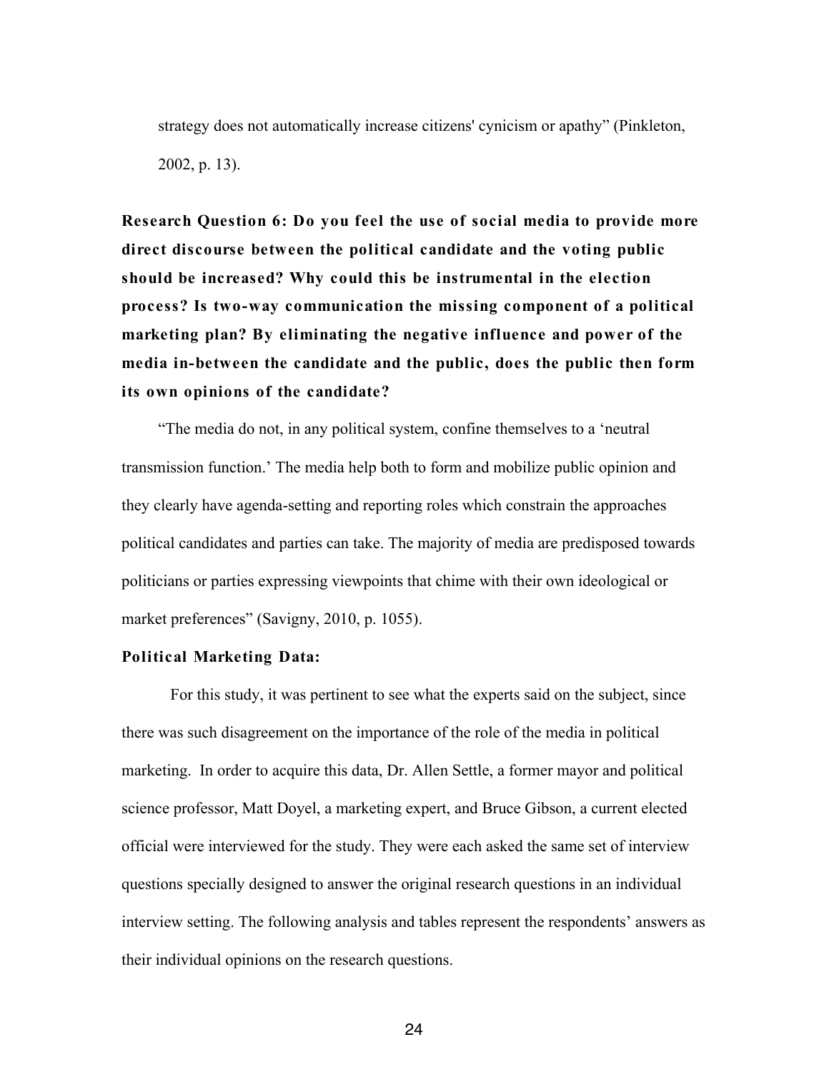strategy does not automatically increase citizens' cynicism or apathy" (Pinkleton, 2002, p. 13).

**Research Question 6: Do you feel the use of social media to provide more direct discourse between the political candidate and the voting public should be increased? Why could this be instrumental in the election process? Is two-way communication the missing component of a political marketing plan? By eliminating the negative influence and power of the media in-between the candidate and the public, does the public then form its own opinions of the candidate?**

"The media do not, in any political system, confine themselves to a 'neutral transmission function.' The media help both to form and mobilize public opinion and they clearly have agenda-setting and reporting roles which constrain the approaches political candidates and parties can take. The majority of media are predisposed towards politicians or parties expressing viewpoints that chime with their own ideological or market preferences" (Savigny, 2010, p. 1055).

**Political Marketing Data:**

For this study, it was pertinent to see what the experts said on the subject, since there was such disagreement on the importance of the role of the media in political marketing. In order to acquire this data, Dr. Allen Settle, a former mayor and political science professor, Matt Doyel, a marketing expert, and Bruce Gibson, a current elected official were interviewed for the study. They were each asked the same set of interview questions specially designed to answer the original research questions in an individual interview setting. The following analysis and tables represent the respondents' answers as their individual opinions on the research questions.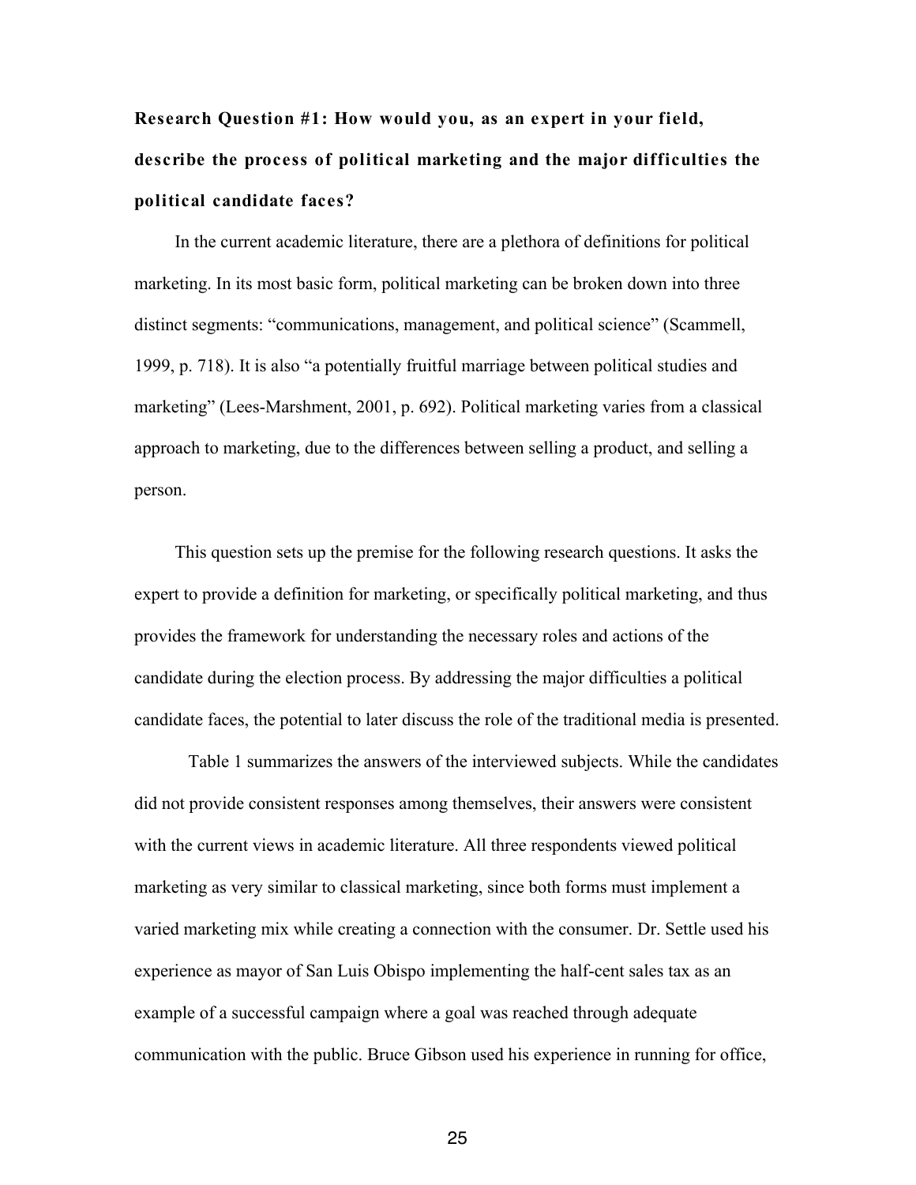**Research Question #1: How would you, as an expert in your field, describe the process of political marketing and the major difficulties the political candidate faces?**

In the current academic literature, there are a plethora of definitions for political marketing. In its most basic form, political marketing can be broken down into three distinct segments: "communications, management, and political science" (Scammell, 1999, p. 718). It is also "a potentially fruitful marriage between political studies and marketing" (Lees-Marshment, 2001, p. 692). Political marketing varies from a classical approach to marketing, due to the differences between selling a product, and selling a person.

This question sets up the premise for the following research questions. It asks the expert to provide a definition for marketing, or specifically political marketing, and thus provides the framework for understanding the necessary roles and actions of the candidate during the election process. By addressing the major difficulties a political candidate faces, the potential to later discuss the role of the traditional media is presented.

Table 1 summarizes the answers of the interviewed subjects. While the candidates did not provide consistent responses among themselves, their answers were consistent with the current views in academic literature. All three respondents viewed political marketing as very similar to classical marketing, since both forms must implement a varied marketing mix while creating a connection with the consumer. Dr. Settle used his experience as mayor of San Luis Obispo implementing the half-cent sales tax as an example of a successful campaign where a goal was reached through adequate communication with the public. Bruce Gibson used his experience in running for office,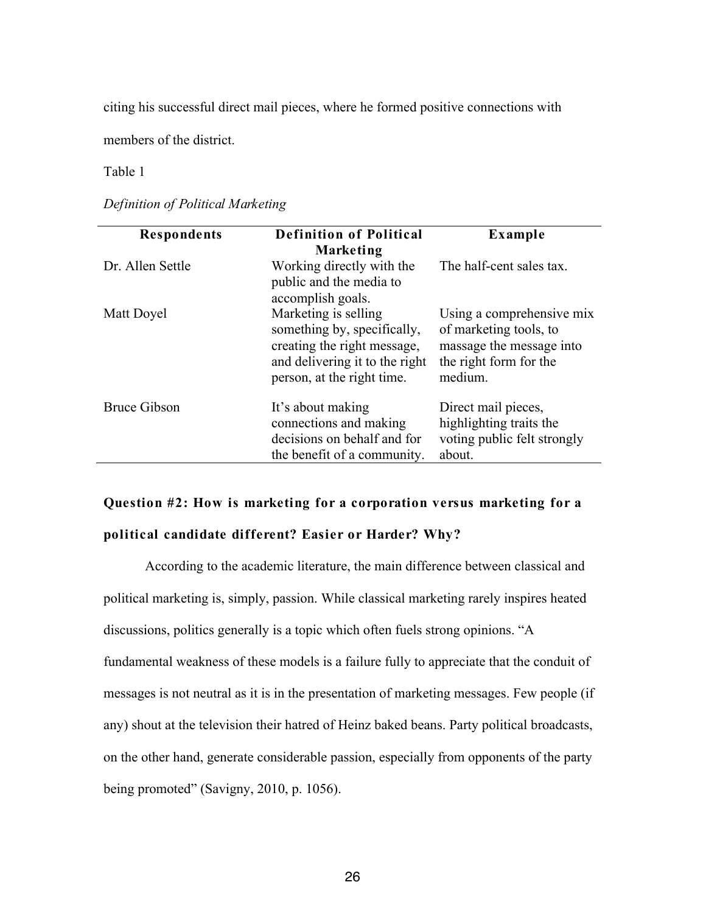citing his successful direct mail pieces, where he formed positive connections with members of the district.

Table 1

*Definition of Political Marketing*

| Respondents | Definition of Political Marketing | Example |
|---|---|---|
| Dr. Allen Settle | Working directly with the public and the media to accomplish goals. | The half-cent sales tax. |
| Matt Doyel | Marketing is selling something by, specifically, creating the right message, and delivering it to the right person, at the right time. | Using a comprehensive mix of marketing tools, to massage the message into the right form for the medium. |
| Bruce Gibson | It's about making connections and making decisions on behalf and for the benefit of a community. | Direct mail pieces, highlighting traits the voting public felt strongly about. |

**Question #2: How is marketing for a corporation versus marketing for a political candidate different? Easier or Harder? Why?**

According to the academic literature, the main difference between classical and political marketing is, simply, passion. While classical marketing rarely inspires heated discussions, politics generally is a topic which often fuels strong opinions. "A fundamental weakness of these models is a failure fully to appreciate that the conduit of messages is not neutral as it is in the presentation of marketing messages. Few people (if any) shout at the television their hatred of Heinz baked beans. Party political broadcasts, on the other hand, generate considerable passion, especially from opponents of the party being promoted" (Savigny, 2010, p. 1056).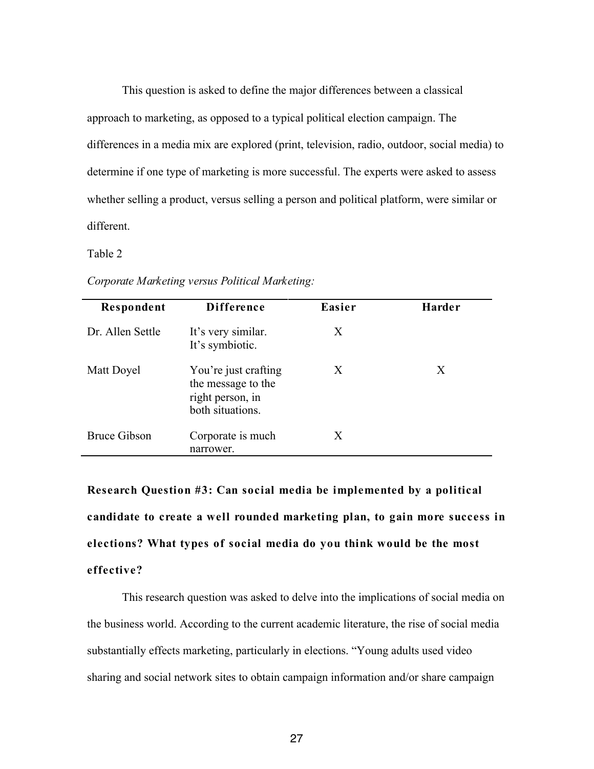This question is asked to define the major differences between a classical approach to marketing, as opposed to a typical political election campaign. The differences in a media mix are explored (print, television, radio, outdoor, social media) to determine if one type of marketing is more successful. The experts were asked to assess whether selling a product, versus selling a person and political platform, were similar or different.

Table 2

*Corporate Marketing versus Political Marketing:*

| Respondent | Difference | Easier | Harder |
| --- | --- | --- | --- |
| Dr. Allen Settle | It's very similar. It's symbiotic. | X | |
| Matt Doyel | You're just crafting the message to the right person, in both situations. | X | X |
| Bruce Gibson | Corporate is much narrower. | X | |

**Research Question #3: Can social media be implemented by a political candidate to create a well rounded marketing plan, to gain more success in elections? What types of social media do you think would be the most effective?**

This research question was asked to delve into the implications of social media on the business world. According to the current academic literature, the rise of social media substantially effects marketing, particularly in elections. "Young adults used video sharing and social network sites to obtain campaign information and/or share campaign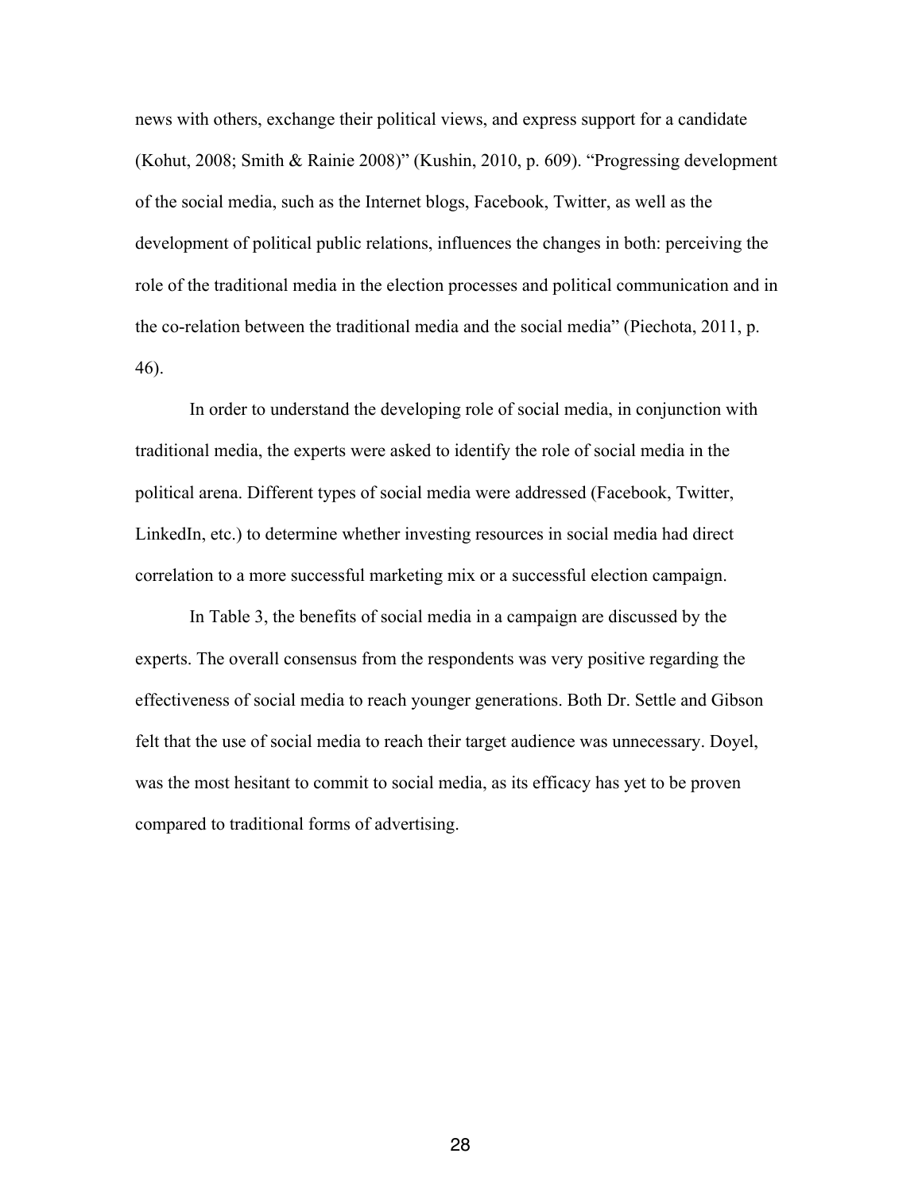news with others, exchange their political views, and express support for a candidate (Kohut, 2008; Smith & Rainie 2008)" (Kushin, 2010, p. 609). "Progressing development of the social media, such as the Internet blogs, Facebook, Twitter, as well as the development of political public relations, influences the changes in both: perceiving the role of the traditional media in the election processes and political communication and in the co-relation between the traditional media and the social media" (Piechota, 2011, p. 46).

In order to understand the developing role of social media, in conjunction with traditional media, the experts were asked to identify the role of social media in the political arena. Different types of social media were addressed (Facebook, Twitter, LinkedIn, etc.) to determine whether investing resources in social media had direct correlation to a more successful marketing mix or a successful election campaign.

In Table 3, the benefits of social media in a campaign are discussed by the experts. The overall consensus from the respondents was very positive regarding the effectiveness of social media to reach younger generations. Both Dr. Settle and Gibson felt that the use of social media to reach their target audience was unnecessary. Doyel, was the most hesitant to commit to social media, as its efficacy has yet to be proven compared to traditional forms of advertising.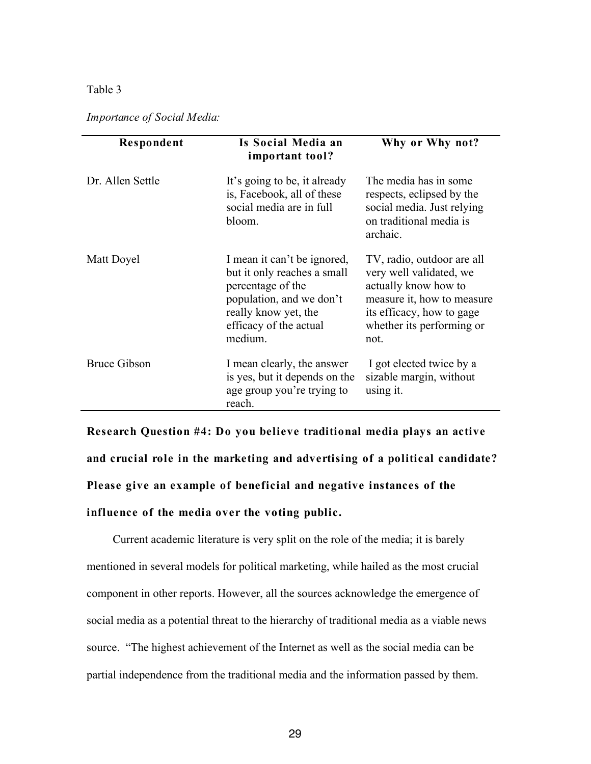Table 3

*Importance of Social Media:*

| Respondent | Is Social Media an important tool? | Why or Why not? |
|---|---|---|
| Dr. Allen Settle | It's going to be, it already is, Facebook, all of these social media are in full bloom. | The media has in some respects, eclipsed by the social media. Just relying on traditional media is archaic. |
| Matt Doyel | I mean it can't be ignored, but it only reaches a small percentage of the population, and we don't really know yet, the efficacy of the actual medium. | TV, radio, outdoor are all very well validated, we actually know how to measure it, how to measure its efficacy, how to gage whether its performing or not. |
| Bruce Gibson | I mean clearly, the answer is yes, but it depends on the age group you're trying to reach. | I got elected twice by a sizable margin, without using it. |

**Research Question #4: Do you believe traditional media plays an active and crucial role in the marketing and advertising of a political candidate? Please give an example of beneficial and negative instances of the influence of the media over the voting public.**

Current academic literature is very split on the role of the media; it is barely mentioned in several models for political marketing, while hailed as the most crucial component in other reports. However, all the sources acknowledge the emergence of social media as a potential threat to the hierarchy of traditional media as a viable news source. "The highest achievement of the Internet as well as the social media can be partial independence from the traditional media and the information passed by them.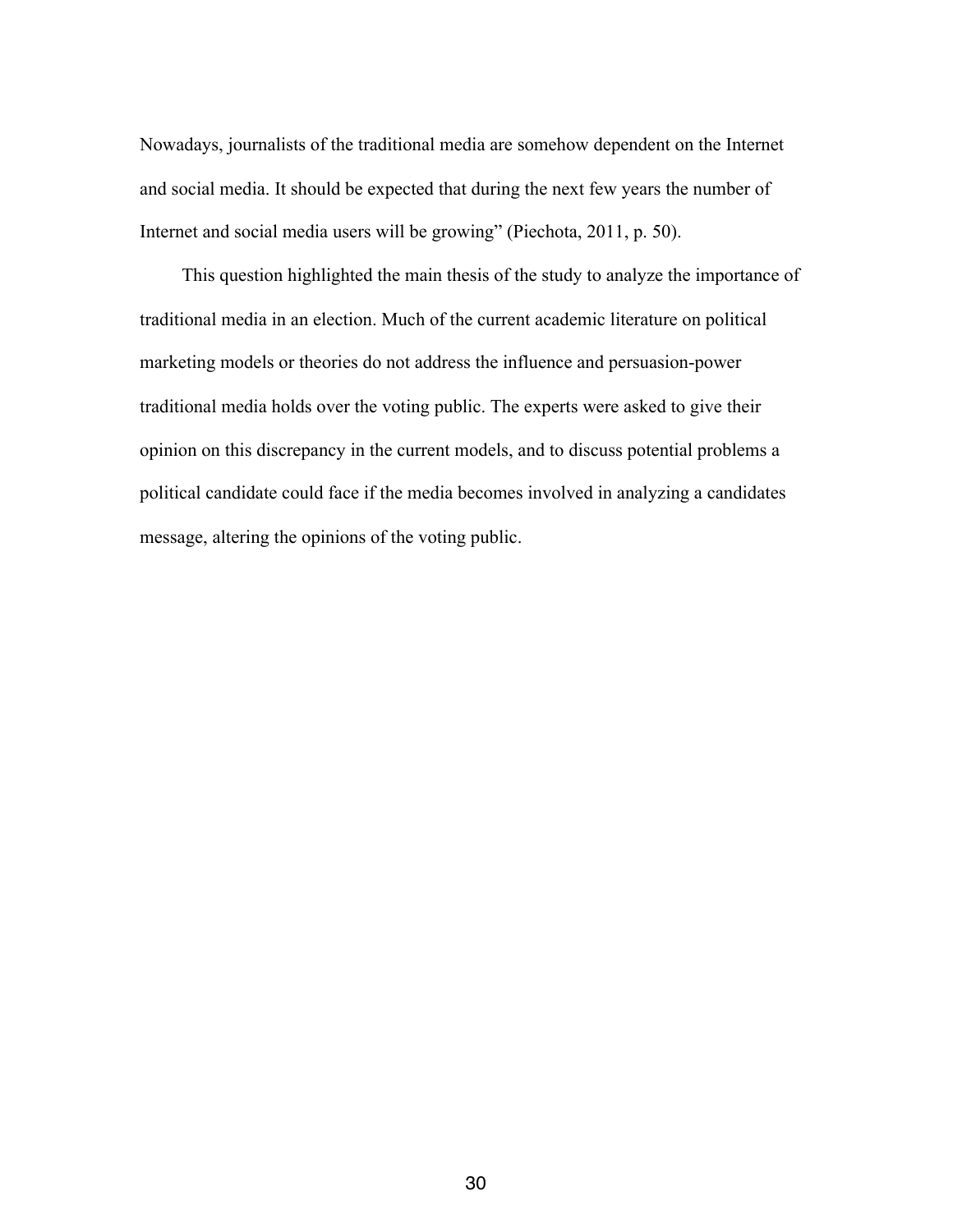Nowadays, journalists of the traditional media are somehow dependent on the Internet and social media. It should be expected that during the next few years the number of Internet and social media users will be growing" (Piechota, 2011, p. 50).

This question highlighted the main thesis of the study to analyze the importance of traditional media in an election. Much of the current academic literature on political marketing models or theories do not address the influence and persuasion-power traditional media holds over the voting public. The experts were asked to give their opinion on this discrepancy in the current models, and to discuss potential problems a political candidate could face if the media becomes involved in analyzing a candidates message, altering the opinions of the voting public.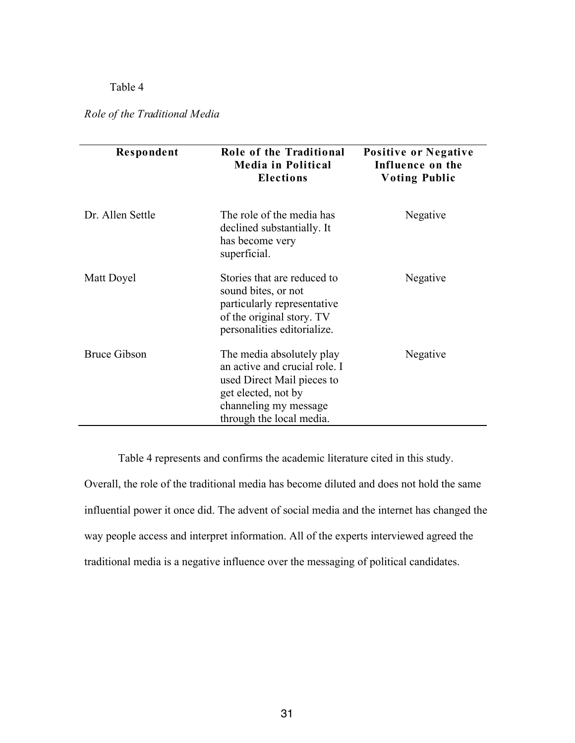Table 4

*Role of the Traditional Media*

| Respondent | Role of the Traditional Media in Political Elections | Positive or Negative Influence on the Voting Public |
|---|---|---|
| Dr. Allen Settle | The role of the media has declined substantially. It has become very superficial. | Negative |
| Matt Doyel | Stories that are reduced to sound bites, or not particularly representative of the original story. TV personalities editorialize. | Negative |
| Bruce Gibson | The media absolutely play an active and crucial role. I used Direct Mail pieces to get elected, not by channeling my message through the local media. | Negative |

Table 4 represents and confirms the academic literature cited in this study. Overall, the role of the traditional media has become diluted and does not hold the same influential power it once did. The advent of social media and the internet has changed the way people access and interpret information. All of the experts interviewed agreed the traditional media is a negative influence over the messaging of political candidates.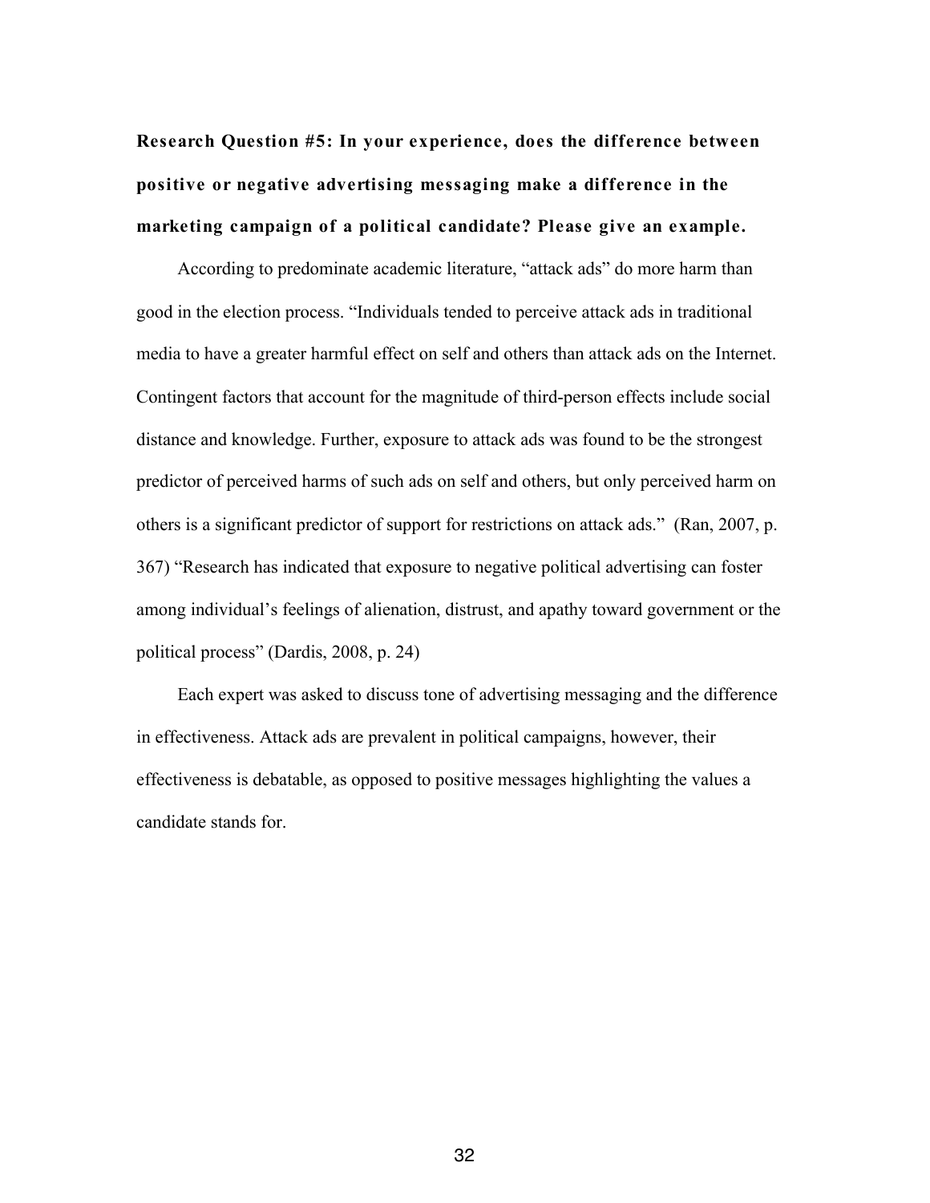**Research Question #5: In your experience, does the difference between positive or negative advertising messaging make a difference in the marketing campaign of a political candidate? Please give an example.**

According to predominate academic literature, "attack ads" do more harm than good in the election process. "Individuals tended to perceive attack ads in traditional media to have a greater harmful effect on self and others than attack ads on the Internet. Contingent factors that account for the magnitude of third-person effects include social distance and knowledge. Further, exposure to attack ads was found to be the strongest predictor of perceived harms of such ads on self and others, but only perceived harm on others is a significant predictor of support for restrictions on attack ads." (Ran, 2007, p. 367) "Research has indicated that exposure to negative political advertising can foster among individual's feelings of alienation, distrust, and apathy toward government or the political process" (Dardis, 2008, p. 24)

Each expert was asked to discuss tone of advertising messaging and the difference in effectiveness. Attack ads are prevalent in political campaigns, however, their effectiveness is debatable, as opposed to positive messages highlighting the values a candidate stands for.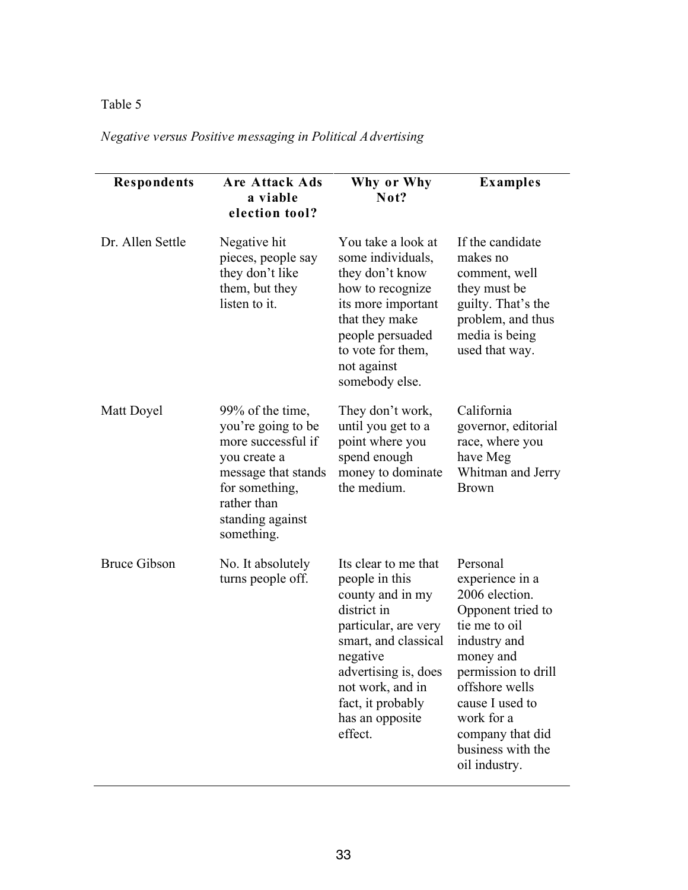Table 5

*Negative versus Positive messaging in Political Advertising*

| Respondents | Are Attack Ads a viable election tool? | Why or Why Not? | Examples |
|---|---|---|---|
| Dr. Allen Settle | Negative hit pieces, people say they don't like them, but they listen to it. | You take a look at some individuals, they don't know how to recognize its more important that they make people persuaded to vote for them, not against somebody else. | If the candidate makes no comment, well they must be guilty. That's the problem, and thus media is being used that way. |
| Matt Doyel | 99% of the time, you're going to be more successful if you create a message that stands for something, rather than standing against something. | They don't work, until you get to a point where you spend enough money to dominate the medium. | California governor, editorial race, where you have Meg Whitman and Jerry Brown |
| Bruce Gibson | No. It absolutely turns people off. | Its clear to me that people in this county and in my district in particular, are very smart, and classical negative advertising is, does not work, and in fact, it probably has an opposite effect. | Personal experience in a 2006 election. Opponent tried to tie me to oil industry and money and permission to drill offshore wells cause I used to work for a company that did business with the oil industry. |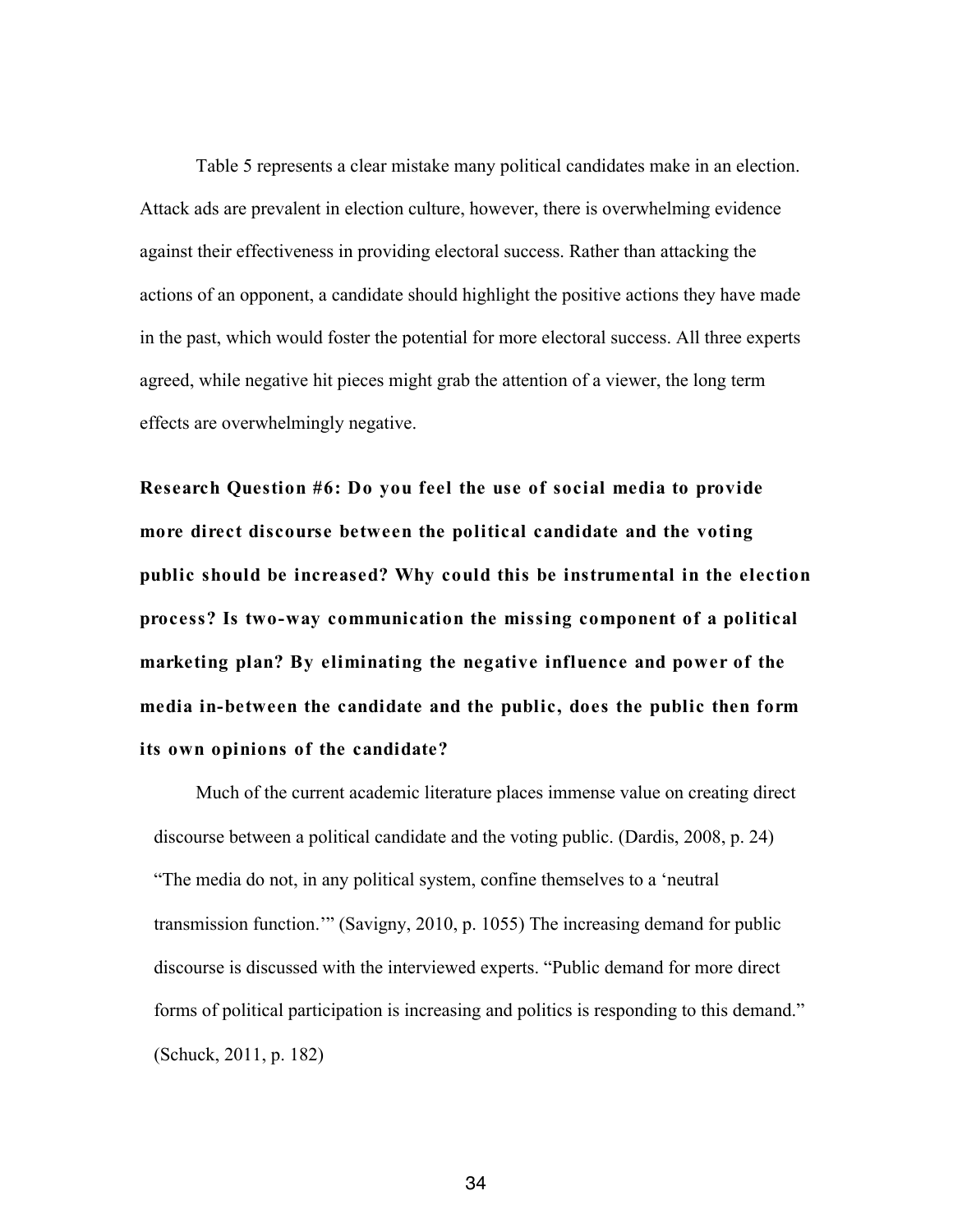Table 5 represents a clear mistake many political candidates make in an election. Attack ads are prevalent in election culture, however, there is overwhelming evidence against their effectiveness in providing electoral success. Rather than attacking the actions of an opponent, a candidate should highlight the positive actions they have made in the past, which would foster the potential for more electoral success. All three experts agreed, while negative hit pieces might grab the attention of a viewer, the long term effects are overwhelmingly negative.

**Research Question #6: Do you feel the use of social media to provide more direct discourse between the political candidate and the voting public should be increased? Why could this be instrumental in the election process? Is two-way communication the missing component of a political marketing plan? By eliminating the negative influence and power of the media in-between the candidate and the public, does the public then form its own opinions of the candidate?**

Much of the current academic literature places immense value on creating direct discourse between a political candidate and the voting public. (Dardis, 2008, p. 24) "The media do not, in any political system, confine themselves to a 'neutral transmission function.'" (Savigny, 2010, p. 1055) The increasing demand for public discourse is discussed with the interviewed experts. "Public demand for more direct forms of political participation is increasing and politics is responding to this demand." (Schuck, 2011, p. 182)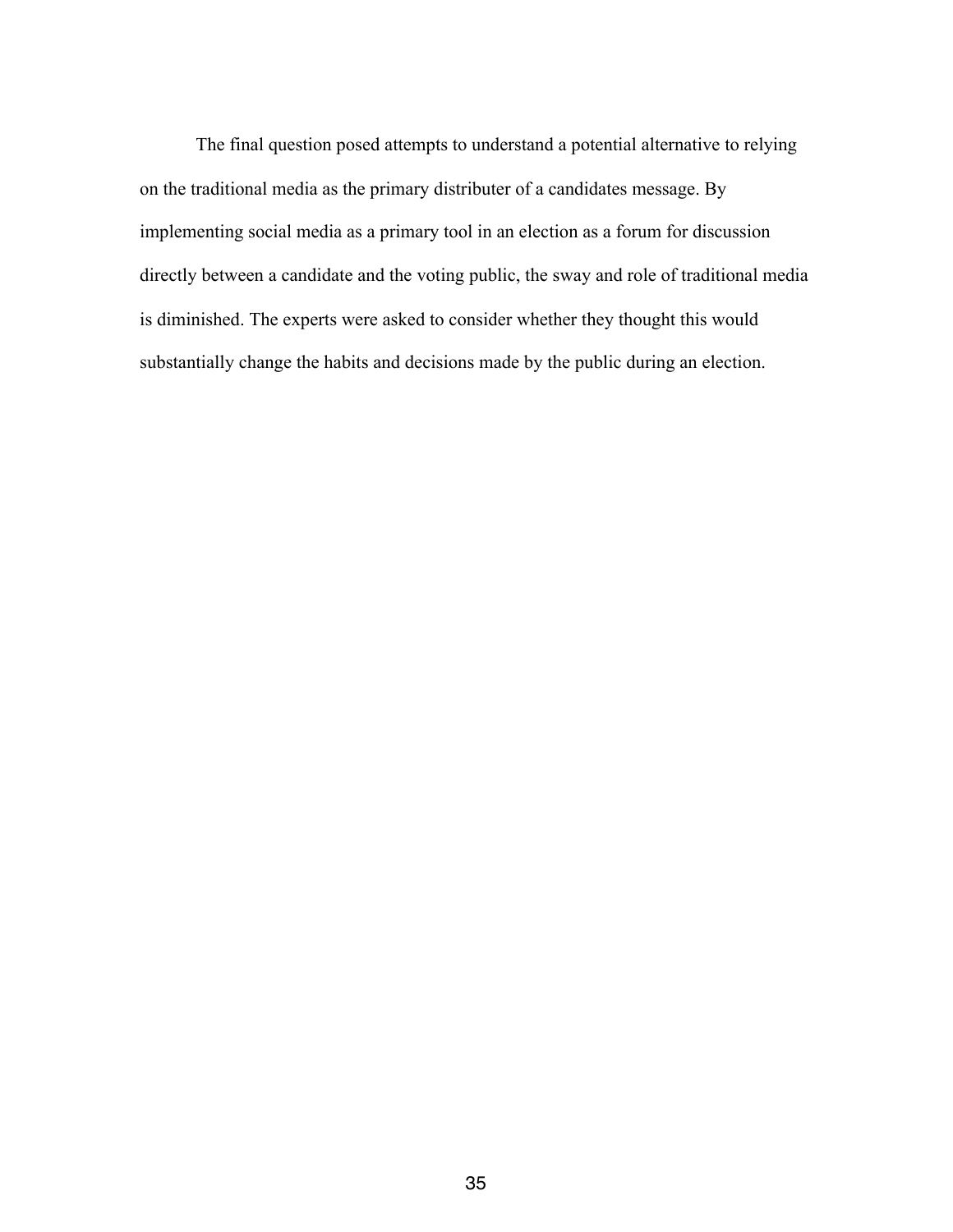The final question posed attempts to understand a potential alternative to relying on the traditional media as the primary distributer of a candidates message. By implementing social media as a primary tool in an election as a forum for discussion directly between a candidate and the voting public, the sway and role of traditional media is diminished. The experts were asked to consider whether they thought this would substantially change the habits and decisions made by the public during an election.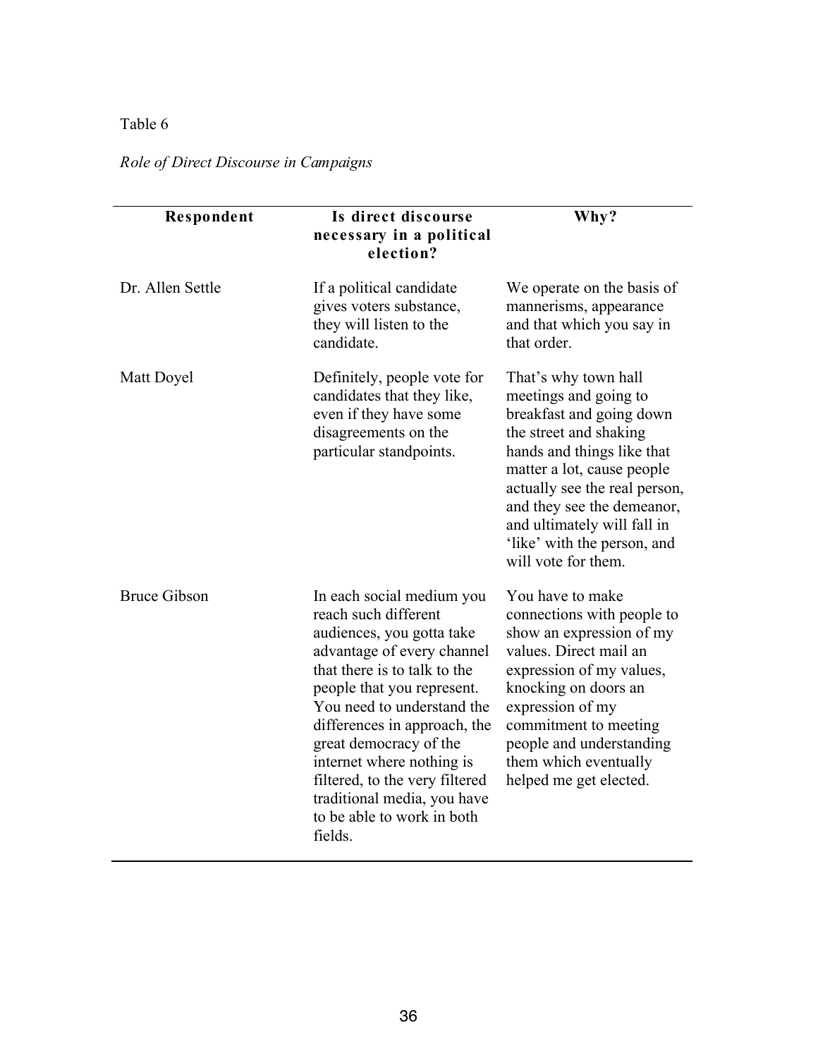Table 6

*Role of Direct Discourse in Campaigns*

| Respondent | Is direct discourse necessary in a political election? | Why? |
|---|---|---|
| Dr. Allen Settle | If a political candidate gives voters substance, they will listen to the candidate. | We operate on the basis of mannerisms, appearance and that which you say in that order. |
| Matt Doyel | Definitely, people vote for candidates that they like, even if they have some disagreements on the particular standpoints. | That's why town hall meetings and going to breakfast and going down the street and shaking hands and things like that matter a lot, cause people actually see the real person, and they see the demeanor, and ultimately will fall in 'like' with the person, and will vote for them. |
| Bruce Gibson | In each social medium you reach such different audiences, you gotta take advantage of every channel that there is to talk to the people that you represent. You need to understand the differences in approach, the great democracy of the internet where nothing is filtered, to the very filtered traditional media, you have to be able to work in both fields. | You have to make connections with people to show an expression of my values. Direct mail an expression of my values, knocking on doors an expression of my commitment to meeting people and understanding them which eventually helped me get elected. |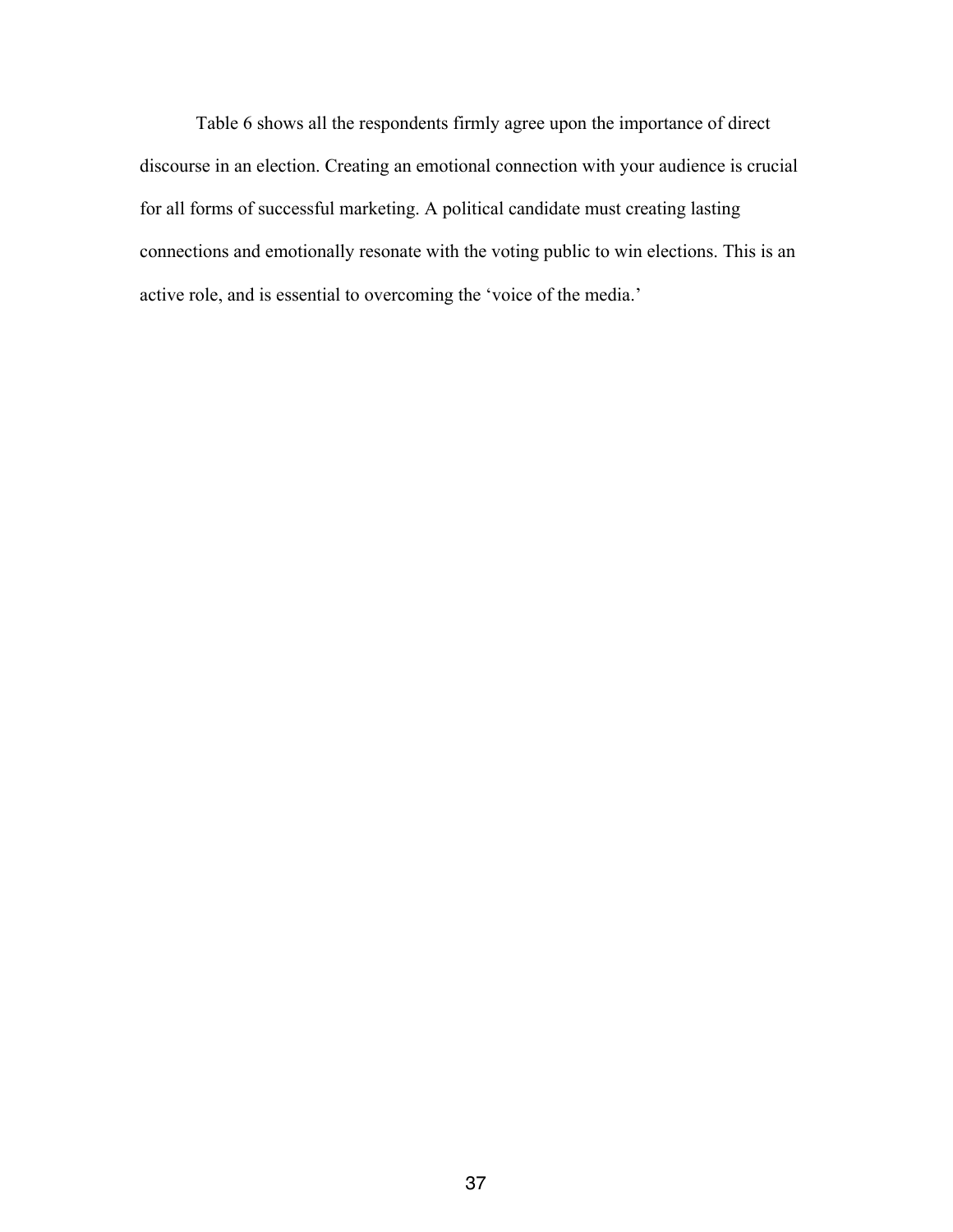Table 6 shows all the respondents firmly agree upon the importance of direct discourse in an election. Creating an emotional connection with your audience is crucial for all forms of successful marketing. A political candidate must creating lasting connections and emotionally resonate with the voting public to win elections. This is an active role, and is essential to overcoming the 'voice of the media.'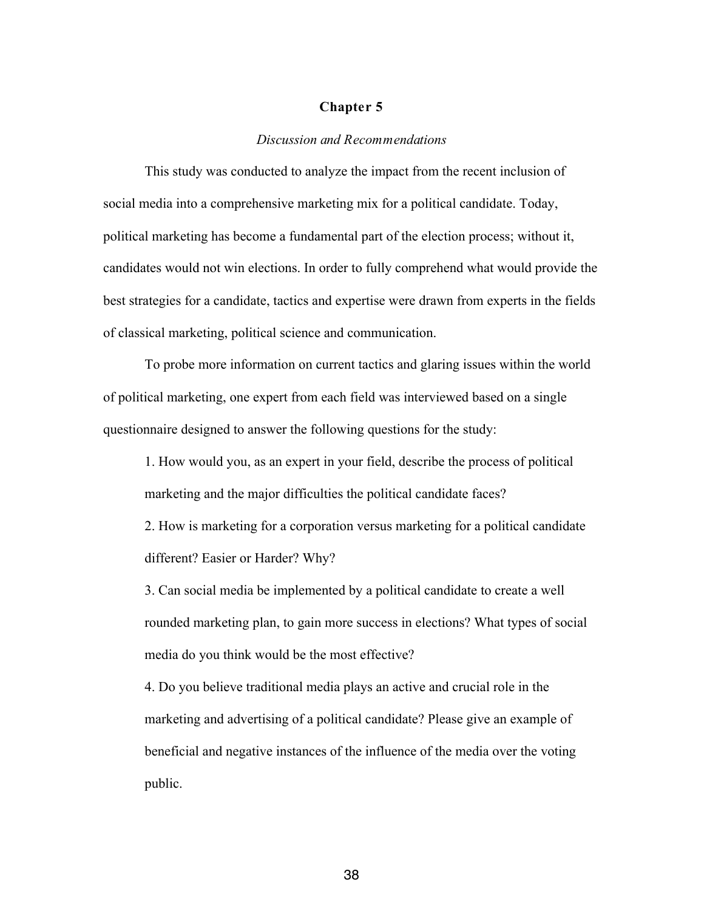# Chapter 5

## *Discussion and Recommendations*

This study was conducted to analyze the impact from the recent inclusion of social media into a comprehensive marketing mix for a political candidate. Today, political marketing has become a fundamental part of the election process; without it, candidates would not win elections. In order to fully comprehend what would provide the best strategies for a candidate, tactics and expertise were drawn from experts in the fields of classical marketing, political science and communication.

To probe more information on current tactics and glaring issues within the world of political marketing, one expert from each field was interviewed based on a single questionnaire designed to answer the following questions for the study:

1. How would you, as an expert in your field, describe the process of political marketing and the major difficulties the political candidate faces?

2. How is marketing for a corporation versus marketing for a political candidate different? Easier or Harder? Why?

3. Can social media be implemented by a political candidate to create a well rounded marketing plan, to gain more success in elections? What types of social media do you think would be the most effective?

4. Do you believe traditional media plays an active and crucial role in the marketing and advertising of a political candidate? Please give an example of beneficial and negative instances of the influence of the media over the voting public.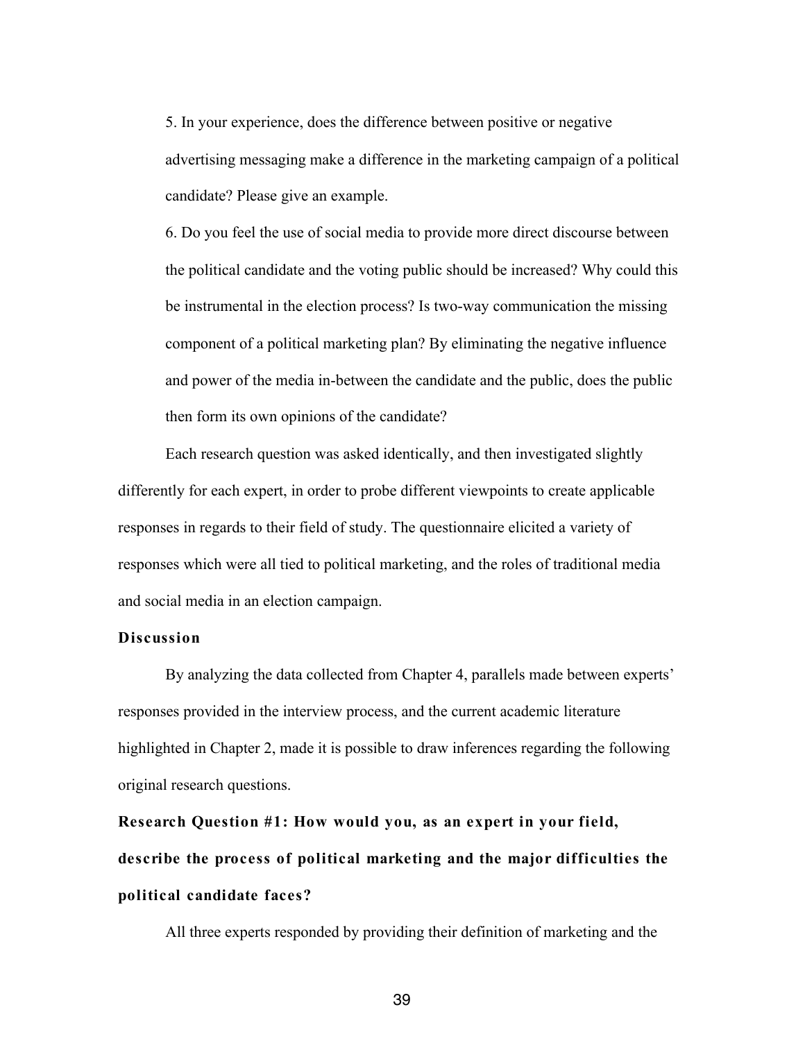5. In your experience, does the difference between positive or negative advertising messaging make a difference in the marketing campaign of a political candidate? Please give an example.

6. Do you feel the use of social media to provide more direct discourse between the political candidate and the voting public should be increased? Why could this be instrumental in the election process? Is two-way communication the missing component of a political marketing plan? By eliminating the negative influence and power of the media in-between the candidate and the public, does the public then form its own opinions of the candidate?

Each research question was asked identically, and then investigated slightly differently for each expert, in order to probe different viewpoints to create applicable responses in regards to their field of study. The questionnaire elicited a variety of responses which were all tied to political marketing, and the roles of traditional media and social media in an election campaign.

## Discussion

By analyzing the data collected from Chapter 4, parallels made between experts' responses provided in the interview process, and the current academic literature highlighted in Chapter 2, made it is possible to draw inferences regarding the following original research questions.

### Research Question #1: How would you, as an expert in your field, describe the process of political marketing and the major difficulties the political candidate faces?

All three experts responded by providing their definition of marketing and the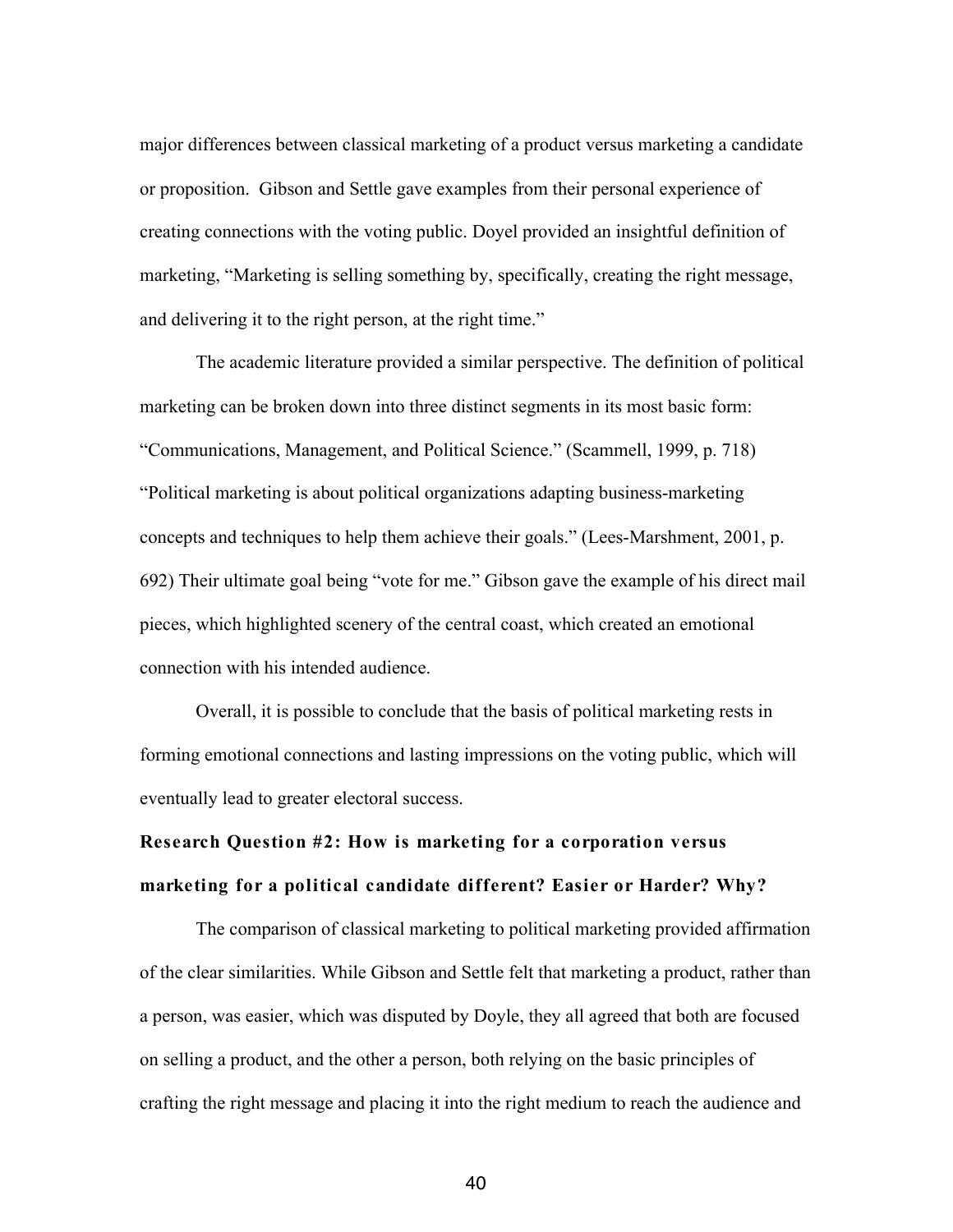major differences between classical marketing of a product versus marketing a candidate or proposition. Gibson and Settle gave examples from their personal experience of creating connections with the voting public. Doyel provided an insightful definition of marketing, "Marketing is selling something by, specifically, creating the right message, and delivering it to the right person, at the right time."

The academic literature provided a similar perspective. The definition of political marketing can be broken down into three distinct segments in its most basic form: "Communications, Management, and Political Science." (Scammell, 1999, p. 718) "Political marketing is about political organizations adapting business-marketing concepts and techniques to help them achieve their goals." (Lees-Marshment, 2001, p. 692) Their ultimate goal being "vote for me." Gibson gave the example of his direct mail pieces, which highlighted scenery of the central coast, which created an emotional connection with his intended audience.

Overall, it is possible to conclude that the basis of political marketing rests in forming emotional connections and lasting impressions on the voting public, which will eventually lead to greater electoral success.

**Research Question #2: How is marketing for a corporation versus marketing for a political candidate different? Easier or Harder? Why?**

The comparison of classical marketing to political marketing provided affirmation of the clear similarities. While Gibson and Settle felt that marketing a product, rather than a person, was easier, which was disputed by Doyle, they all agreed that both are focused on selling a product, and the other a person, both relying on the basic principles of crafting the right message and placing it into the right medium to reach the audience and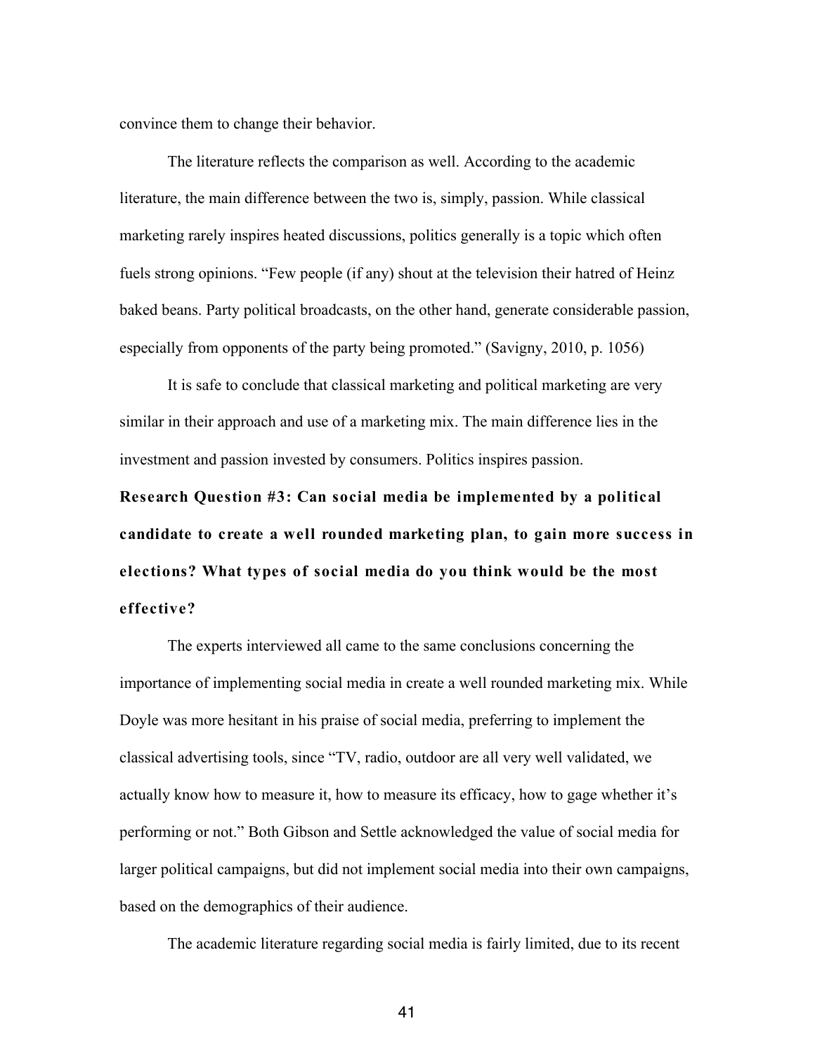convince them to change their behavior.

The literature reflects the comparison as well. According to the academic literature, the main difference between the two is, simply, passion. While classical marketing rarely inspires heated discussions, politics generally is a topic which often fuels strong opinions. "Few people (if any) shout at the television their hatred of Heinz baked beans. Party political broadcasts, on the other hand, generate considerable passion, especially from opponents of the party being promoted." (Savigny, 2010, p. 1056)

It is safe to conclude that classical marketing and political marketing are very similar in their approach and use of a marketing mix. The main difference lies in the investment and passion invested by consumers. Politics inspires passion.

**Research Question #3: Can social media be implemented by a political candidate to create a well rounded marketing plan, to gain more success in elections? What types of social media do you think would be the most effective?**

The experts interviewed all came to the same conclusions concerning the importance of implementing social media in create a well rounded marketing mix. While Doyle was more hesitant in his praise of social media, preferring to implement the classical advertising tools, since "TV, radio, outdoor are all very well validated, we actually know how to measure it, how to measure its efficacy, how to gage whether it's performing or not." Both Gibson and Settle acknowledged the value of social media for larger political campaigns, but did not implement social media into their own campaigns, based on the demographics of their audience.

The academic literature regarding social media is fairly limited, due to its recent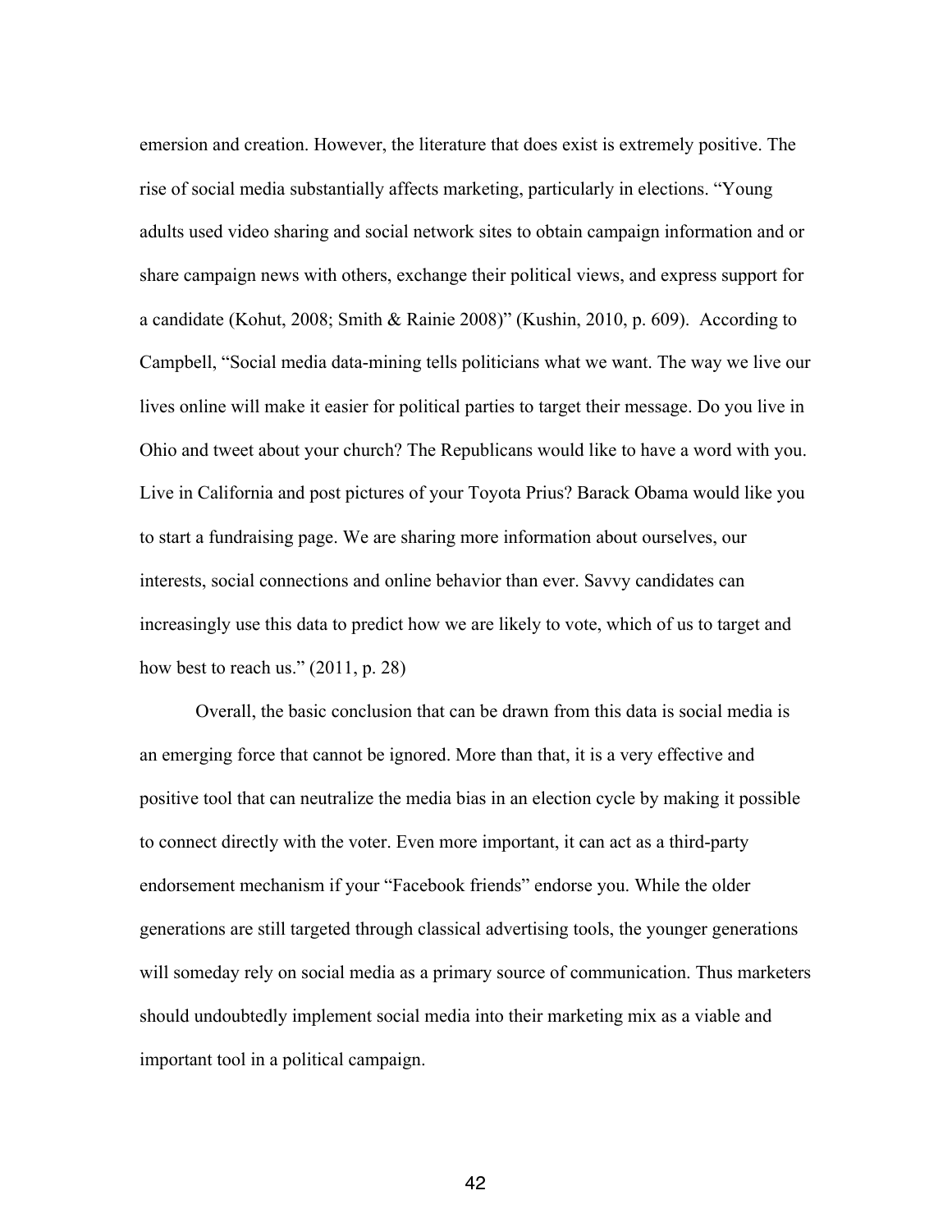emersion and creation. However, the literature that does exist is extremely positive. The rise of social media substantially affects marketing, particularly in elections. "Young adults used video sharing and social network sites to obtain campaign information and or share campaign news with others, exchange their political views, and express support for a candidate (Kohut, 2008; Smith & Rainie 2008)" (Kushin, 2010, p. 609). According to Campbell, "Social media data-mining tells politicians what we want. The way we live our lives online will make it easier for political parties to target their message. Do you live in Ohio and tweet about your church? The Republicans would like to have a word with you. Live in California and post pictures of your Toyota Prius? Barack Obama would like you to start a fundraising page. We are sharing more information about ourselves, our interests, social connections and online behavior than ever. Savvy candidates can increasingly use this data to predict how we are likely to vote, which of us to target and how best to reach us." (2011, p. 28)

Overall, the basic conclusion that can be drawn from this data is social media is an emerging force that cannot be ignored. More than that, it is a very effective and positive tool that can neutralize the media bias in an election cycle by making it possible to connect directly with the voter. Even more important, it can act as a third-party endorsement mechanism if your "Facebook friends" endorse you. While the older generations are still targeted through classical advertising tools, the younger generations will someday rely on social media as a primary source of communication. Thus marketers should undoubtedly implement social media into their marketing mix as a viable and important tool in a political campaign.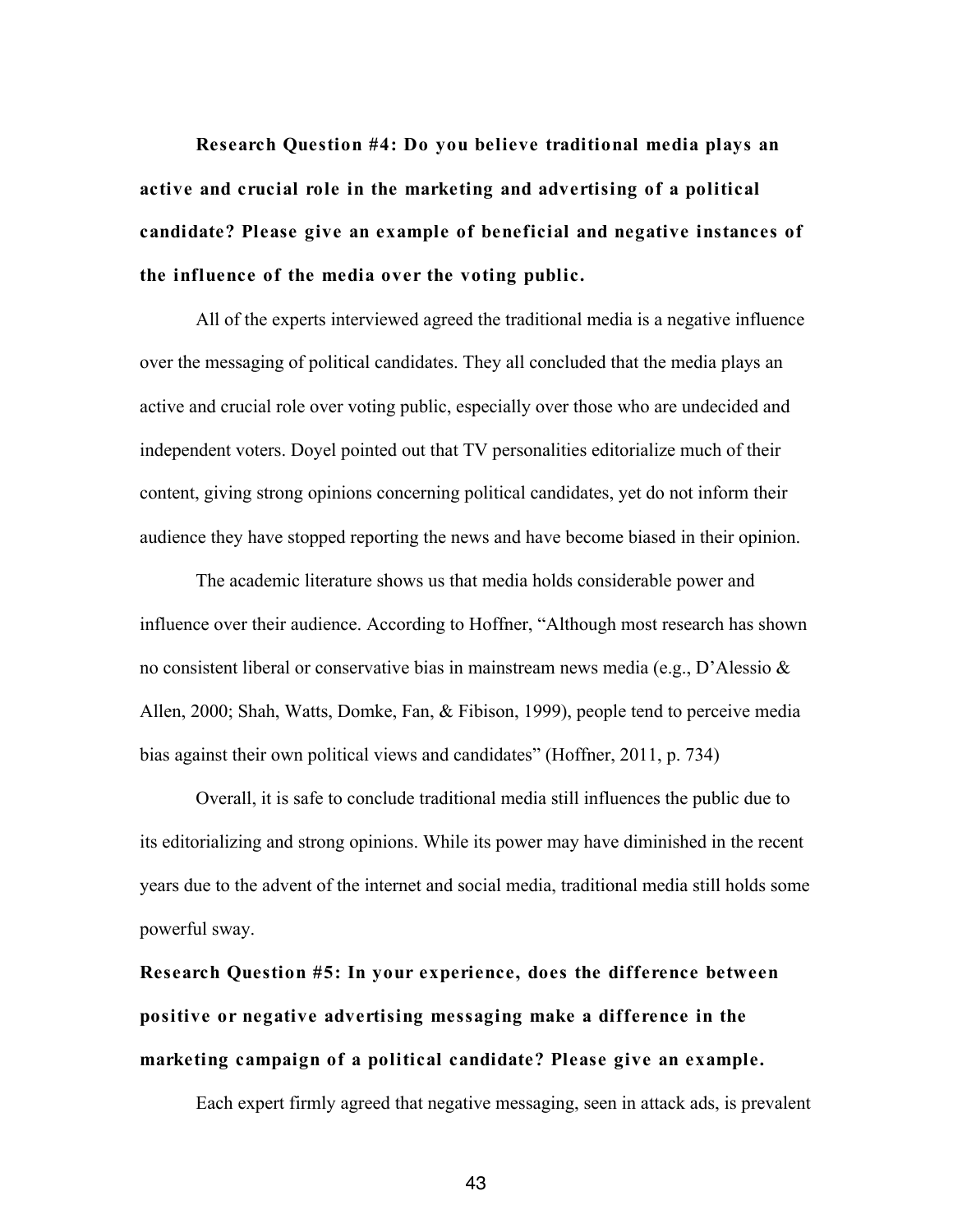**Research Question #4: Do you believe traditional media plays an active and crucial role in the marketing and advertising of a political candidate? Please give an example of beneficial and negative instances of the influence of the media over the voting public.**

All of the experts interviewed agreed the traditional media is a negative influence over the messaging of political candidates. They all concluded that the media plays an active and crucial role over voting public, especially over those who are undecided and independent voters. Doyel pointed out that TV personalities editorialize much of their content, giving strong opinions concerning political candidates, yet do not inform their audience they have stopped reporting the news and have become biased in their opinion.

The academic literature shows us that media holds considerable power and influence over their audience. According to Hoffner, "Although most research has shown no consistent liberal or conservative bias in mainstream news media (e.g., D'Alessio & Allen, 2000; Shah, Watts, Domke, Fan, & Fibison, 1999), people tend to perceive media bias against their own political views and candidates" (Hoffner, 2011, p. 734)

Overall, it is safe to conclude traditional media still influences the public due to its editorializing and strong opinions. While its power may have diminished in the recent years due to the advent of the internet and social media, traditional media still holds some powerful sway.

**Research Question #5: In your experience, does the difference between positive or negative advertising messaging make a difference in the marketing campaign of a political candidate? Please give an example.**

Each expert firmly agreed that negative messaging, seen in attack ads, is prevalent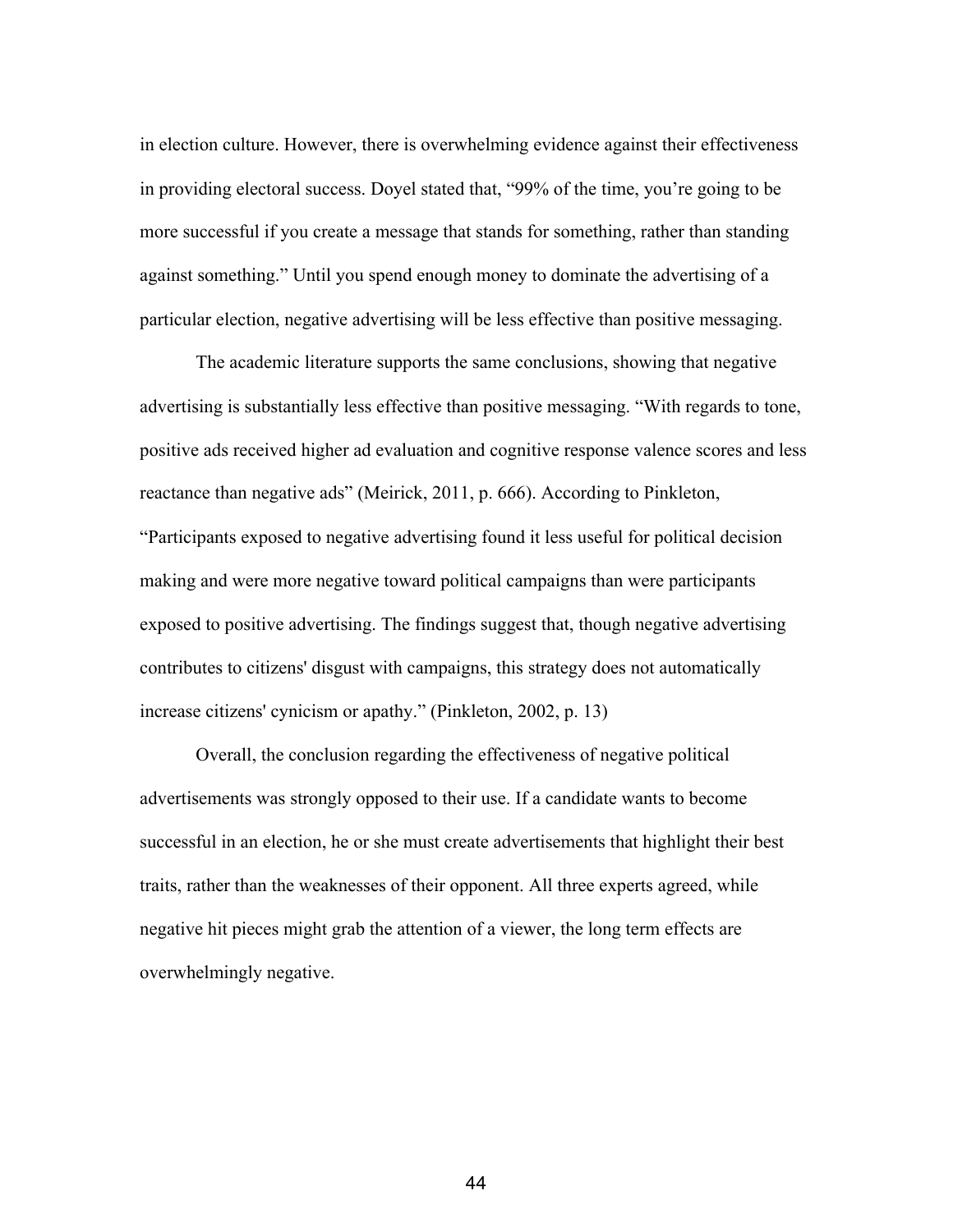in election culture. However, there is overwhelming evidence against their effectiveness in providing electoral success. Doyel stated that, "99% of the time, you're going to be more successful if you create a message that stands for something, rather than standing against something." Until you spend enough money to dominate the advertising of a particular election, negative advertising will be less effective than positive messaging.

The academic literature supports the same conclusions, showing that negative advertising is substantially less effective than positive messaging. "With regards to tone, positive ads received higher ad evaluation and cognitive response valence scores and less reactance than negative ads" (Meirick, 2011, p. 666). According to Pinkleton, "Participants exposed to negative advertising found it less useful for political decision making and were more negative toward political campaigns than were participants exposed to positive advertising. The findings suggest that, though negative advertising contributes to citizens' disgust with campaigns, this strategy does not automatically increase citizens' cynicism or apathy." (Pinkleton, 2002, p. 13)

Overall, the conclusion regarding the effectiveness of negative political advertisements was strongly opposed to their use. If a candidate wants to become successful in an election, he or she must create advertisements that highlight their best traits, rather than the weaknesses of their opponent. All three experts agreed, while negative hit pieces might grab the attention of a viewer, the long term effects are overwhelmingly negative.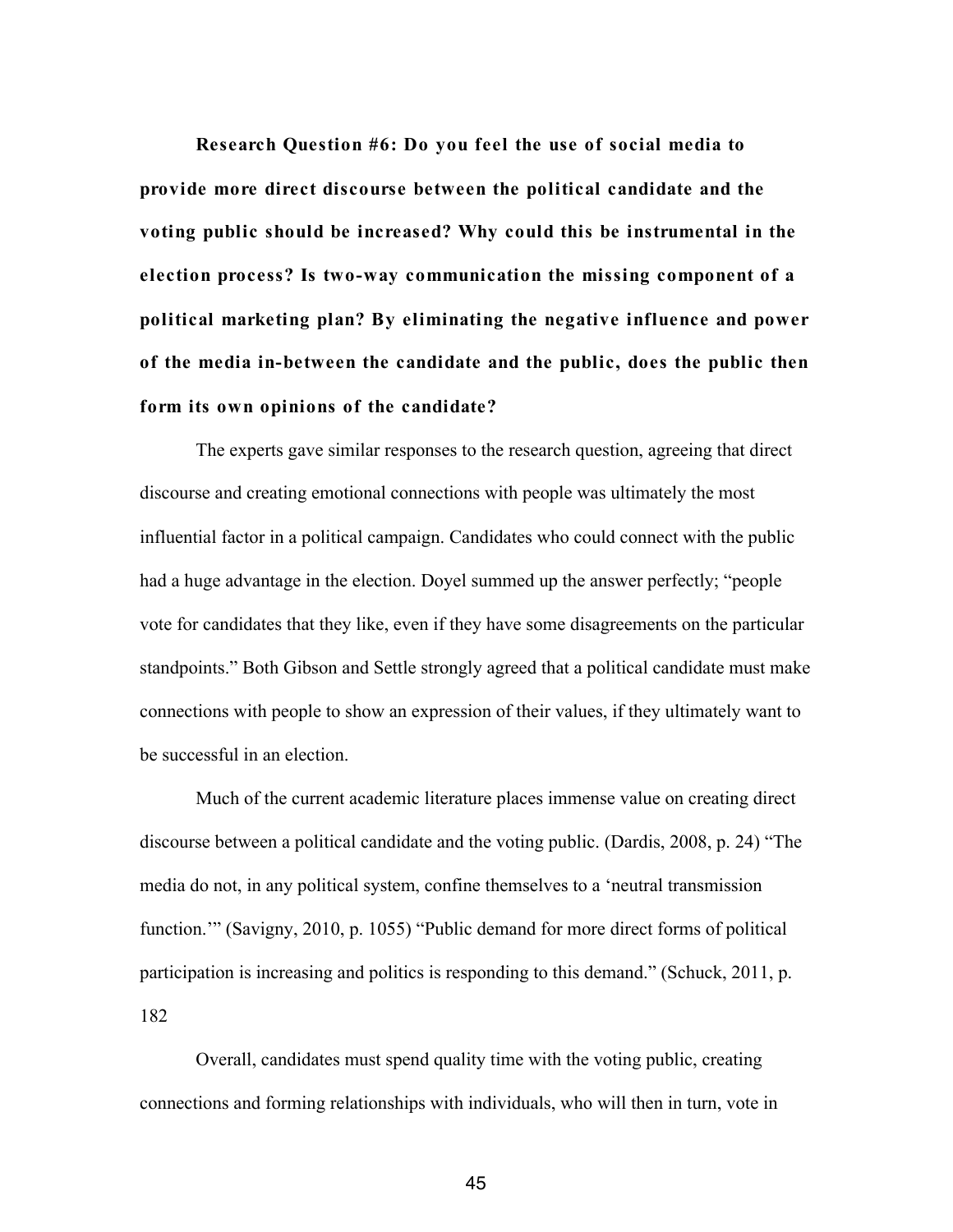**Research Question #6: Do you feel the use of social media to provide more direct discourse between the political candidate and the voting public should be increased? Why could this be instrumental in the election process? Is two-way communication the missing component of a political marketing plan? By eliminating the negative influence and power of the media in-between the candidate and the public, does the public then form its own opinions of the candidate?**

The experts gave similar responses to the research question, agreeing that direct discourse and creating emotional connections with people was ultimately the most influential factor in a political campaign. Candidates who could connect with the public had a huge advantage in the election. Doyel summed up the answer perfectly; "people vote for candidates that they like, even if they have some disagreements on the particular standpoints." Both Gibson and Settle strongly agreed that a political candidate must make connections with people to show an expression of their values, if they ultimately want to be successful in an election.

Much of the current academic literature places immense value on creating direct discourse between a political candidate and the voting public. (Dardis, 2008, p. 24) "The media do not, in any political system, confine themselves to a 'neutral transmission function.'" (Savigny, 2010, p. 1055) "Public demand for more direct forms of political participation is increasing and politics is responding to this demand." (Schuck, 2011, p. 182

Overall, candidates must spend quality time with the voting public, creating connections and forming relationships with individuals, who will then in turn, vote in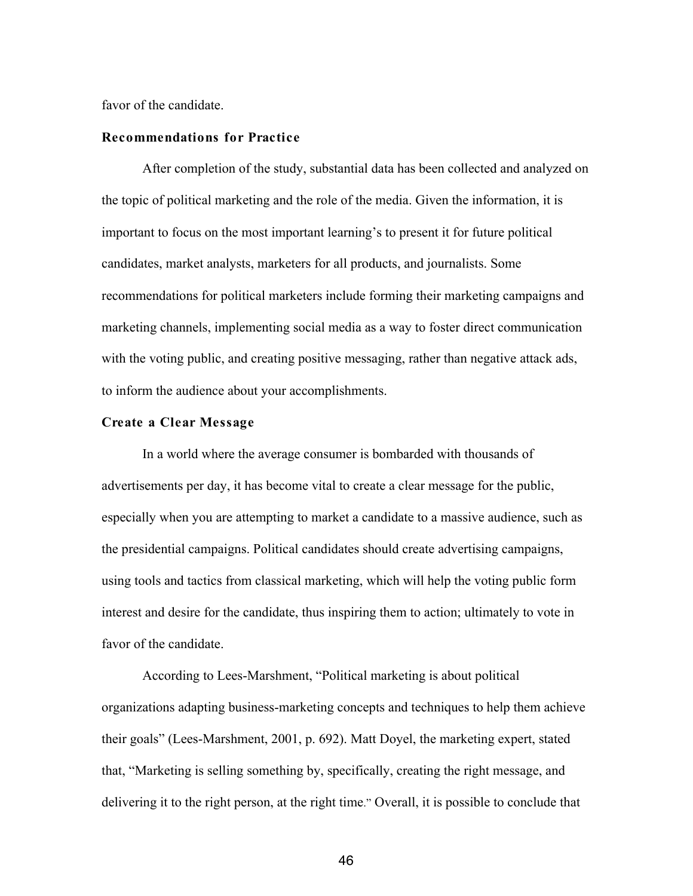favor of the candidate.

### Recommendations for Practice

After completion of the study, substantial data has been collected and analyzed on the topic of political marketing and the role of the media. Given the information, it is important to focus on the most important learning's to present it for future political candidates, market analysts, marketers for all products, and journalists. Some recommendations for political marketers include forming their marketing campaigns and marketing channels, implementing social media as a way to foster direct communication with the voting public, and creating positive messaging, rather than negative attack ads, to inform the audience about your accomplishments.

### Create a Clear Message

In a world where the average consumer is bombarded with thousands of advertisements per day, it has become vital to create a clear message for the public, especially when you are attempting to market a candidate to a massive audience, such as the presidential campaigns. Political candidates should create advertising campaigns, using tools and tactics from classical marketing, which will help the voting public form interest and desire for the candidate, thus inspiring them to action; ultimately to vote in favor of the candidate.

According to Lees-Marshment, "Political marketing is about political organizations adapting business-marketing concepts and techniques to help them achieve their goals" (Lees-Marshment, 2001, p. 692). Matt Doyel, the marketing expert, stated that, "Marketing is selling something by, specifically, creating the right message, and delivering it to the right person, at the right time." Overall, it is possible to conclude that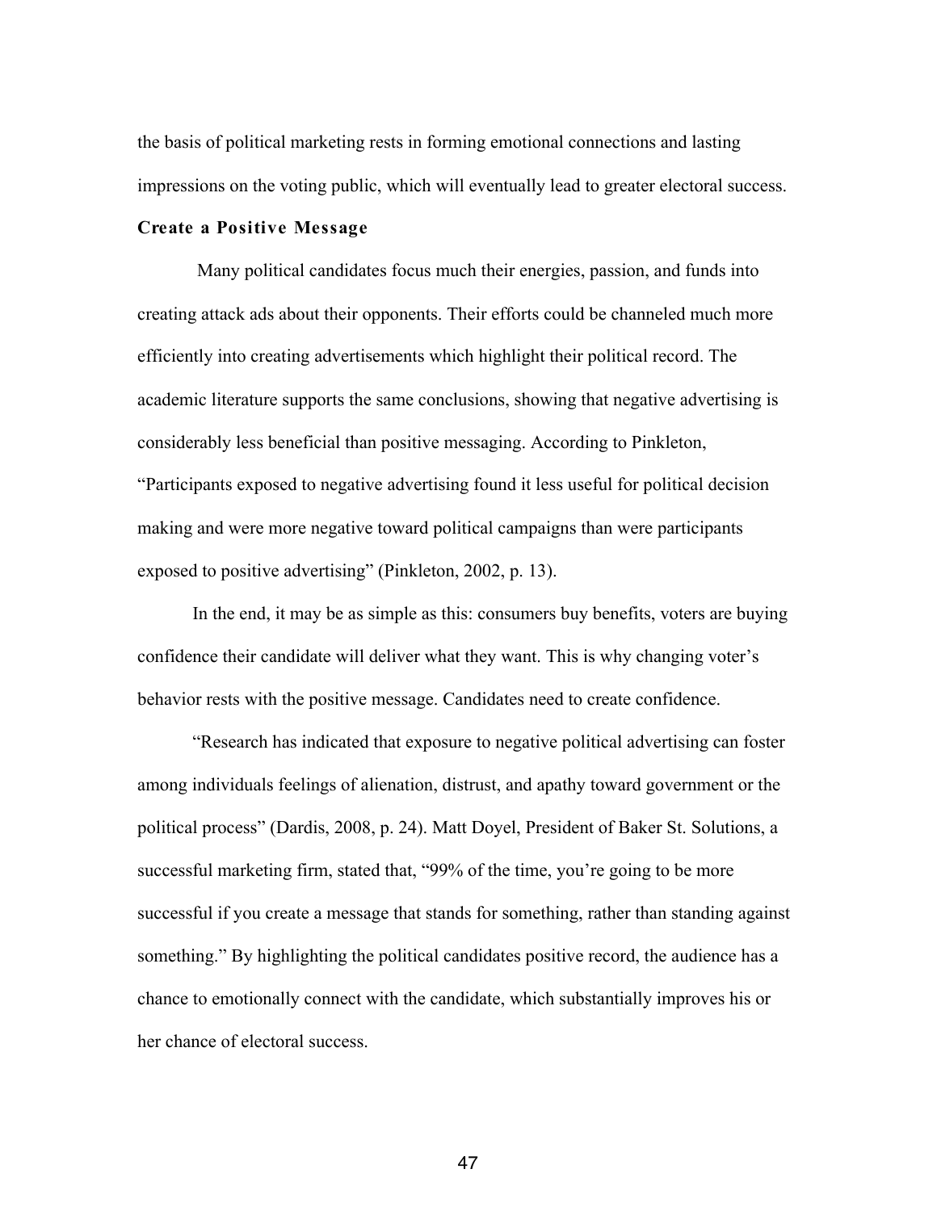the basis of political marketing rests in forming emotional connections and lasting impressions on the voting public, which will eventually lead to greater electoral success.

**Create a Positive Message**

Many political candidates focus much their energies, passion, and funds into creating attack ads about their opponents. Their efforts could be channeled much more efficiently into creating advertisements which highlight their political record. The academic literature supports the same conclusions, showing that negative advertising is considerably less beneficial than positive messaging. According to Pinkleton, "Participants exposed to negative advertising found it less useful for political decision making and were more negative toward political campaigns than were participants exposed to positive advertising" (Pinkleton, 2002, p. 13).

In the end, it may be as simple as this: consumers buy benefits, voters are buying confidence their candidate will deliver what they want. This is why changing voter's behavior rests with the positive message. Candidates need to create confidence.

"Research has indicated that exposure to negative political advertising can foster among individuals feelings of alienation, distrust, and apathy toward government or the political process" (Dardis, 2008, p. 24). Matt Doyel, President of Baker St. Solutions, a successful marketing firm, stated that, "99% of the time, you're going to be more successful if you create a message that stands for something, rather than standing against something." By highlighting the political candidates positive record, the audience has a chance to emotionally connect with the candidate, which substantially improves his or her chance of electoral success.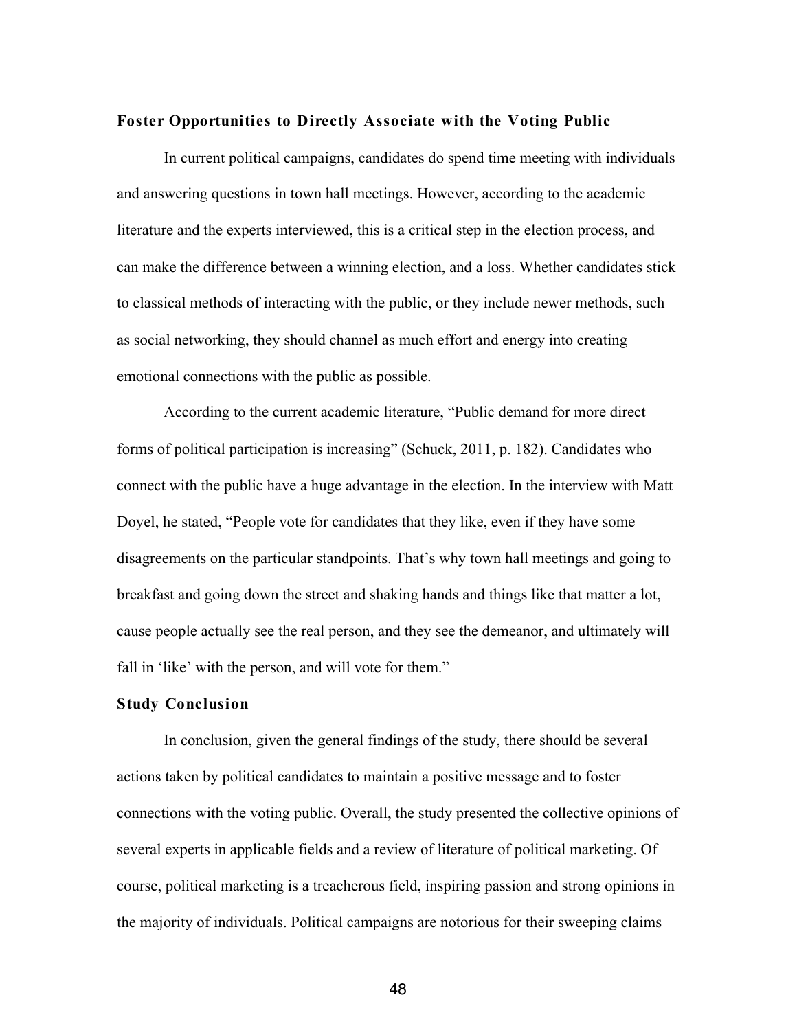### Foster Opportunities to Directly Associate with the Voting Public

In current political campaigns, candidates do spend time meeting with individuals and answering questions in town hall meetings. However, according to the academic literature and the experts interviewed, this is a critical step in the election process, and can make the difference between a winning election, and a loss. Whether candidates stick to classical methods of interacting with the public, or they include newer methods, such as social networking, they should channel as much effort and energy into creating emotional connections with the public as possible.

According to the current academic literature, "Public demand for more direct forms of political participation is increasing" (Schuck, 2011, p. 182). Candidates who connect with the public have a huge advantage in the election. In the interview with Matt Doyel, he stated, "People vote for candidates that they like, even if they have some disagreements on the particular standpoints. That's why town hall meetings and going to breakfast and going down the street and shaking hands and things like that matter a lot, cause people actually see the real person, and they see the demeanor, and ultimately will fall in 'like' with the person, and will vote for them."

### Study Conclusion

In conclusion, given the general findings of the study, there should be several actions taken by political candidates to maintain a positive message and to foster connections with the voting public. Overall, the study presented the collective opinions of several experts in applicable fields and a review of literature of political marketing. Of course, political marketing is a treacherous field, inspiring passion and strong opinions in the majority of individuals. Political campaigns are notorious for their sweeping claims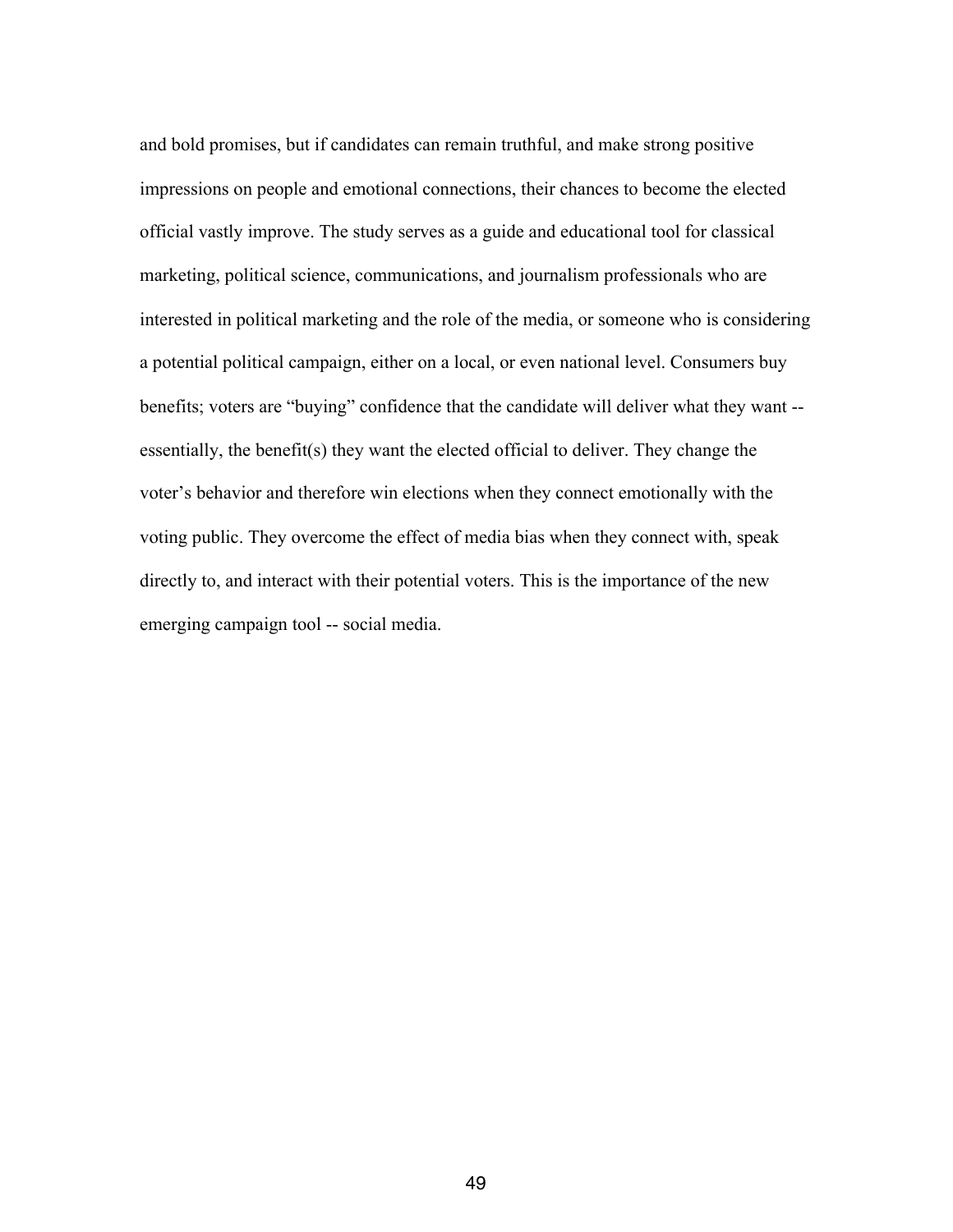and bold promises, but if candidates can remain truthful, and make strong positive impressions on people and emotional connections, their chances to become the elected official vastly improve. The study serves as a guide and educational tool for classical marketing, political science, communications, and journalism professionals who are interested in political marketing and the role of the media, or someone who is considering a potential political campaign, either on a local, or even national level. Consumers buy benefits; voters are "buying" confidence that the candidate will deliver what they want -- essentially, the benefit(s) they want the elected official to deliver. They change the voter's behavior and therefore win elections when they connect emotionally with the voting public. They overcome the effect of media bias when they connect with, speak directly to, and interact with their potential voters. This is the importance of the new emerging campaign tool -- social media.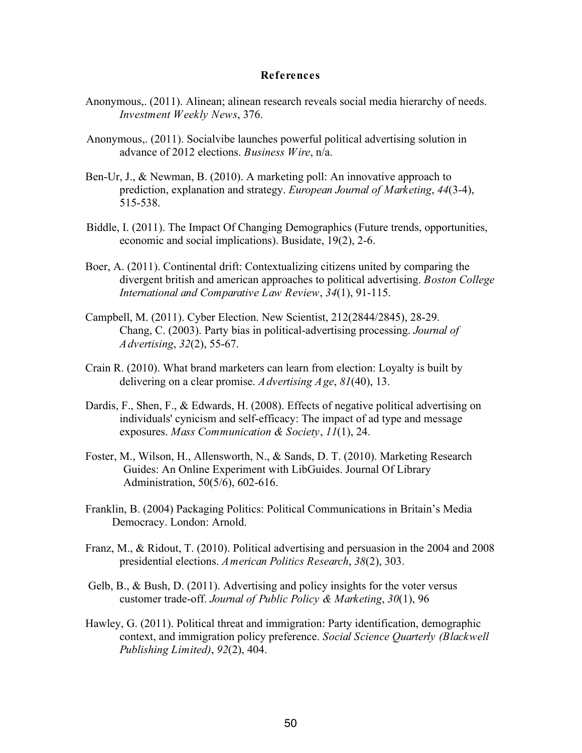## References

Anonymous,. (2011). Alinean; alinean research reveals social media hierarchy of needs. *Investment Weekly News*, 376.

Anonymous,. (2011). Socialvibe launches powerful political advertising solution in advance of 2012 elections. *Business Wire*, n/a.

Ben-Ur, J., & Newman, B. (2010). A marketing poll: An innovative approach to prediction, explanation and strategy. *European Journal of Marketing*, *44*(3-4), 515-538.

Biddle, I. (2011). The Impact Of Changing Demographics (Future trends, opportunities, economic and social implications). Busidate, 19(2), 2-6.

Boer, A. (2011). Continental drift: Contextualizing citizens united by comparing the divergent british and american approaches to political advertising. *Boston College International and Comparative Law Review*, *34*(1), 91-115.

Campbell, M. (2011). Cyber Election. New Scientist, 212(2844/2845), 28-29. Chang, C. (2003). Party bias in political-advertising processing. *Journal of Advertising*, *32*(2), 55-67.

Crain R. (2010). What brand marketers can learn from election: Loyalty is built by delivering on a clear promise. *Advertising Age*, *81*(40), 13.

Dardis, F., Shen, F., & Edwards, H. (2008). Effects of negative political advertising on individuals' cynicism and self-efficacy: The impact of ad type and message exposures. *Mass Communication & Society*, *11*(1), 24.

Foster, M., Wilson, H., Allensworth, N., & Sands, D. T. (2010). Marketing Research Guides: An Online Experiment with LibGuides. Journal Of Library Administration, 50(5/6), 602-616.

Franklin, B. (2004) Packaging Politics: Political Communications in Britain's Media Democracy. London: Arnold.

Franz, M., & Ridout, T. (2010). Political advertising and persuasion in the 2004 and 2008 presidential elections. *American Politics Research*, *38*(2), 303.

Gelb, B., & Bush, D. (2011). Advertising and policy insights for the voter versus customer trade-off. *Journal of Public Policy & Marketing*, *30*(1), 96

Hawley, G. (2011). Political threat and immigration: Party identification, demographic context, and immigration policy preference. *Social Science Quarterly (Blackwell Publishing Limited)*, *92*(2), 404.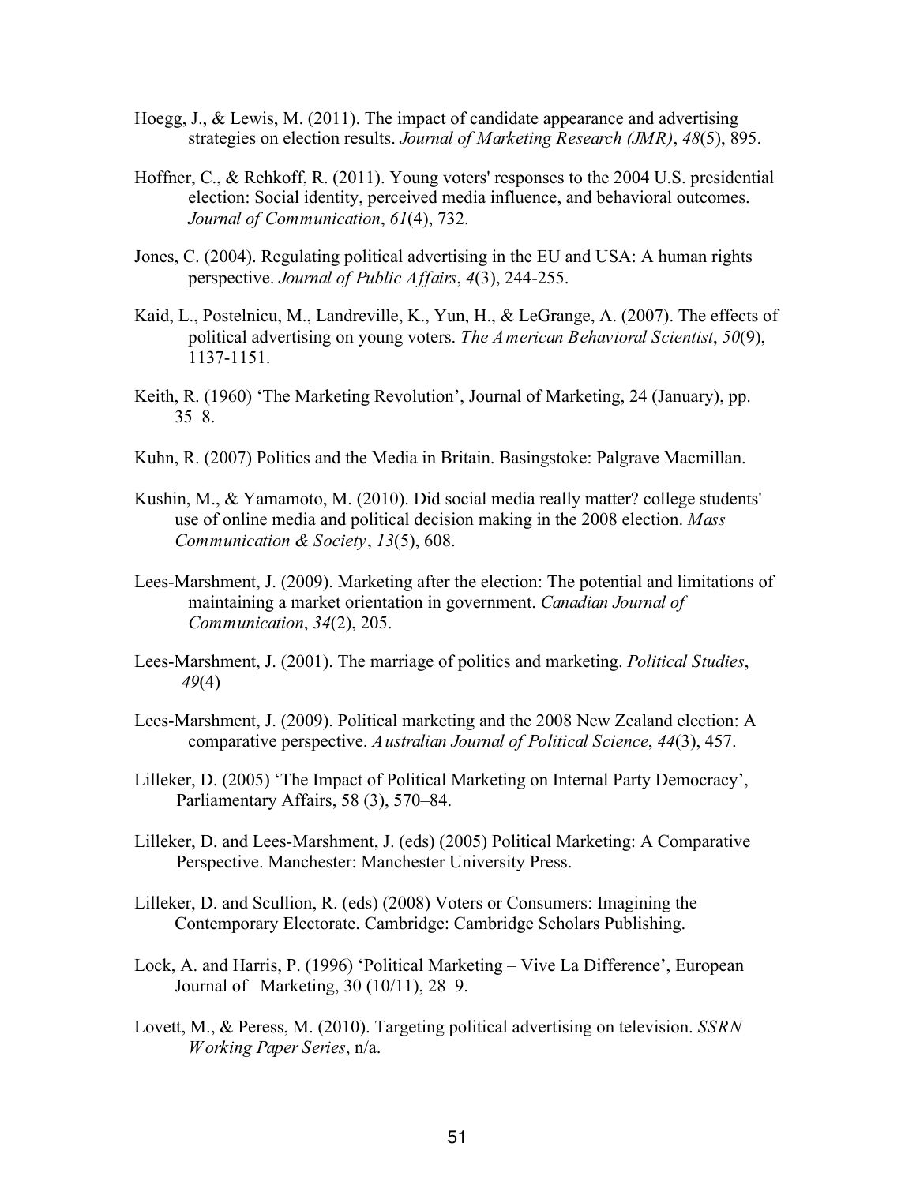Hoegg, J., & Lewis, M. (2011). The impact of candidate appearance and advertising strategies on election results. *Journal of Marketing Research (JMR)*, *48*(5), 895.

Hoffner, C., & Rehkoff, R. (2011). Young voters' responses to the 2004 U.S. presidential election: Social identity, perceived media influence, and behavioral outcomes. *Journal of Communication*, *61*(4), 732.

Jones, C. (2004). Regulating political advertising in the EU and USA: A human rights perspective. *Journal of Public Affairs*, *4*(3), 244-255.

Kaid, L., Postelnicu, M., Landreville, K., Yun, H., & LeGrange, A. (2007). The effects of political advertising on young voters. *The American Behavioral Scientist*, *50*(9), 1137-1151.

Keith, R. (1960) 'The Marketing Revolution', Journal of Marketing, 24 (January), pp. 35–8.

Kuhn, R. (2007) Politics and the Media in Britain. Basingstoke: Palgrave Macmillan.

Kushin, M., & Yamamoto, M. (2010). Did social media really matter? college students' use of online media and political decision making in the 2008 election. *Mass Communication & Society*, *13*(5), 608.

Lees-Marshment, J. (2009). Marketing after the election: The potential and limitations of maintaining a market orientation in government. *Canadian Journal of Communication*, *34*(2), 205.

Lees-Marshment, J. (2001). The marriage of politics and marketing. *Political Studies*, *49*(4)

Lees-Marshment, J. (2009). Political marketing and the 2008 New Zealand election: A comparative perspective. *Australian Journal of Political Science*, *44*(3), 457.

Lilleker, D. (2005) 'The Impact of Political Marketing on Internal Party Democracy', Parliamentary Affairs, 58 (3), 570–84.

Lilleker, D. and Lees-Marshment, J. (eds) (2005) Political Marketing: A Comparative Perspective. Manchester: Manchester University Press.

Lilleker, D. and Scullion, R. (eds) (2008) Voters or Consumers: Imagining the Contemporary Electorate. Cambridge: Cambridge Scholars Publishing.

Lock, A. and Harris, P. (1996) 'Political Marketing – Vive La Difference', European Journal of Marketing, 30 (10/11), 28–9.

Lovett, M., & Peress, M. (2010). Targeting political advertising on television. *SSRN Working Paper Series*, n/a.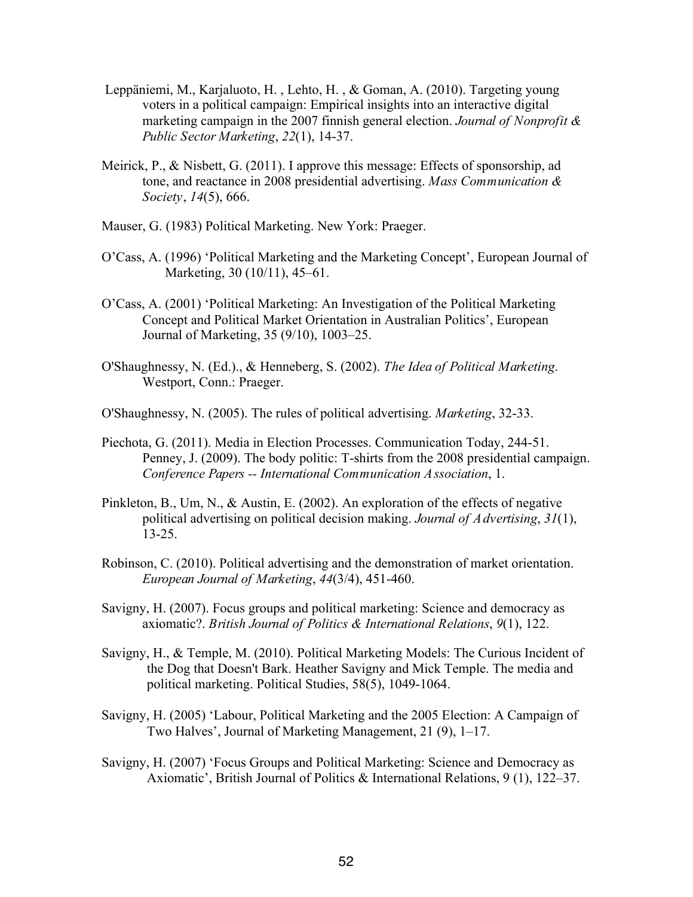Leppäniemi, M., Karjaluoto, H. , Lehto, H. , & Goman, A. (2010). Targeting young voters in a political campaign: Empirical insights into an interactive digital marketing campaign in the 2007 finnish general election. *Journal of Nonprofit & Public Sector Marketing*, *22*(1), 14-37.

Meirick, P., & Nisbett, G. (2011). I approve this message: Effects of sponsorship, ad tone, and reactance in 2008 presidential advertising. *Mass Communication & Society*, *14*(5), 666.

Mauser, G. (1983) Political Marketing. New York: Praeger.

O'Cass, A. (1996) 'Political Marketing and the Marketing Concept', European Journal of Marketing, 30 (10/11), 45–61.

O'Cass, A. (2001) 'Political Marketing: An Investigation of the Political Marketing Concept and Political Market Orientation in Australian Politics', European Journal of Marketing, 35 (9/10), 1003–25.

O'Shaughnessy, N. (Ed.)., & Henneberg, S. (2002). *The Idea of Political Marketing*. Westport, Conn.: Praeger.

O'Shaughnessy, N. (2005). The rules of political advertising. *Marketing*, 32-33.

Piechota, G. (2011). Media in Election Processes. Communication Today, 244-51. Penney, J. (2009). The body politic: T-shirts from the 2008 presidential campaign. *Conference Papers -- International Communication Association*, 1.

Pinkleton, B., Um, N., & Austin, E. (2002). An exploration of the effects of negative political advertising on political decision making. *Journal of Advertising*, *31*(1), 13-25.

Robinson, C. (2010). Political advertising and the demonstration of market orientation. *European Journal of Marketing*, *44*(3/4), 451-460.

Savigny, H. (2007). Focus groups and political marketing: Science and democracy as axiomatic?. *British Journal of Politics & International Relations*, *9*(1), 122.

Savigny, H., & Temple, M. (2010). Political Marketing Models: The Curious Incident of the Dog that Doesn't Bark. Heather Savigny and Mick Temple. The media and political marketing. Political Studies, 58(5), 1049-1064.

Savigny, H. (2005) 'Labour, Political Marketing and the 2005 Election: A Campaign of Two Halves', Journal of Marketing Management, 21 (9), 1–17.

Savigny, H. (2007) 'Focus Groups and Political Marketing: Science and Democracy as Axiomatic', British Journal of Politics & International Relations, 9 (1), 122–37.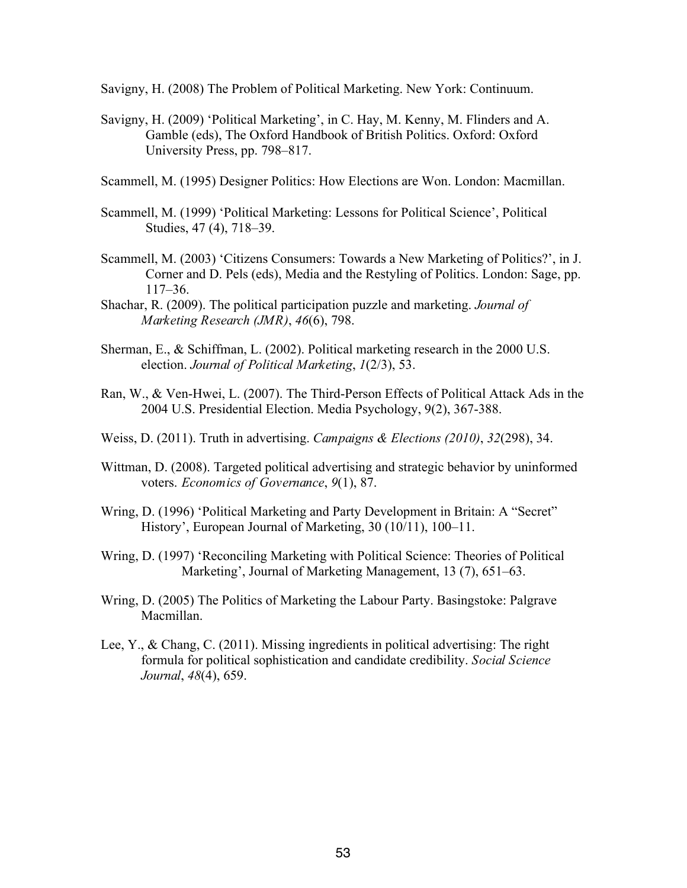Savigny, H. (2008) The Problem of Political Marketing. New York: Continuum.

Savigny, H. (2009) 'Political Marketing', in C. Hay, M. Kenny, M. Flinders and A. Gamble (eds), The Oxford Handbook of British Politics. Oxford: Oxford University Press, pp. 798–817.

Scammell, M. (1995) Designer Politics: How Elections are Won. London: Macmillan.

Scammell, M. (1999) 'Political Marketing: Lessons for Political Science', Political Studies, 47 (4), 718–39.

Scammell, M. (2003) 'Citizens Consumers: Towards a New Marketing of Politics?', in J. Corner and D. Pels (eds), Media and the Restyling of Politics. London: Sage, pp. 117–36.

Shachar, R. (2009). The political participation puzzle and marketing. *Journal of Marketing Research (JMR)*, *46*(6), 798.

Sherman, E., & Schiffman, L. (2002). Political marketing research in the 2000 U.S. election. *Journal of Political Marketing*, *1*(2/3), 53.

Ran, W., & Ven-Hwei, L. (2007). The Third-Person Effects of Political Attack Ads in the 2004 U.S. Presidential Election. Media Psychology, 9(2), 367-388.

Weiss, D. (2011). Truth in advertising. *Campaigns & Elections (2010)*, *32*(298), 34.

Wittman, D. (2008). Targeted political advertising and strategic behavior by uninformed voters. *Economics of Governance*, *9*(1), 87.

Wring, D. (1996) 'Political Marketing and Party Development in Britain: A "Secret" History', European Journal of Marketing, 30 (10/11), 100–11.

Wring, D. (1997) 'Reconciling Marketing with Political Science: Theories of Political Marketing', Journal of Marketing Management, 13 (7), 651–63.

Wring, D. (2005) The Politics of Marketing the Labour Party. Basingstoke: Palgrave Macmillan.

Lee, Y., & Chang, C. (2011). Missing ingredients in political advertising: The right formula for political sophistication and candidate credibility. *Social Science Journal*, *48*(4), 659.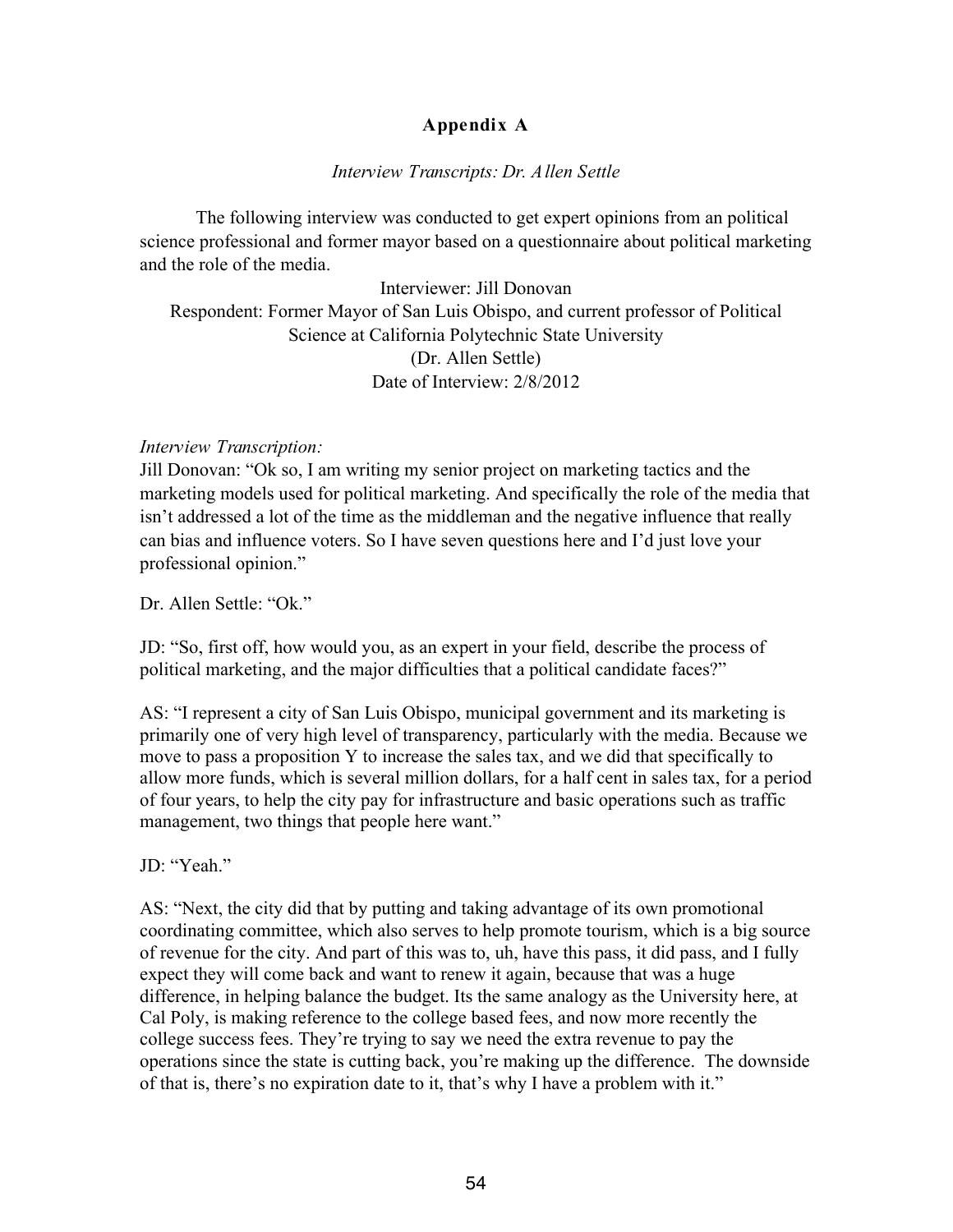## Appendix A

*Interview Transcripts: Dr. Allen Settle*

The following interview was conducted to get expert opinions from an political science professional and former mayor based on a questionnaire about political marketing and the role of the media.

Interviewer: Jill Donovan
Respondent: Former Mayor of San Luis Obispo, and current professor of Political Science at California Polytechnic State University
(Dr. Allen Settle)
Date of Interview: 2/8/2012

*Interview Transcription:*

Jill Donovan: "Ok so, I am writing my senior project on marketing tactics and the marketing models used for political marketing. And specifically the role of the media that isn't addressed a lot of the time as the middleman and the negative influence that really can bias and influence voters. So I have seven questions here and I'd just love your professional opinion."

Dr. Allen Settle: "Ok."

JD: "So, first off, how would you, as an expert in your field, describe the process of political marketing, and the major difficulties that a political candidate faces?"

AS: "I represent a city of San Luis Obispo, municipal government and its marketing is primarily one of very high level of transparency, particularly with the media. Because we move to pass a proposition Y to increase the sales tax, and we did that specifically to allow more funds, which is several million dollars, for a half cent in sales tax, for a period of four years, to help the city pay for infrastructure and basic operations such as traffic management, two things that people here want."

JD: "Yeah."

AS: "Next, the city did that by putting and taking advantage of its own promotional coordinating committee, which also serves to help promote tourism, which is a big source of revenue for the city. And part of this was to, uh, have this pass, it did pass, and I fully expect they will come back and want to renew it again, because that was a huge difference, in helping balance the budget. Its the same analogy as the University here, at Cal Poly, is making reference to the college based fees, and now more recently the college success fees. They're trying to say we need the extra revenue to pay the operations since the state is cutting back, you're making up the difference. The downside of that is, there's no expiration date to it, that's why I have a problem with it."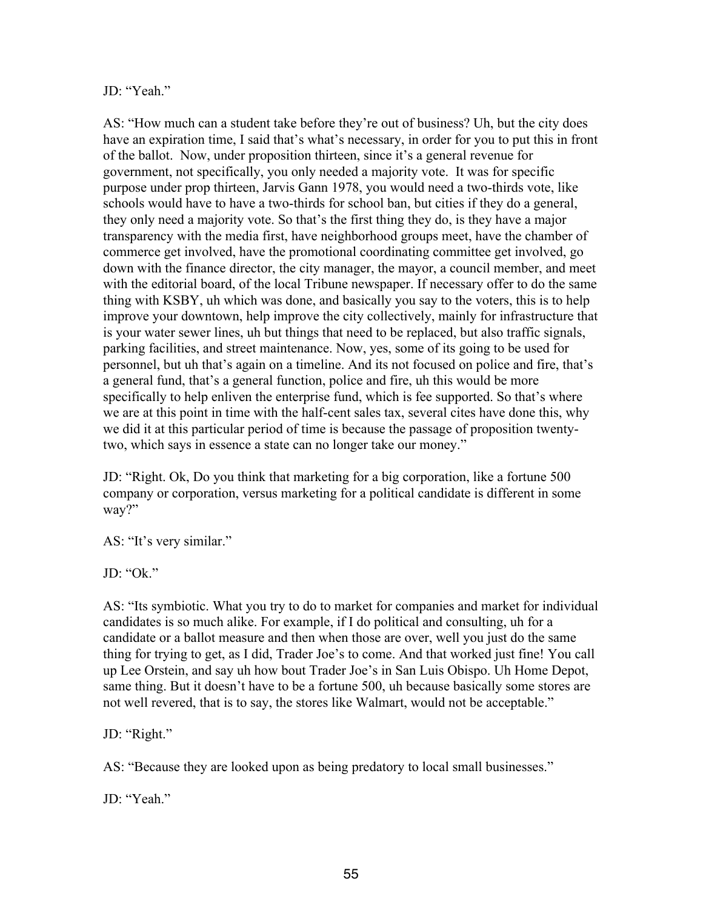JD: “Yeah.”

AS: “How much can a student take before they’re out of business? Uh, but the city does have an expiration time, I said that’s what’s necessary, in order for you to put this in front of the ballot. Now, under proposition thirteen, since it’s a general revenue for government, not specifically, you only needed a majority vote. It was for specific purpose under prop thirteen, Jarvis Gann 1978, you would need a two-thirds vote, like schools would have to have a two-thirds for school ban, but cities if they do a general, they only need a majority vote. So that’s the first thing they do, is they have a major transparency with the media first, have neighborhood groups meet, have the chamber of commerce get involved, have the promotional coordinating committee get involved, go down with the finance director, the city manager, the mayor, a council member, and meet with the editorial board, of the local Tribune newspaper. If necessary offer to do the same thing with KSBY, uh which was done, and basically you say to the voters, this is to help improve your downtown, help improve the city collectively, mainly for infrastructure that is your water sewer lines, uh but things that need to be replaced, but also traffic signals, parking facilities, and street maintenance. Now, yes, some of its going to be used for personnel, but uh that’s again on a timeline. And its not focused on police and fire, that’s a general fund, that’s a general function, police and fire, uh this would be more specifically to help enliven the enterprise fund, which is fee supported. So that’s where we are at this point in time with the half-cent sales tax, several cites have done this, why we did it at this particular period of time is because the passage of proposition twenty-two, which says in essence a state can no longer take our money.”

JD: “Right. Ok, Do you think that marketing for a big corporation, like a fortune 500 company or corporation, versus marketing for a political candidate is different in some way?”

AS: “It’s very similar.”

JD: “Ok.”

AS: “Its symbiotic. What you try to do to market for companies and market for individual candidates is so much alike. For example, if I do political and consulting, uh for a candidate or a ballot measure and then when those are over, well you just do the same thing for trying to get, as I did, Trader Joe’s to come. And that worked just fine! You call up Lee Orstein, and say uh how bout Trader Joe’s in San Luis Obispo. Uh Home Depot, same thing. But it doesn’t have to be a fortune 500, uh because basically some stores are not well revered, that is to say, the stores like Walmart, would not be acceptable.”

JD: “Right.”

AS: “Because they are looked upon as being predatory to local small businesses.”

JD: “Yeah.”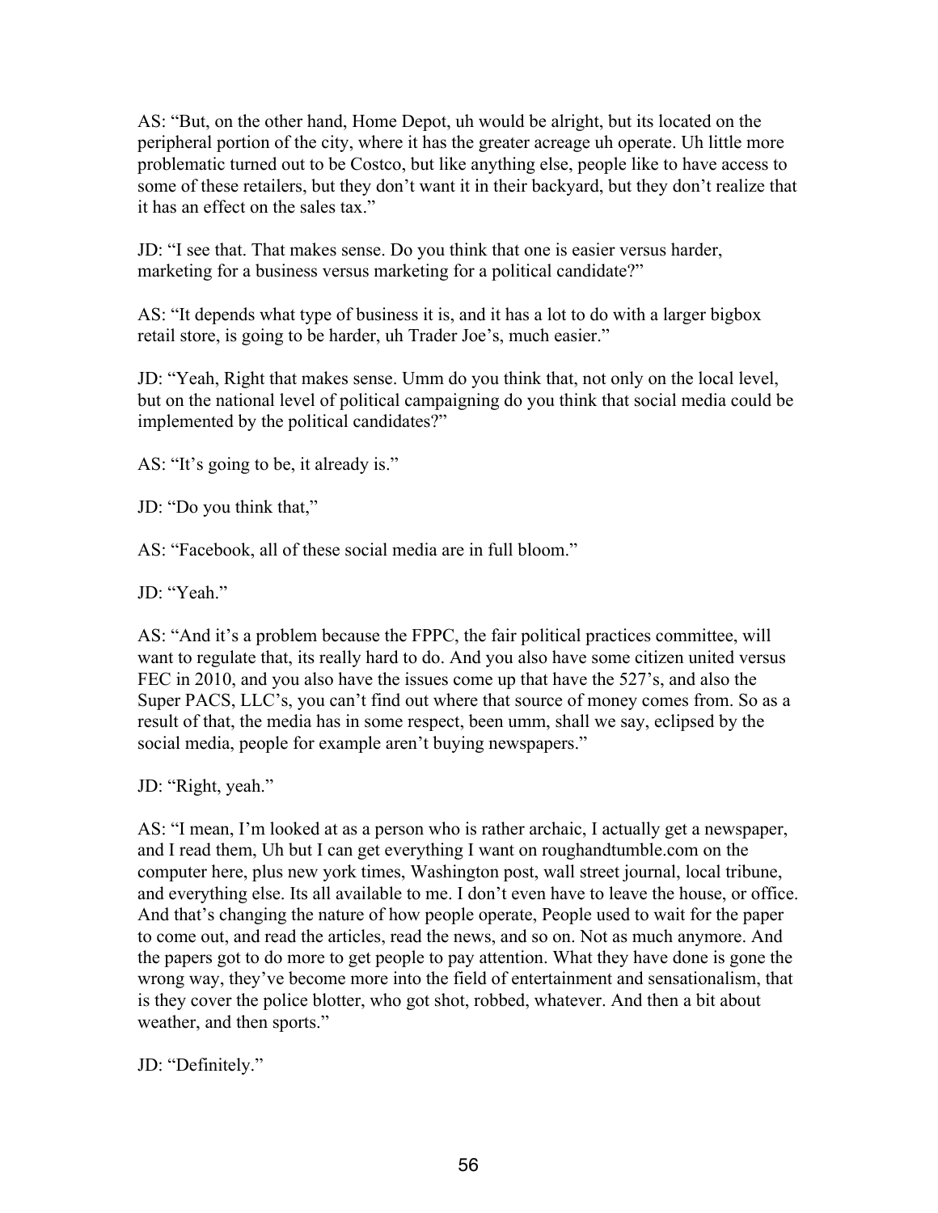AS: “But, on the other hand, Home Depot, uh would be alright, but its located on the peripheral portion of the city, where it has the greater acreage uh operate. Uh little more problematic turned out to be Costco, but like anything else, people like to have access to some of these retailers, but they don’t want it in their backyard, but they don’t realize that it has an effect on the sales tax.”

JD: “I see that. That makes sense. Do you think that one is easier versus harder, marketing for a business versus marketing for a political candidate?”

AS: “It depends what type of business it is, and it has a lot to do with a larger bigbox retail store, is going to be harder, uh Trader Joe’s, much easier.”

JD: “Yeah, Right that makes sense. Umm do you think that, not only on the local level, but on the national level of political campaigning do you think that social media could be implemented by the political candidates?”

AS: “It’s going to be, it already is.”

JD: “Do you think that,”

AS: “Facebook, all of these social media are in full bloom.”

JD: “Yeah.”

AS: “And it’s a problem because the FPPC, the fair political practices committee, will want to regulate that, its really hard to do. And you also have some citizen united versus FEC in 2010, and you also have the issues come up that have the 527’s, and also the Super PACS, LLC’s, you can’t find out where that source of money comes from. So as a result of that, the media has in some respect, been umm, shall we say, eclipsed by the social media, people for example aren’t buying newspapers.”

JD: “Right, yeah.”

AS: “I mean, I’m looked at as a person who is rather archaic, I actually get a newspaper, and I read them, Uh but I can get everything I want on roughandtumble.com on the computer here, plus new york times, Washington post, wall street journal, local tribune, and everything else. Its all available to me. I don’t even have to leave the house, or office. And that’s changing the nature of how people operate, People used to wait for the paper to come out, and read the articles, read the news, and so on. Not as much anymore. And the papers got to do more to get people to pay attention. What they have done is gone the wrong way, they’ve become more into the field of entertainment and sensationalism, that is they cover the police blotter, who got shot, robbed, whatever. And then a bit about weather, and then sports.”

JD: “Definitely.”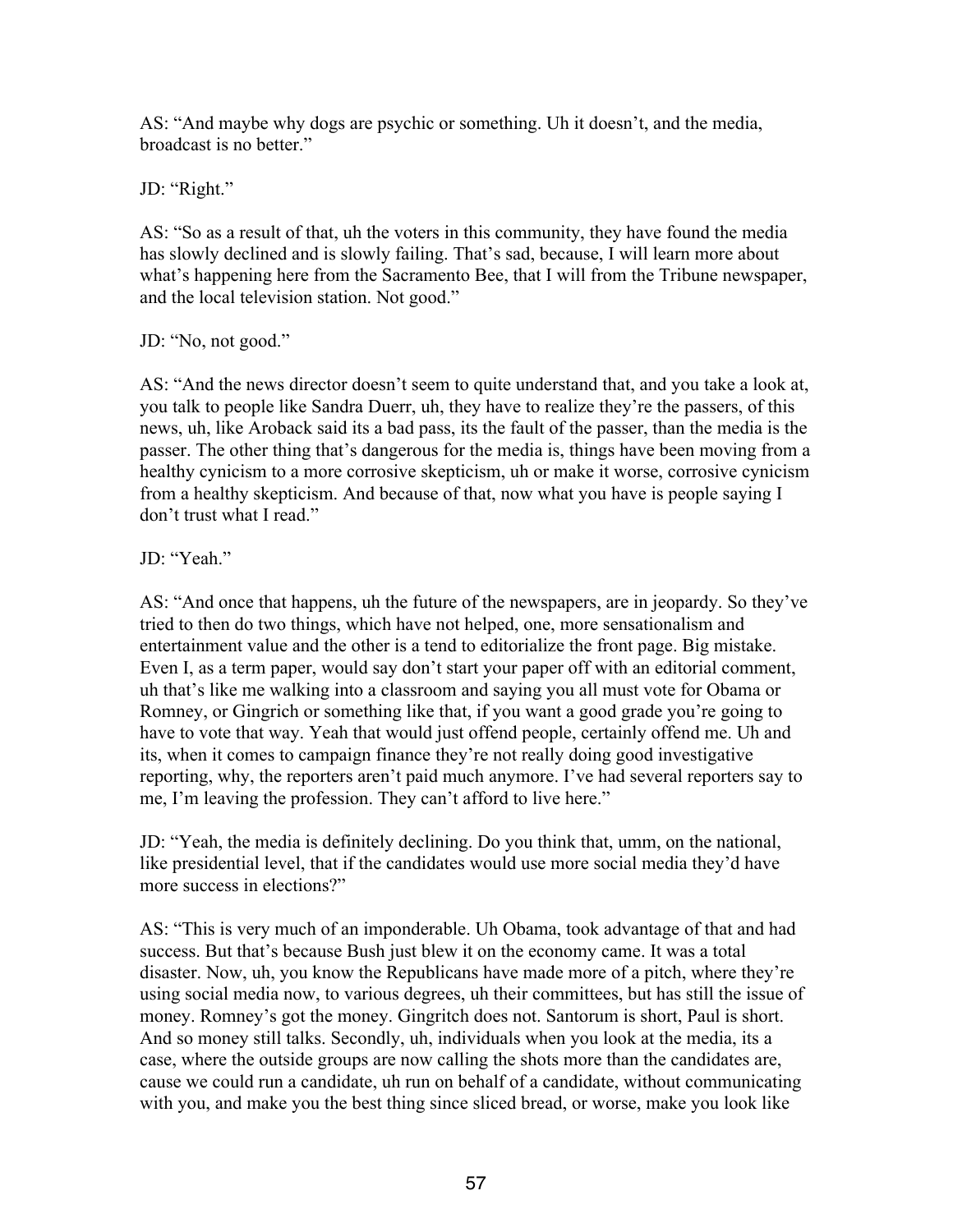AS: "And maybe why dogs are psychic or something. Uh it doesn't, and the media, broadcast is no better."

JD: "Right."

AS: "So as a result of that, uh the voters in this community, they have found the media has slowly declined and is slowly failing. That's sad, because, I will learn more about what's happening here from the Sacramento Bee, that I will from the Tribune newspaper, and the local television station. Not good."

JD: "No, not good."

AS: "And the news director doesn't seem to quite understand that, and you take a look at, you talk to people like Sandra Duerr, uh, they have to realize they're the passers, of this news, uh, like Aroback said its a bad pass, its the fault of the passer, than the media is the passer. The other thing that's dangerous for the media is, things have been moving from a healthy cynicism to a more corrosive skepticism, uh or make it worse, corrosive cynicism from a healthy skepticism. And because of that, now what you have is people saying I don't trust what I read."

JD: "Yeah."

AS: "And once that happens, uh the future of the newspapers, are in jeopardy. So they've tried to then do two things, which have not helped, one, more sensationalism and entertainment value and the other is a tend to editorialize the front page. Big mistake. Even I, as a term paper, would say don't start your paper off with an editorial comment, uh that's like me walking into a classroom and saying you all must vote for Obama or Romney, or Gingrich or something like that, if you want a good grade you're going to have to vote that way. Yeah that would just offend people, certainly offend me. Uh and its, when it comes to campaign finance they're not really doing good investigative reporting, why, the reporters aren't paid much anymore. I've had several reporters say to me, I'm leaving the profession. They can't afford to live here."

JD: "Yeah, the media is definitely declining. Do you think that, umm, on the national, like presidential level, that if the candidates would use more social media they'd have more success in elections?"

AS: "This is very much of an imponderable. Uh Obama, took advantage of that and had success. But that's because Bush just blew it on the economy came. It was a total disaster. Now, uh, you know the Republicans have made more of a pitch, where they're using social media now, to various degrees, uh their committees, but has still the issue of money. Romney's got the money. Gingrich does not. Santorum is short, Paul is short. And so money still talks. Secondly, uh, individuals when you look at the media, its a case, where the outside groups are now calling the shots more than the candidates are, cause we could run a candidate, uh run on behalf of a candidate, without communicating with you, and make you the best thing since sliced bread, or worse, make you look like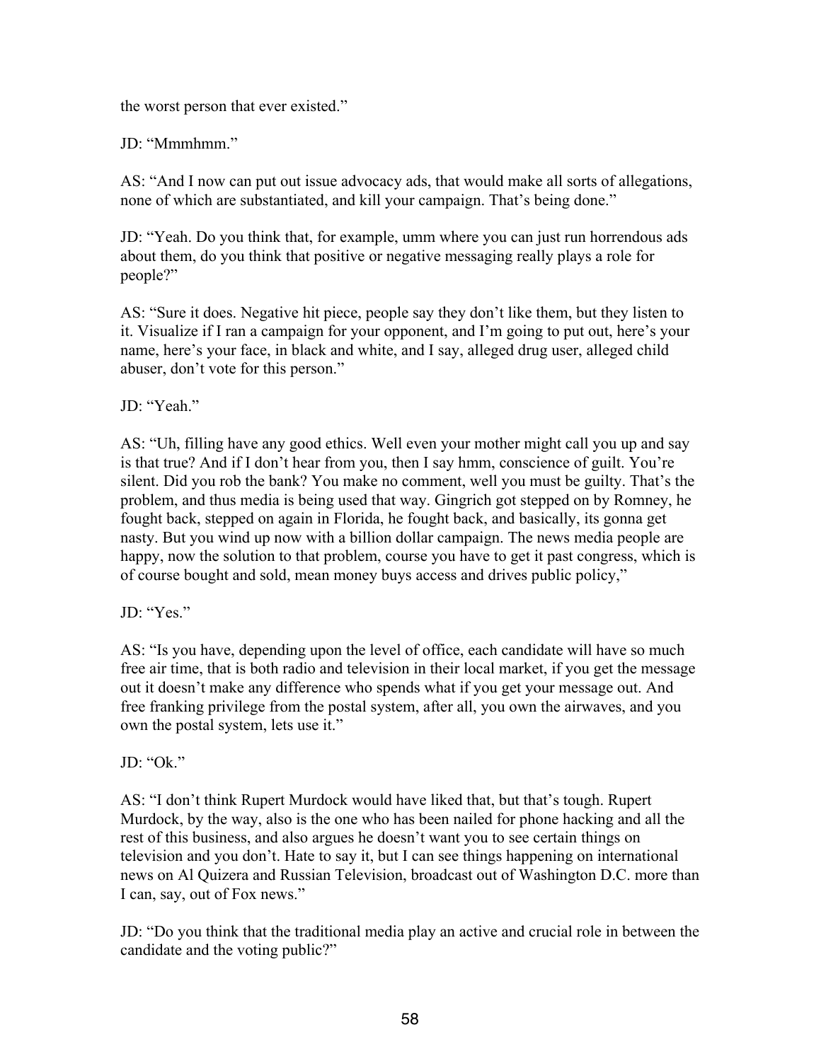the worst person that ever existed."

JD: "Mmmhmm."

AS: "And I now can put out issue advocacy ads, that would make all sorts of allegations, none of which are substantiated, and kill your campaign. That's being done."

JD: "Yeah. Do you think that, for example, umm where you can just run horrendous ads about them, do you think that positive or negative messaging really plays a role for people?"

AS: "Sure it does. Negative hit piece, people say they don't like them, but they listen to it. Visualize if I ran a campaign for your opponent, and I'm going to put out, here's your name, here's your face, in black and white, and I say, alleged drug user, alleged child abuser, don't vote for this person."

JD: "Yeah."

AS: "Uh, filling have any good ethics. Well even your mother might call you up and say is that true? And if I don't hear from you, then I say hmm, conscience of guilt. You're silent. Did you rob the bank? You make no comment, well you must be guilty. That's the problem, and thus media is being used that way. Gingrich got stepped on by Romney, he fought back, stepped on again in Florida, he fought back, and basically, its gonna get nasty. But you wind up now with a billion dollar campaign. The news media people are happy, now the solution to that problem, course you have to get it past congress, which is of course bought and sold, mean money buys access and drives public policy,"

JD: "Yes."

AS: "Is you have, depending upon the level of office, each candidate will have so much free air time, that is both radio and television in their local market, if you get the message out it doesn't make any difference who spends what if you get your message out. And free franking privilege from the postal system, after all, you own the airwaves, and you own the postal system, lets use it."

JD: "Ok."

AS: "I don't think Rupert Murdock would have liked that, but that's tough. Rupert Murdock, by the way, also is the one who has been nailed for phone hacking and all the rest of this business, and also argues he doesn't want you to see certain things on television and you don't. Hate to say it, but I can see things happening on international news on Al Quizera and Russian Television, broadcast out of Washington D.C. more than I can, say, out of Fox news."

JD: "Do you think that the traditional media play an active and crucial role in between the candidate and the voting public?"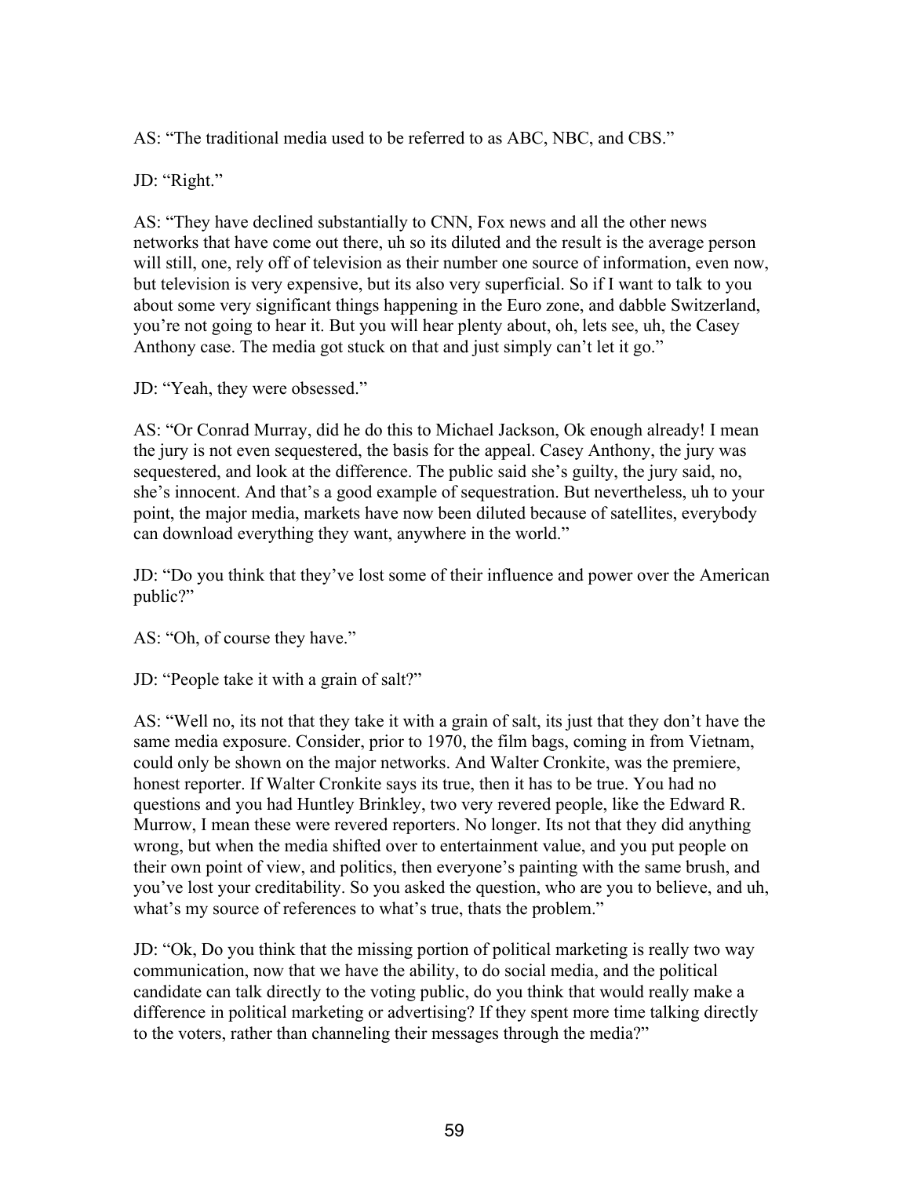AS: “The traditional media used to be referred to as ABC, NBC, and CBS.”

JD: “Right.”

AS: “They have declined substantially to CNN, Fox news and all the other news networks that have come out there, uh so its diluted and the result is the average person will still, one, rely off of television as their number one source of information, even now, but television is very expensive, but its also very superficial. So if I want to talk to you about some very significant things happening in the Euro zone, and dabble Switzerland, you’re not going to hear it. But you will hear plenty about, oh, lets see, uh, the Casey Anthony case. The media got stuck on that and just simply can’t let it go.”

JD: “Yeah, they were obsessed.”

AS: “Or Conrad Murray, did he do this to Michael Jackson, Ok enough already! I mean the jury is not even sequestered, the basis for the appeal. Casey Anthony, the jury was sequestered, and look at the difference. The public said she’s guilty, the jury said, no, she’s innocent. And that’s a good example of sequestration. But nevertheless, uh to your point, the major media, markets have now been diluted because of satellites, everybody can download everything they want, anywhere in the world.”

JD: “Do you think that they’ve lost some of their influence and power over the American public?”

AS: “Oh, of course they have.”

JD: “People take it with a grain of salt?”

AS: “Well no, its not that they take it with a grain of salt, its just that they don’t have the same media exposure. Consider, prior to 1970, the film bags, coming in from Vietnam, could only be shown on the major networks. And Walter Cronkite, was the premiere, honest reporter. If Walter Cronkite says its true, then it has to be true. You had no questions and you had Huntley Brinkley, two very revered people, like the Edward R. Murrow, I mean these were revered reporters. No longer. Its not that they did anything wrong, but when the media shifted over to entertainment value, and you put people on their own point of view, and politics, then everyone’s painting with the same brush, and you’ve lost your creditability. So you asked the question, who are you to believe, and uh, what’s my source of references to what’s true, thats the problem.”

JD: “Ok, Do you think that the missing portion of political marketing is really two way communication, now that we have the ability, to do social media, and the political candidate can talk directly to the voting public, do you think that would really make a difference in political marketing or advertising? If they spent more time talking directly to the voters, rather than channeling their messages through the media?”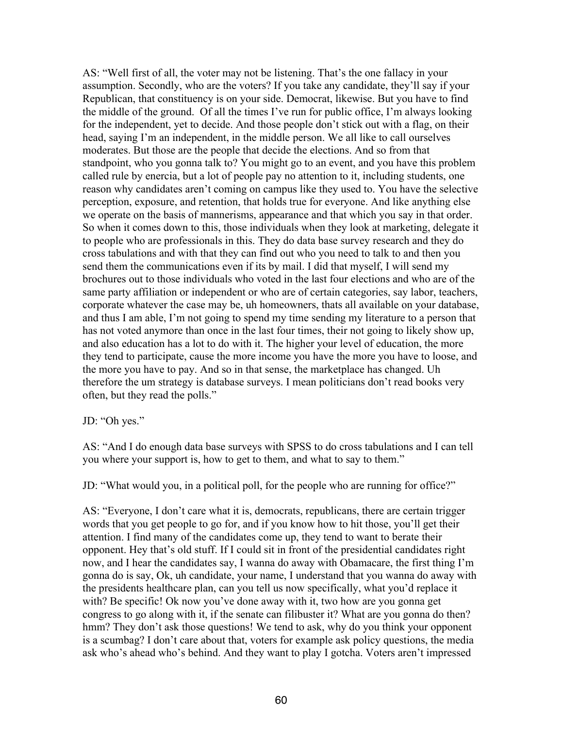AS: "Well first of all, the voter may not be listening. That's the one fallacy in your assumption. Secondly, who are the voters? If you take any candidate, they'll say if your Republican, that constituency is on your side. Democrat, likewise. But you have to find the middle of the ground. Of all the times I've run for public office, I'm always looking for the independent, yet to decide. And those people don't stick out with a flag, on their head, saying I'm an independent, in the middle person. We all like to call ourselves moderates. But those are the people that decide the elections. And so from that standpoint, who you gonna talk to? You might go to an event, and you have this problem called rule by enercia, but a lot of people pay no attention to it, including students, one reason why candidates aren't coming on campus like they used to. You have the selective perception, exposure, and retention, that holds true for everyone. And like anything else we operate on the basis of mannerisms, appearance and that which you say in that order. So when it comes down to this, those individuals when they look at marketing, delegate it to people who are professionals in this. They do data base survey research and they do cross tabulations and with that they can find out who you need to talk to and then you send them the communications even if its by mail. I did that myself, I will send my brochures out to those individuals who voted in the last four elections and who are of the same party affiliation or independent or who are of certain categories, say labor, teachers, corporate whatever the case may be, uh homeowners, thats all available on your database, and thus I am able, I'm not going to spend my time sending my literature to a person that has not voted anymore than once in the last four times, their not going to likely show up, and also education has a lot to do with it. The higher your level of education, the more they tend to participate, cause the more income you have the more you have to loose, and the more you have to pay. And so in that sense, the marketplace has changed. Uh therefore the um strategy is database surveys. I mean politicians don't read books very often, but they read the polls."

JD: "Oh yes."

AS: "And I do enough data base surveys with SPSS to do cross tabulations and I can tell you where your support is, how to get to them, and what to say to them."

JD: "What would you, in a political poll, for the people who are running for office?"

AS: "Everyone, I don't care what it is, democrats, republicans, there are certain trigger words that you get people to go for, and if you know how to hit those, you'll get their attention. I find many of the candidates come up, they tend to want to berate their opponent. Hey that's old stuff. If I could sit in front of the presidential candidates right now, and I hear the candidates say, I wanna do away with Obamacare, the first thing I'm gonna do is say, Ok, uh candidate, your name, I understand that you wanna do away with the presidents healthcare plan, can you tell us now specifically, what you'd replace it with? Be specific! Ok now you've done away with it, two how are you gonna get congress to go along with it, if the senate can filibuster it? What are you gonna do then? hmm? They don't ask those questions! We tend to ask, why do you think your opponent is a scumbag? I don't care about that, voters for example ask policy questions, the media ask who's ahead who's behind. And they want to play I gotcha. Voters aren't impressed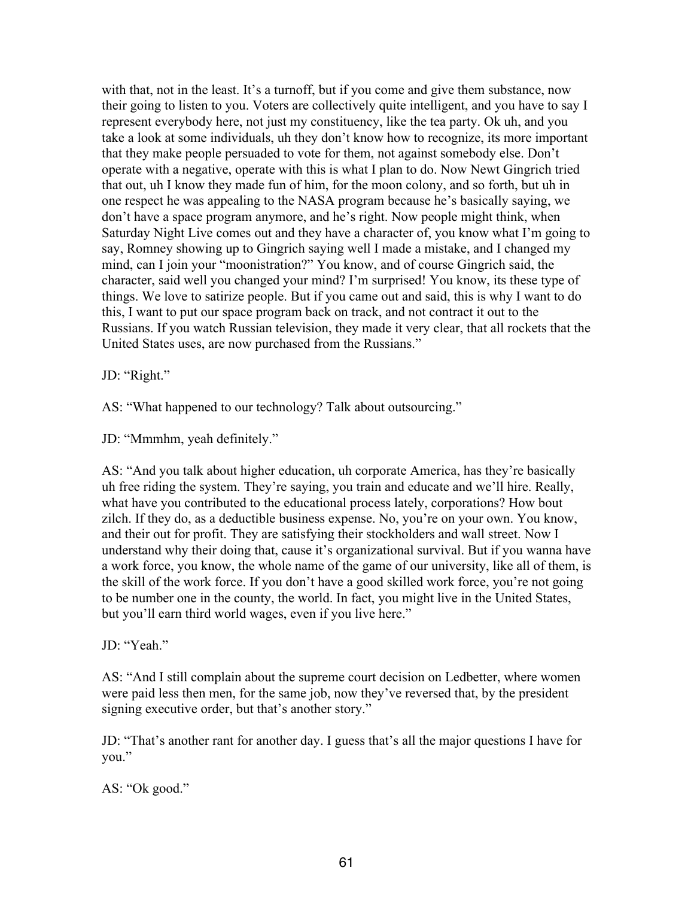with that, not in the least. It's a turnoff, but if you come and give them substance, now their going to listen to you. Voters are collectively quite intelligent, and you have to say I represent everybody here, not just my constituency, like the tea party. Ok uh, and you take a look at some individuals, uh they don't know how to recognize, its more important that they make people persuaded to vote for them, not against somebody else. Don't operate with a negative, operate with this is what I plan to do. Now Newt Gingrich tried that out, uh I know they made fun of him, for the moon colony, and so forth, but uh in one respect he was appealing to the NASA program because he's basically saying, we don't have a space program anymore, and he's right. Now people might think, when Saturday Night Live comes out and they have a character of, you know what I'm going to say, Romney showing up to Gingrich saying well I made a mistake, and I changed my mind, can I join your "moonistration?" You know, and of course Gingrich said, the character, said well you changed your mind? I'm surprised! You know, its these type of things. We love to satirize people. But if you came out and said, this is why I want to do this, I want to put our space program back on track, and not contract it out to the Russians. If you watch Russian television, they made it very clear, that all rockets that the United States uses, are now purchased from the Russians."

JD: "Right."

AS: "What happened to our technology? Talk about outsourcing."

JD: "Mmmhm, yeah definitely."

AS: "And you talk about higher education, uh corporate America, has they're basically uh free riding the system. They're saying, you train and educate and we'll hire. Really, what have you contributed to the educational process lately, corporations? How bout zilch. If they do, as a deductible business expense. No, you're on your own. You know, and their out for profit. They are satisfying their stockholders and wall street. Now I understand why their doing that, cause it's organizational survival. But if you wanna have a work force, you know, the whole name of the game of our university, like all of them, is the skill of the work force. If you don't have a good skilled work force, you're not going to be number one in the county, the world. In fact, you might live in the United States, but you'll earn third world wages, even if you live here."

JD: "Yeah."

AS: "And I still complain about the supreme court decision on Ledbetter, where women were paid less then men, for the same job, now they've reversed that, by the president signing executive order, but that's another story."

JD: "That's another rant for another day. I guess that's all the major questions I have for you."

AS: "Ok good."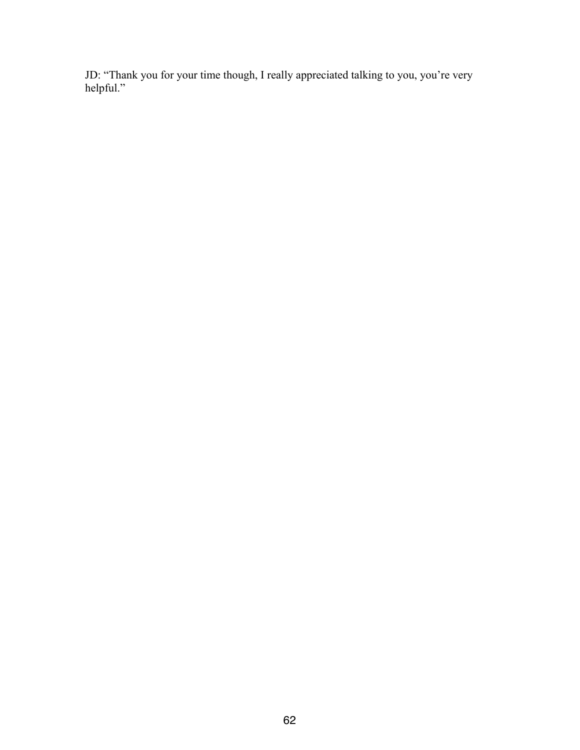JD: “Thank you for your time though, I really appreciated talking to you, you’re very helpful.”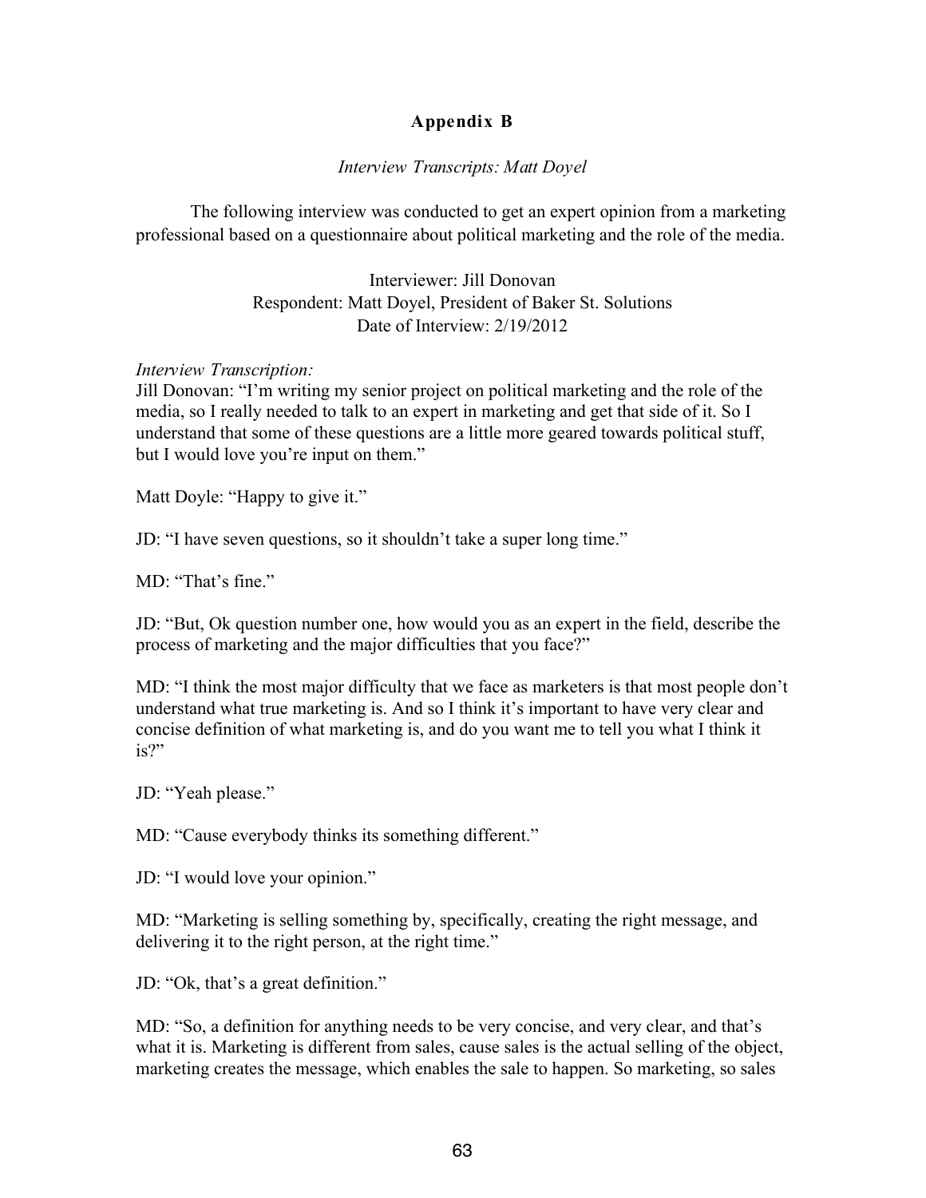## Appendix B

*Interview Transcripts: Matt Doyel*

The following interview was conducted to get an expert opinion from a marketing professional based on a questionnaire about political marketing and the role of the media.

Interviewer: Jill Donovan
Respondent: Matt Doyel, President of Baker St. Solutions
Date of Interview: 2/19/2012

*Interview Transcription:*
Jill Donovan: "I'm writing my senior project on political marketing and the role of the media, so I really needed to talk to an expert in marketing and get that side of it. So I understand that some of these questions are a little more geared towards political stuff, but I would love you're input on them."

Matt Doyle: "Happy to give it."

JD: "I have seven questions, so it shouldn't take a super long time."

MD: "That's fine."

JD: "But, Ok question number one, how would you as an expert in the field, describe the process of marketing and the major difficulties that you face?"

MD: "I think the most major difficulty that we face as marketers is that most people don't understand what true marketing is. And so I think it's important to have very clear and concise definition of what marketing is, and do you want me to tell you what I think it is?"

JD: "Yeah please."

MD: "Cause everybody thinks its something different."

JD: "I would love your opinion."

MD: "Marketing is selling something by, specifically, creating the right message, and delivering it to the right person, at the right time."

JD: "Ok, that's a great definition."

MD: "So, a definition for anything needs to be very concise, and very clear, and that's what it is. Marketing is different from sales, cause sales is the actual selling of the object, marketing creates the message, which enables the sale to happen. So marketing, so sales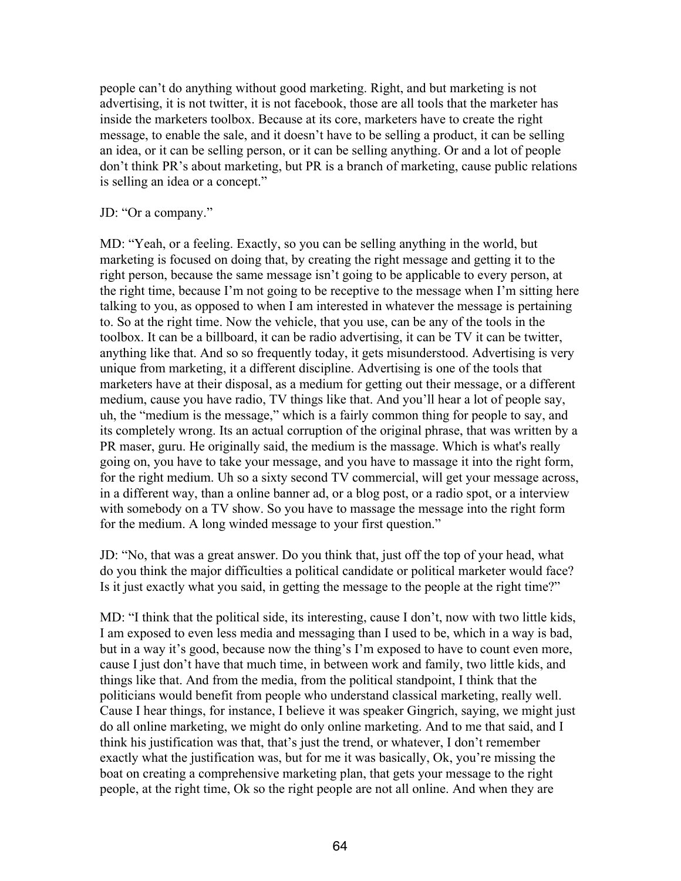people can't do anything without good marketing. Right, and but marketing is not advertising, it is not twitter, it is not facebook, those are all tools that the marketer has inside the marketers toolbox. Because at its core, marketers have to create the right message, to enable the sale, and it doesn't have to be selling a product, it can be selling an idea, or it can be selling person, or it can be selling anything. Or and a lot of people don't think PR's about marketing, but PR is a branch of marketing, cause public relations is selling an idea or a concept."

JD: "Or a company."

MD: "Yeah, or a feeling. Exactly, so you can be selling anything in the world, but marketing is focused on doing that, by creating the right message and getting it to the right person, because the same message isn't going to be applicable to every person, at the right time, because I'm not going to be receptive to the message when I'm sitting here talking to you, as opposed to when I am interested in whatever the message is pertaining to. So at the right time. Now the vehicle, that you use, can be any of the tools in the toolbox. It can be a billboard, it can be radio advertising, it can be TV it can be twitter, anything like that. And so so frequently today, it gets misunderstood. Advertising is very unique from marketing, it a different discipline. Advertising is one of the tools that marketers have at their disposal, as a medium for getting out their message, or a different medium, cause you have radio, TV things like that. And you'll hear a lot of people say, uh, the "medium is the message," which is a fairly common thing for people to say, and its completely wrong. Its an actual corruption of the original phrase, that was written by a PR maser, guru. He originally said, the medium is the massage. Which is what's really going on, you have to take your message, and you have to massage it into the right form, for the right medium. Uh so a sixty second TV commercial, will get your message across, in a different way, than a online banner ad, or a blog post, or a radio spot, or a interview with somebody on a TV show. So you have to massage the message into the right form for the medium. A long winded message to your first question."

JD: "No, that was a great answer. Do you think that, just off the top of your head, what do you think the major difficulties a political candidate or political marketer would face? Is it just exactly what you said, in getting the message to the people at the right time?"

MD: "I think that the political side, its interesting, cause I don't, now with two little kids, I am exposed to even less media and messaging than I used to be, which in a way is bad, but in a way it's good, because now the thing's I'm exposed to have to count even more, cause I just don't have that much time, in between work and family, two little kids, and things like that. And from the media, from the political standpoint, I think that the politicians would benefit from people who understand classical marketing, really well. Cause I hear things, for instance, I believe it was speaker Gingrich, saying, we might just do all online marketing, we might do only online marketing. And to me that said, and I think his justification was that, that's just the trend, or whatever, I don't remember exactly what the justification was, but for me it was basically, Ok, you're missing the boat on creating a comprehensive marketing plan, that gets your message to the right people, at the right time, Ok so the right people are not all online. And when they are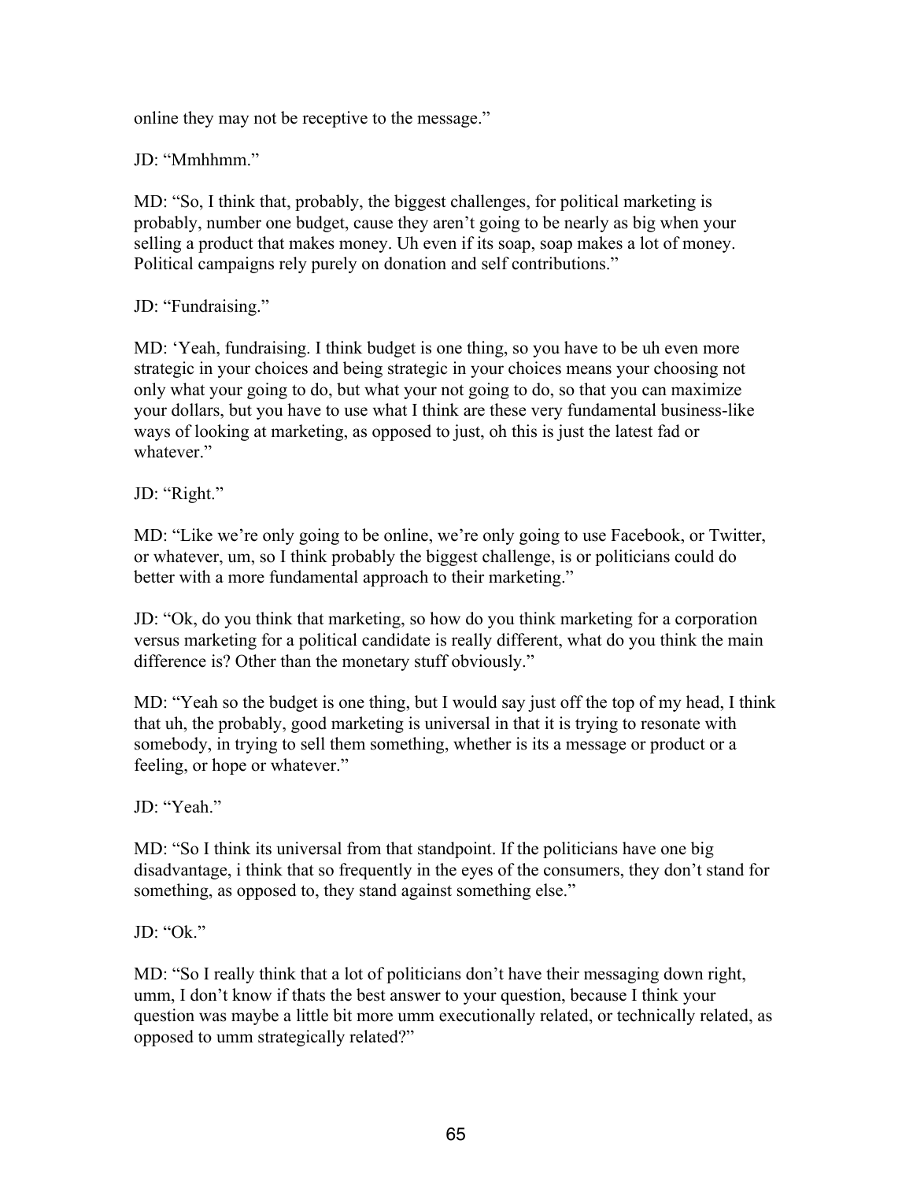online they may not be receptive to the message."

JD: "Mmhhmm."

MD: "So, I think that, probably, the biggest challenges, for political marketing is probably, number one budget, cause they aren't going to be nearly as big when your selling a product that makes money. Uh even if its soap, soap makes a lot of money. Political campaigns rely purely on donation and self contributions."

JD: "Fundraising."

MD: 'Yeah, fundraising. I think budget is one thing, so you have to be uh even more strategic in your choices and being strategic in your choices means your choosing not only what your going to do, but what your not going to do, so that you can maximize your dollars, but you have to use what I think are these very fundamental business-like ways of looking at marketing, as opposed to just, oh this is just the latest fad or whatever."

JD: "Right."

MD: "Like we're only going to be online, we're only going to use Facebook, or Twitter, or whatever, um, so I think probably the biggest challenge, is or politicians could do better with a more fundamental approach to their marketing."

JD: "Ok, do you think that marketing, so how do you think marketing for a corporation versus marketing for a political candidate is really different, what do you think the main difference is? Other than the monetary stuff obviously."

MD: "Yeah so the budget is one thing, but I would say just off the top of my head, I think that uh, the probably, good marketing is universal in that it is trying to resonate with somebody, in trying to sell them something, whether is its a message or product or a feeling, or hope or whatever."

JD: "Yeah."

MD: "So I think its universal from that standpoint. If the politicians have one big disadvantage, i think that so frequently in the eyes of the consumers, they don't stand for something, as opposed to, they stand against something else."

JD: "Ok."

MD: "So I really think that a lot of politicians don't have their messaging down right, umm, I don't know if thats the best answer to your question, because I think your question was maybe a little bit more umm executionally related, or technically related, as opposed to umm strategically related?"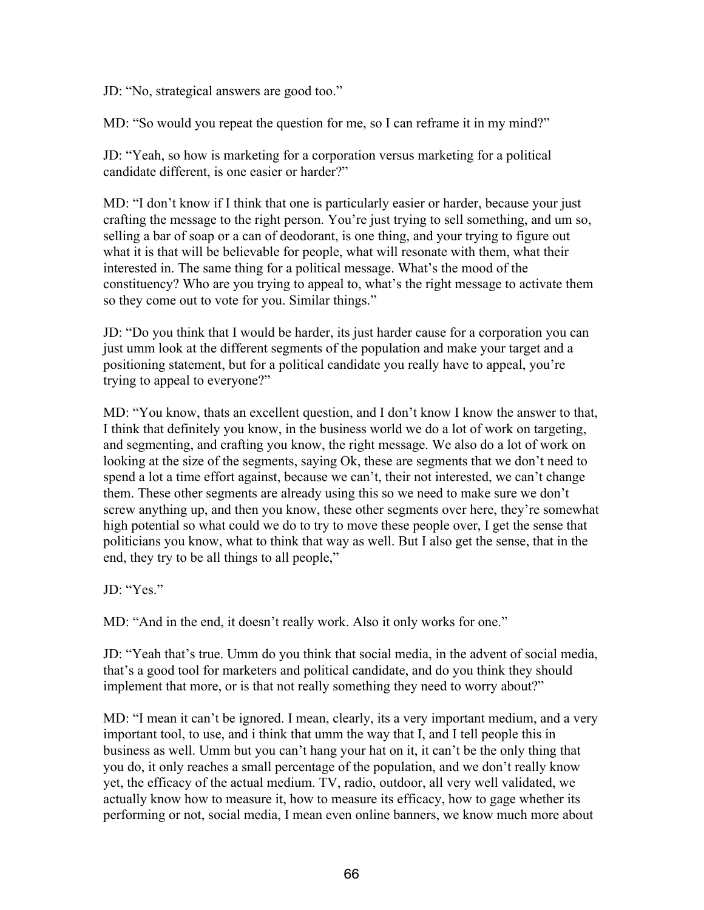JD: “No, strategical answers are good too.”

MD: “So would you repeat the question for me, so I can reframe it in my mind?”

JD: “Yeah, so how is marketing for a corporation versus marketing for a political candidate different, is one easier or harder?”

MD: “I don’t know if I think that one is particularly easier or harder, because your just crafting the message to the right person. You’re just trying to sell something, and um so, selling a bar of soap or a can of deodorant, is one thing, and your trying to figure out what it is that will be believable for people, what will resonate with them, what their interested in. The same thing for a political message. What’s the mood of the constituency? Who are you trying to appeal to, what’s the right message to activate them so they come out to vote for you. Similar things.”

JD: “Do you think that I would be harder, its just harder cause for a corporation you can just umm look at the different segments of the population and make your target and a positioning statement, but for a political candidate you really have to appeal, you’re trying to appeal to everyone?”

MD: “You know, thats an excellent question, and I don’t know I know the answer to that, I think that definitely you know, in the business world we do a lot of work on targeting, and segmenting, and crafting you know, the right message. We also do a lot of work on looking at the size of the segments, saying Ok, these are segments that we don’t need to spend a lot a time effort against, because we can’t, their not interested, we can’t change them. These other segments are already using this so we need to make sure we don’t screw anything up, and then you know, these other segments over here, they’re somewhat high potential so what could we do to try to move these people over, I get the sense that politicians you know, what to think that way as well. But I also get the sense, that in the end, they try to be all things to all people,”

JD: “Yes.”

MD: “And in the end, it doesn’t really work. Also it only works for one.”

JD: “Yeah that’s true. Umm do you think that social media, in the advent of social media, that’s a good tool for marketers and political candidate, and do you think they should implement that more, or is that not really something they need to worry about?”

MD: “I mean it can’t be ignored. I mean, clearly, its a very important medium, and a very important tool, to use, and i think that umm the way that I, and I tell people this in business as well. Umm but you can’t hang your hat on it, it can’t be the only thing that you do, it only reaches a small percentage of the population, and we don’t really know yet, the efficacy of the actual medium. TV, radio, outdoor, all very well validated, we actually know how to measure it, how to measure its efficacy, how to gage whether its performing or not, social media, I mean even online banners, we know much more about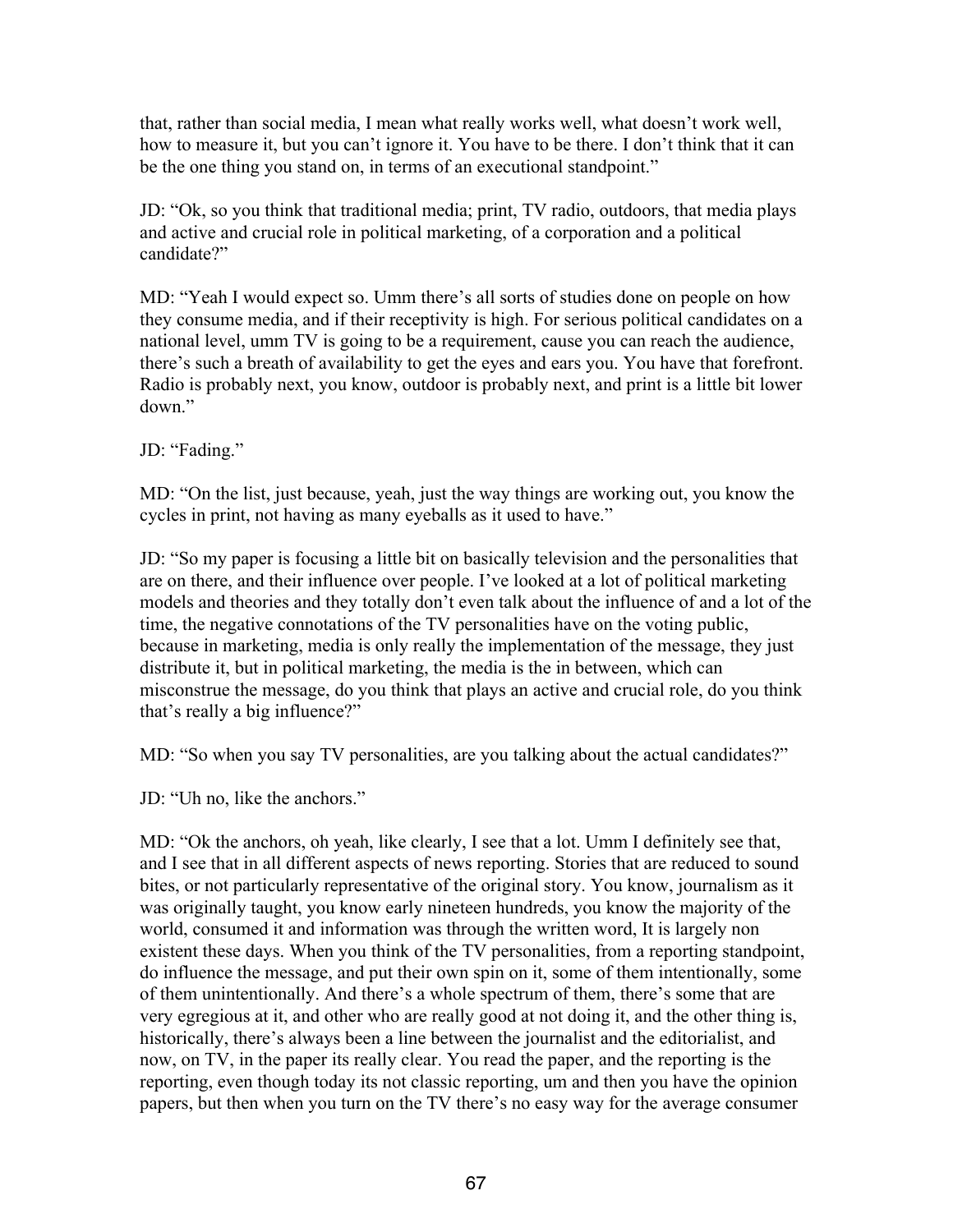that, rather than social media, I mean what really works well, what doesn't work well, how to measure it, but you can't ignore it. You have to be there. I don't think that it can be the one thing you stand on, in terms of an executional standpoint."

JD: "Ok, so you think that traditional media; print, TV radio, outdoors, that media plays and active and crucial role in political marketing, of a corporation and a political candidate?"

MD: "Yeah I would expect so. Umm there's all sorts of studies done on people on how they consume media, and if their receptivity is high. For serious political candidates on a national level, umm TV is going to be a requirement, cause you can reach the audience, there's such a breath of availability to get the eyes and ears you. You have that forefront. Radio is probably next, you know, outdoor is probably next, and print is a little bit lower down."

JD: "Fading."

MD: "On the list, just because, yeah, just the way things are working out, you know the cycles in print, not having as many eyeballs as it used to have."

JD: "So my paper is focusing a little bit on basically television and the personalities that are on there, and their influence over people. I've looked at a lot of political marketing models and theories and they totally don't even talk about the influence of and a lot of the time, the negative connotations of the TV personalities have on the voting public, because in marketing, media is only really the implementation of the message, they just distribute it, but in political marketing, the media is the in between, which can misconstrue the message, do you think that plays an active and crucial role, do you think that's really a big influence?"

MD: "So when you say TV personalities, are you talking about the actual candidates?"

JD: "Uh no, like the anchors."

MD: "Ok the anchors, oh yeah, like clearly, I see that a lot. Umm I definitely see that, and I see that in all different aspects of news reporting. Stories that are reduced to sound bites, or not particularly representative of the original story. You know, journalism as it was originally taught, you know early nineteen hundreds, you know the majority of the world, consumed it and information was through the written word, It is largely non existent these days. When you think of the TV personalities, from a reporting standpoint, do influence the message, and put their own spin on it, some of them intentionally, some of them unintentionally. And there's a whole spectrum of them, there's some that are very egregious at it, and other who are really good at not doing it, and the other thing is, historically, there's always been a line between the journalist and the editorialist, and now, on TV, in the paper its really clear. You read the paper, and the reporting is the reporting, even though today its not classic reporting, um and then you have the opinion papers, but then when you turn on the TV there's no easy way for the average consumer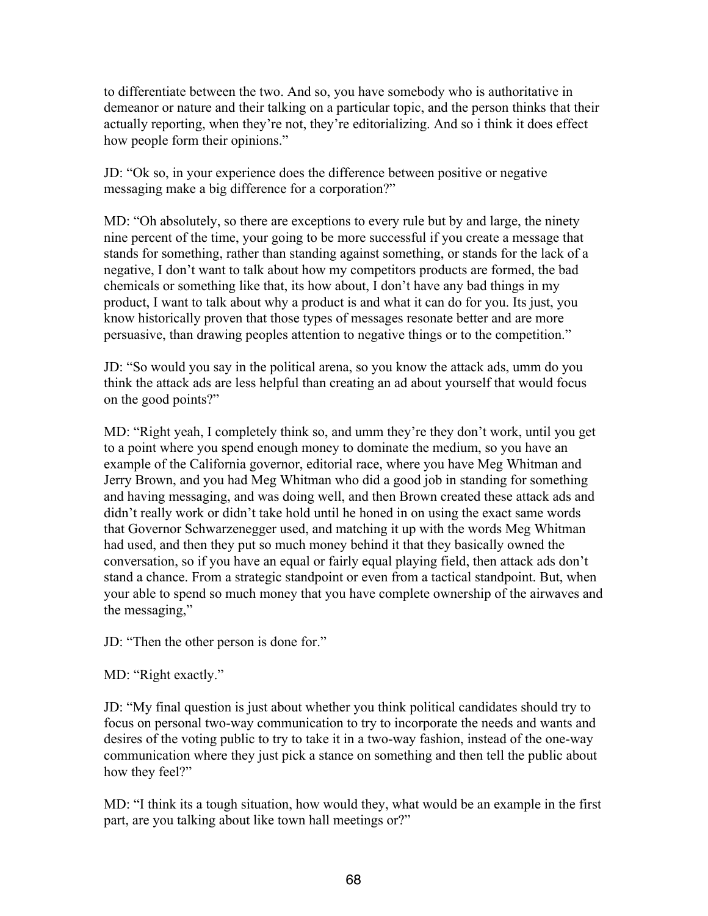to differentiate between the two. And so, you have somebody who is authoritative in demeanor or nature and their talking on a particular topic, and the person thinks that their actually reporting, when they're not, they're editorializing. And so i think it does effect how people form their opinions."

JD: "Ok so, in your experience does the difference between positive or negative messaging make a big difference for a corporation?"

MD: "Oh absolutely, so there are exceptions to every rule but by and large, the ninety nine percent of the time, your going to be more successful if you create a message that stands for something, rather than standing against something, or stands for the lack of a negative, I don't want to talk about how my competitors products are formed, the bad chemicals or something like that, its how about, I don't have any bad things in my product, I want to talk about why a product is and what it can do for you. Its just, you know historically proven that those types of messages resonate better and are more persuasive, than drawing peoples attention to negative things or to the competition."

JD: "So would you say in the political arena, so you know the attack ads, umm do you think the attack ads are less helpful than creating an ad about yourself that would focus on the good points?"

MD: "Right yeah, I completely think so, and umm they're they don't work, until you get to a point where you spend enough money to dominate the medium, so you have an example of the California governor, editorial race, where you have Meg Whitman and Jerry Brown, and you had Meg Whitman who did a good job in standing for something and having messaging, and was doing well, and then Brown created these attack ads and didn't really work or didn't take hold until he honed in on using the exact same words that Governor Schwarzenegger used, and matching it up with the words Meg Whitman had used, and then they put so much money behind it that they basically owned the conversation, so if you have an equal or fairly equal playing field, then attack ads don't stand a chance. From a strategic standpoint or even from a tactical standpoint. But, when your able to spend so much money that you have complete ownership of the airwaves and the messaging,"

JD: "Then the other person is done for."

MD: "Right exactly."

JD: "My final question is just about whether you think political candidates should try to focus on personal two-way communication to try to incorporate the needs and wants and desires of the voting public to try to take it in a two-way fashion, instead of the one-way communication where they just pick a stance on something and then tell the public about how they feel?"

MD: "I think its a tough situation, how would they, what would be an example in the first part, are you talking about like town hall meetings or?"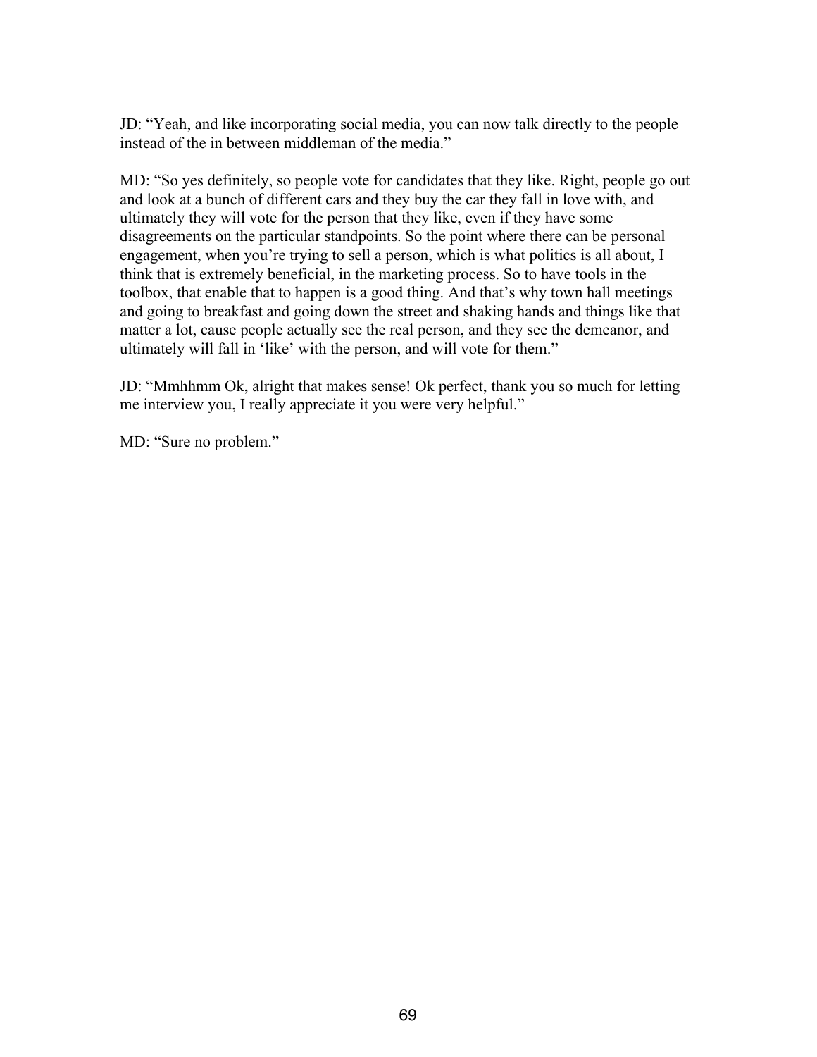JD: “Yeah, and like incorporating social media, you can now talk directly to the people instead of the in between middleman of the media.”

MD: “So yes definitely, so people vote for candidates that they like. Right, people go out and look at a bunch of different cars and they buy the car they fall in love with, and ultimately they will vote for the person that they like, even if they have some disagreements on the particular standpoints. So the point where there can be personal engagement, when you’re trying to sell a person, which is what politics is all about, I think that is extremely beneficial, in the marketing process. So to have tools in the toolbox, that enable that to happen is a good thing. And that’s why town hall meetings and going to breakfast and going down the street and shaking hands and things like that matter a lot, cause people actually see the real person, and they see the demeanor, and ultimately will fall in ‘like’ with the person, and will vote for them.”

JD: “Mmhhmm Ok, alright that makes sense! Ok perfect, thank you so much for letting me interview you, I really appreciate it you were very helpful.”

MD: “Sure no problem.”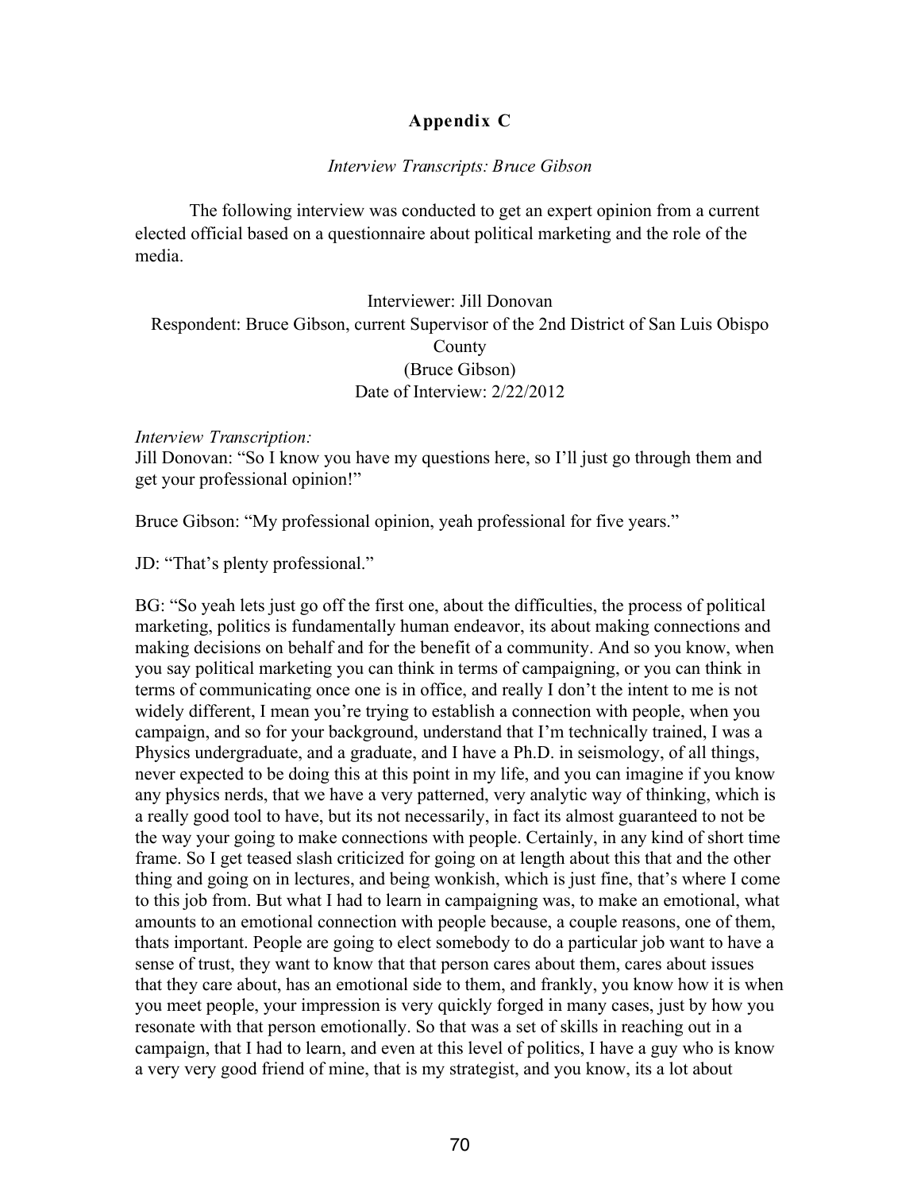## Appendix C

*Interview Transcripts: Bruce Gibson*

The following interview was conducted to get an expert opinion from a current elected official based on a questionnaire about political marketing and the role of the media.

Interviewer: Jill Donovan
Respondent: Bruce Gibson, current Supervisor of the 2nd District of San Luis Obispo County
(Bruce Gibson)
Date of Interview: 2/22/2012

*Interview Transcription:*
Jill Donovan: "So I know you have my questions here, so I'll just go through them and get your professional opinion!"

Bruce Gibson: "My professional opinion, yeah professional for five years."

JD: "That's plenty professional."

BG: "So yeah lets just go off the first one, about the difficulties, the process of political marketing, politics is fundamentally human endeavor, its about making connections and making decisions on behalf and for the benefit of a community. And so you know, when you say political marketing you can think in terms of campaigning, or you can think in terms of communicating once one is in office, and really I don't the intent to me is not widely different, I mean you're trying to establish a connection with people, when you campaign, and so for your background, understand that I'm technically trained, I was a Physics undergraduate, and a graduate, and I have a Ph.D. in seismology, of all things, never expected to be doing this at this point in my life, and you can imagine if you know any physics nerds, that we have a very patterned, very analytic way of thinking, which is a really good tool to have, but its not necessarily, in fact its almost guaranteed to not be the way your going to make connections with people. Certainly, in any kind of short time frame. So I get teased slash criticized for going on at length about this that and the other thing and going on in lectures, and being wonkish, which is just fine, that's where I come to this job from. But what I had to learn in campaigning was, to make an emotional, what amounts to an emotional connection with people because, a couple reasons, one of them, thats important. People are going to elect somebody to do a particular job want to have a sense of trust, they want to know that that person cares about them, cares about issues that they care about, has an emotional side to them, and frankly, you know how it is when you meet people, your impression is very quickly forged in many cases, just by how you resonate with that person emotionally. So that was a set of skills in reaching out in a campaign, that I had to learn, and even at this level of politics, I have a guy who is know a very very good friend of mine, that is my strategist, and you know, its a lot about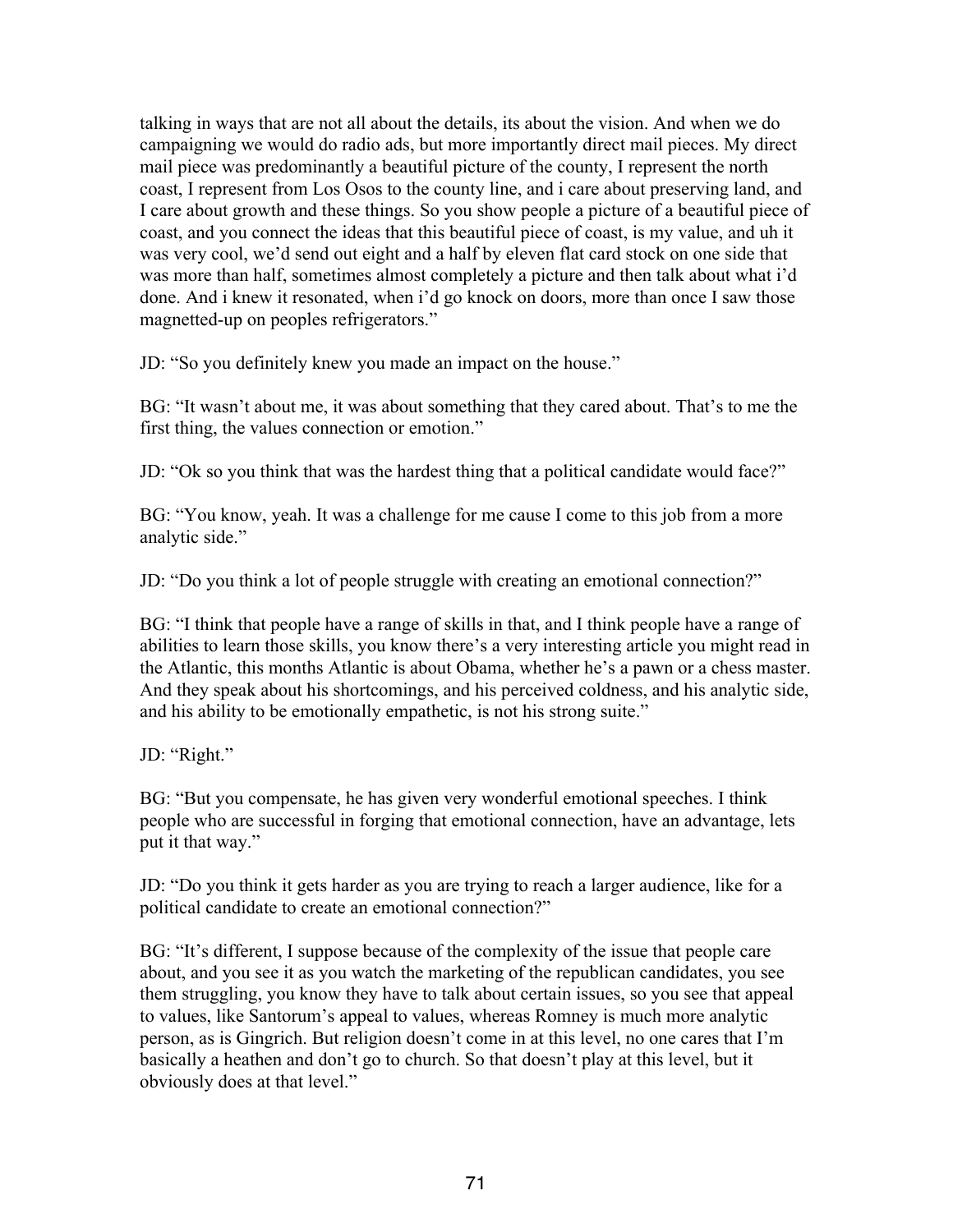talking in ways that are not all about the details, its about the vision. And when we do campaigning we would do radio ads, but more importantly direct mail pieces. My direct mail piece was predominantly a beautiful picture of the county, I represent the north coast, I represent from Los Osos to the county line, and i care about preserving land, and I care about growth and these things. So you show people a picture of a beautiful piece of coast, and you connect the ideas that this beautiful piece of coast, is my value, and uh it was very cool, we'd send out eight and a half by eleven flat card stock on one side that was more than half, sometimes almost completely a picture and then talk about what i'd done. And i knew it resonated, when i'd go knock on doors, more than once I saw those magnetted-up on peoples refrigerators."

JD: "So you definitely knew you made an impact on the house."

BG: "It wasn't about me, it was about something that they cared about. That's to me the first thing, the values connection or emotion."

JD: "Ok so you think that was the hardest thing that a political candidate would face?"

BG: "You know, yeah. It was a challenge for me cause I come to this job from a more analytic side."

JD: "Do you think a lot of people struggle with creating an emotional connection?"

BG: "I think that people have a range of skills in that, and I think people have a range of abilities to learn those skills, you know there's a very interesting article you might read in the Atlantic, this months Atlantic is about Obama, whether he's a pawn or a chess master. And they speak about his shortcomings, and his perceived coldness, and his analytic side, and his ability to be emotionally empathetic, is not his strong suite."

JD: "Right."

BG: "But you compensate, he has given very wonderful emotional speeches. I think people who are successful in forging that emotional connection, have an advantage, lets put it that way."

JD: "Do you think it gets harder as you are trying to reach a larger audience, like for a political candidate to create an emotional connection?"

BG: "It's different, I suppose because of the complexity of the issue that people care about, and you see it as you watch the marketing of the republican candidates, you see them struggling, you know they have to talk about certain issues, so you see that appeal to values, like Santorum's appeal to values, whereas Romney is much more analytic person, as is Gingrich. But religion doesn't come in at this level, no one cares that I'm basically a heathen and don't go to church. So that doesn't play at this level, but it obviously does at that level."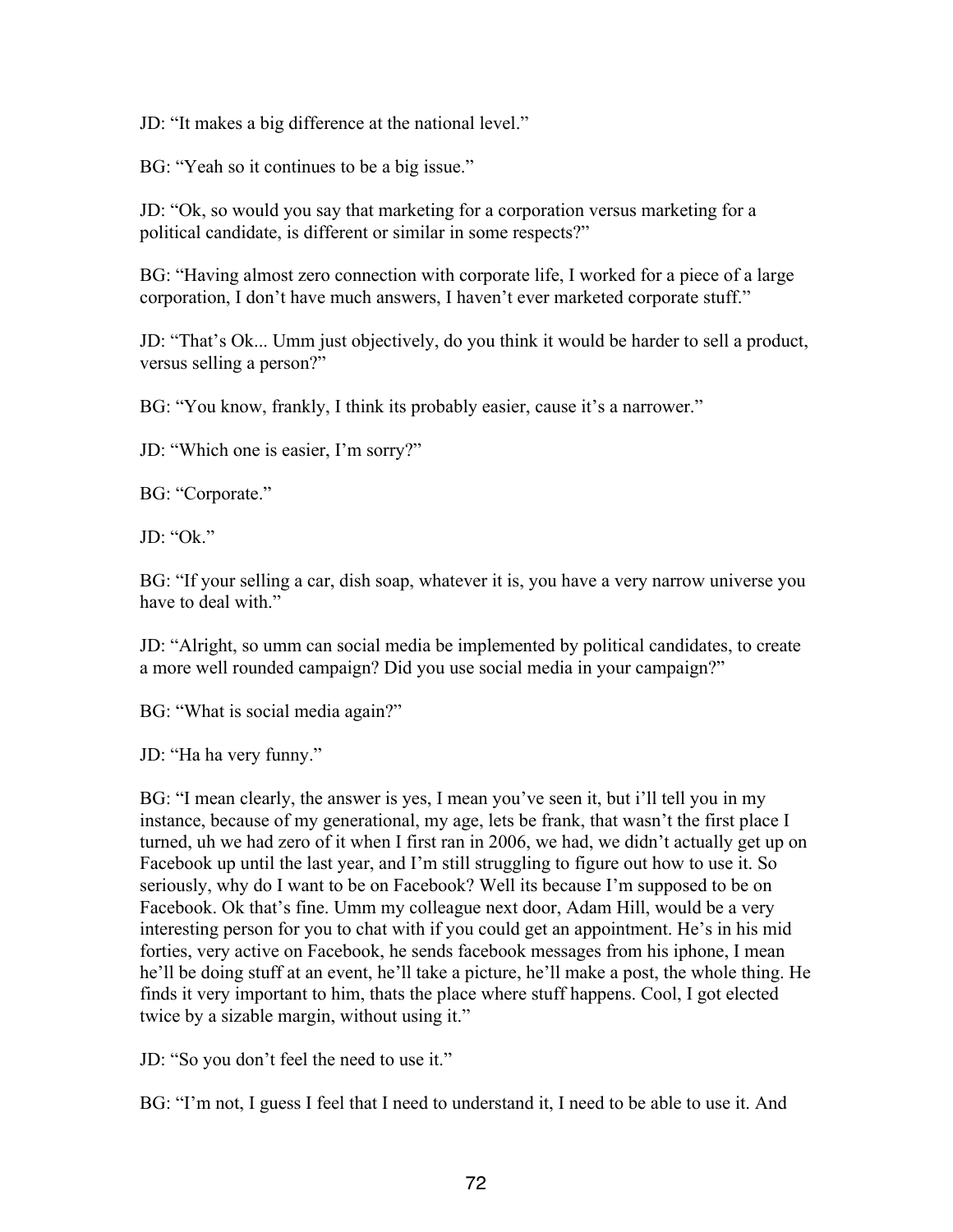JD: “It makes a big difference at the national level.”

BG: “Yeah so it continues to be a big issue.”

JD: “Ok, so would you say that marketing for a corporation versus marketing for a political candidate, is different or similar in some respects?”

BG: “Having almost zero connection with corporate life, I worked for a piece of a large corporation, I don’t have much answers, I haven’t ever marketed corporate stuff.”

JD: “That’s Ok... Umm just objectively, do you think it would be harder to sell a product, versus selling a person?”

BG: “You know, frankly, I think its probably easier, cause it’s a narrower.”

JD: “Which one is easier, I’m sorry?”

BG: “Corporate.”

JD: “Ok.”

BG: “If your selling a car, dish soap, whatever it is, you have a very narrow universe you have to deal with.”

JD: “Alright, so umm can social media be implemented by political candidates, to create a more well rounded campaign? Did you use social media in your campaign?”

BG: “What is social media again?”

JD: “Ha ha very funny.”

BG: “I mean clearly, the answer is yes, I mean you’ve seen it, but i’ll tell you in my instance, because of my generational, my age, lets be frank, that wasn’t the first place I turned, uh we had zero of it when I first ran in 2006, we had, we didn’t actually get up on Facebook up until the last year, and I’m still struggling to figure out how to use it. So seriously, why do I want to be on Facebook? Well its because I’m supposed to be on Facebook. Ok that’s fine. Umm my colleague next door, Adam Hill, would be a very interesting person for you to chat with if you could get an appointment. He’s in his mid forties, very active on Facebook, he sends facebook messages from his iphone, I mean he’ll be doing stuff at an event, he’ll take a picture, he’ll make a post, the whole thing. He finds it very important to him, thats the place where stuff happens. Cool, I got elected twice by a sizable margin, without using it.”

JD: “So you don’t feel the need to use it.”

BG: “I’m not, I guess I feel that I need to understand it, I need to be able to use it. And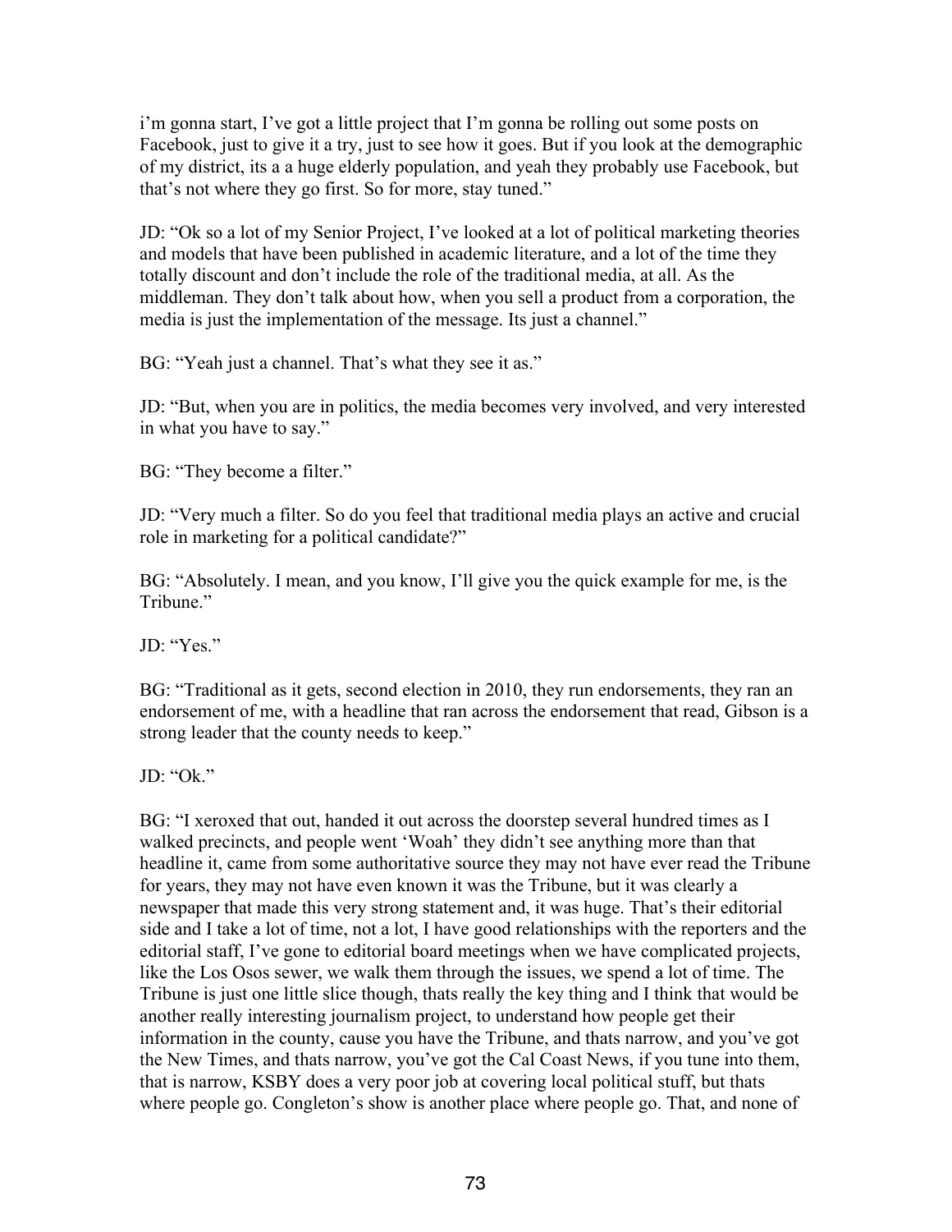i'm gonna start, I've got a little project that I'm gonna be rolling out some posts on Facebook, just to give it a try, just to see how it goes. But if you look at the demographic of my district, its a a huge elderly population, and yeah they probably use Facebook, but that's not where they go first. So for more, stay tuned."

JD: "Ok so a lot of my Senior Project, I've looked at a lot of political marketing theories and models that have been published in academic literature, and a lot of the time they totally discount and don't include the role of the traditional media, at all. As the middleman. They don't talk about how, when you sell a product from a corporation, the media is just the implementation of the message. Its just a channel."

BG: "Yeah just a channel. That's what they see it as."

JD: "But, when you are in politics, the media becomes very involved, and very interested in what you have to say."

BG: "They become a filter."

JD: "Very much a filter. So do you feel that traditional media plays an active and crucial role in marketing for a political candidate?"

BG: "Absolutely. I mean, and you know, I'll give you the quick example for me, is the Tribune."

JD: "Yes."

BG: "Traditional as it gets, second election in 2010, they run endorsements, they ran an endorsement of me, with a headline that ran across the endorsement that read, Gibson is a strong leader that the county needs to keep."

JD: "Ok."

BG: "I xeroxed that out, handed it out across the doorstep several hundred times as I walked precincts, and people went 'Woah' they didn't see anything more than that headline it, came from some authoritative source they may not have ever read the Tribune for years, they may not have even known it was the Tribune, but it was clearly a newspaper that made this very strong statement and, it was huge. That's their editorial side and I take a lot of time, not a lot, I have good relationships with the reporters and the editorial staff, I've gone to editorial board meetings when we have complicated projects, like the Los Osos sewer, we walk them through the issues, we spend a lot of time. The Tribune is just one little slice though, thats really the key thing and I think that would be another really interesting journalism project, to understand how people get their information in the county, cause you have the Tribune, and thats narrow, and you've got the New Times, and thats narrow, you've got the Cal Coast News, if you tune into them, that is narrow, KSBY does a very poor job at covering local political stuff, but thats where people go. Congleton's show is another place where people go. That, and none of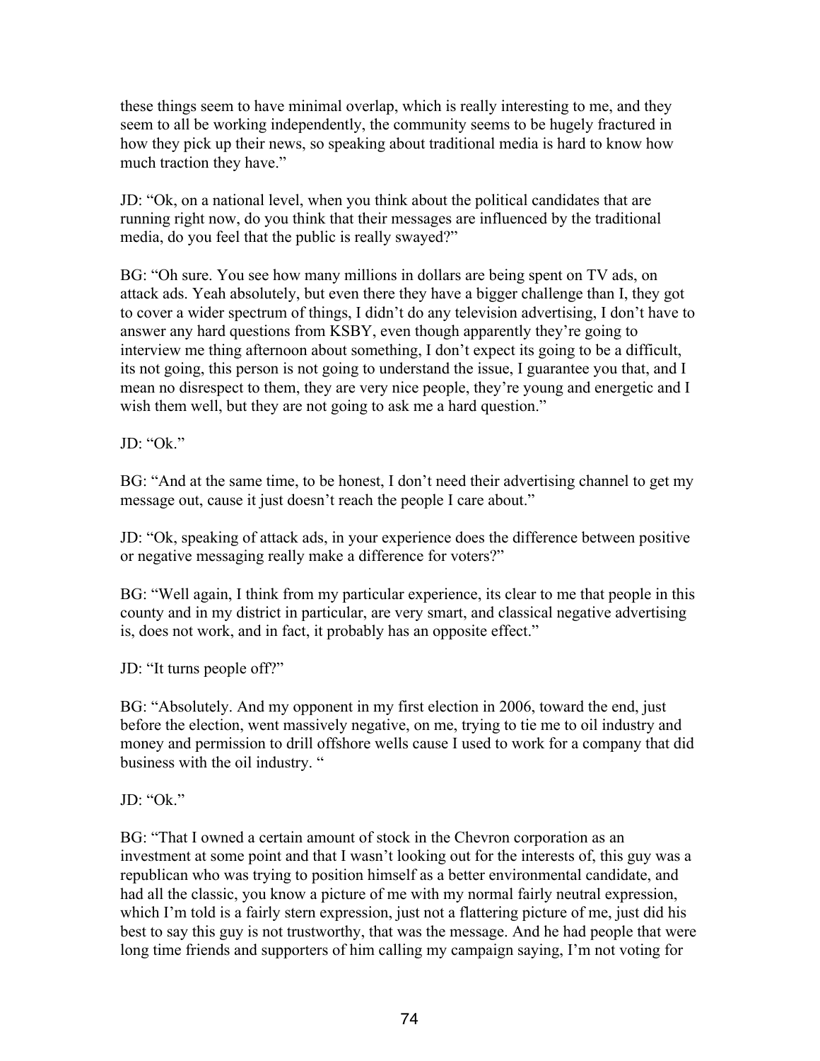these things seem to have minimal overlap, which is really interesting to me, and they seem to all be working independently, the community seems to be hugely fractured in how they pick up their news, so speaking about traditional media is hard to know how much traction they have."

JD: "Ok, on a national level, when you think about the political candidates that are running right now, do you think that their messages are influenced by the traditional media, do you feel that the public is really swayed?"

BG: "Oh sure. You see how many millions in dollars are being spent on TV ads, on attack ads. Yeah absolutely, but even there they have a bigger challenge than I, they got to cover a wider spectrum of things, I didn't do any television advertising, I don't have to answer any hard questions from KSBY, even though apparently they're going to interview me thing afternoon about something, I don't expect its going to be a difficult, its not going, this person is not going to understand the issue, I guarantee you that, and I mean no disrespect to them, they are very nice people, they're young and energetic and I wish them well, but they are not going to ask me a hard question."

JD: "Ok."

BG: "And at the same time, to be honest, I don't need their advertising channel to get my message out, cause it just doesn't reach the people I care about."

JD: "Ok, speaking of attack ads, in your experience does the difference between positive or negative messaging really make a difference for voters?"

BG: "Well again, I think from my particular experience, its clear to me that people in this county and in my district in particular, are very smart, and classical negative advertising is, does not work, and in fact, it probably has an opposite effect."

JD: "It turns people off?"

BG: "Absolutely. And my opponent in my first election in 2006, toward the end, just before the election, went massively negative, on me, trying to tie me to oil industry and money and permission to drill offshore wells cause I used to work for a company that did business with the oil industry. "

JD: "Ok."

BG: "That I owned a certain amount of stock in the Chevron corporation as an investment at some point and that I wasn't looking out for the interests of, this guy was a republican who was trying to position himself as a better environmental candidate, and had all the classic, you know a picture of me with my normal fairly neutral expression, which I'm told is a fairly stern expression, just not a flattering picture of me, just did his best to say this guy is not trustworthy, that was the message. And he had people that were long time friends and supporters of him calling my campaign saying, I'm not voting for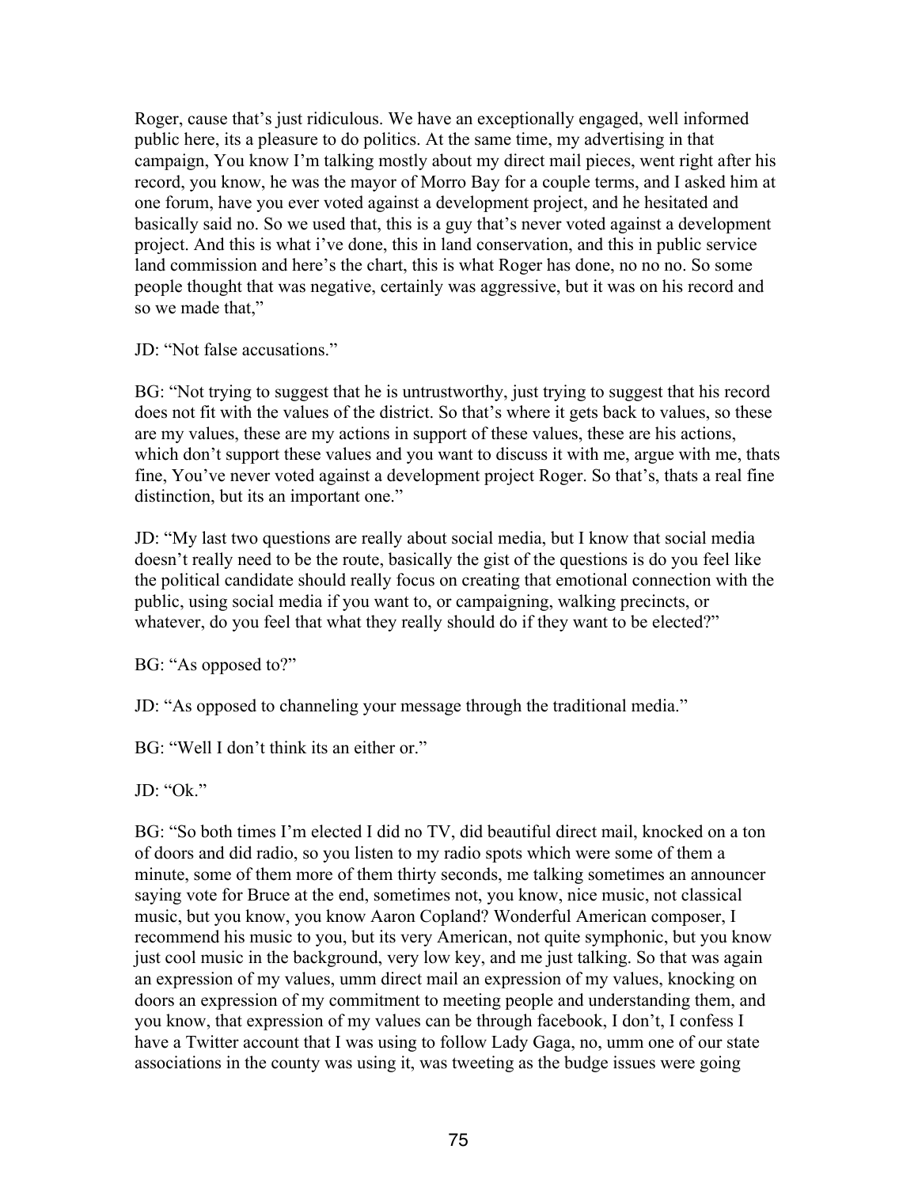Roger, cause that's just ridiculous. We have an exceptionally engaged, well informed public here, its a pleasure to do politics. At the same time, my advertising in that campaign, You know I'm talking mostly about my direct mail pieces, went right after his record, you know, he was the mayor of Morro Bay for a couple terms, and I asked him at one forum, have you ever voted against a development project, and he hesitated and basically said no. So we used that, this is a guy that's never voted against a development project. And this is what i've done, this in land conservation, and this in public service land commission and here's the chart, this is what Roger has done, no no no. So some people thought that was negative, certainly was aggressive, but it was on his record and so we made that,"

JD: "Not false accusations."

BG: "Not trying to suggest that he is untrustworthy, just trying to suggest that his record does not fit with the values of the district. So that's where it gets back to values, so these are my values, these are my actions in support of these values, these are his actions, which don't support these values and you want to discuss it with me, argue with me, thats fine, You've never voted against a development project Roger. So that's, thats a real fine distinction, but its an important one."

JD: "My last two questions are really about social media, but I know that social media doesn't really need to be the route, basically the gist of the questions is do you feel like the political candidate should really focus on creating that emotional connection with the public, using social media if you want to, or campaigning, walking precincts, or whatever, do you feel that what they really should do if they want to be elected?"

BG: "As opposed to?"

JD: "As opposed to channeling your message through the traditional media."

BG: "Well I don't think its an either or."

JD: "Ok."

BG: "So both times I'm elected I did no TV, did beautiful direct mail, knocked on a ton of doors and did radio, so you listen to my radio spots which were some of them a minute, some of them more of them thirty seconds, me talking sometimes an announcer saying vote for Bruce at the end, sometimes not, you know, nice music, not classical music, but you know, you know Aaron Copland? Wonderful American composer, I recommend his music to you, but its very American, not quite symphonic, but you know just cool music in the background, very low key, and me just talking. So that was again an expression of my values, umm direct mail an expression of my values, knocking on doors an expression of my commitment to meeting people and understanding them, and you know, that expression of my values can be through facebook, I don't, I confess I have a Twitter account that I was using to follow Lady Gaga, no, umm one of our state associations in the county was using it, was tweeting as the budge issues were going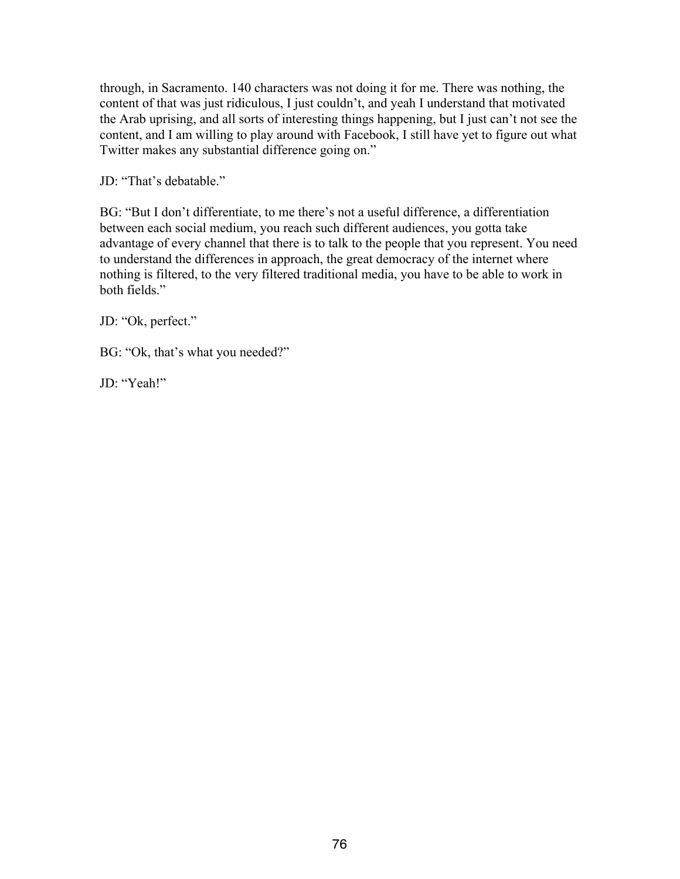through, in Sacramento. 140 characters was not doing it for me. There was nothing, the content of that was just ridiculous, I just couldn't, and yeah I understand that motivated the Arab uprising, and all sorts of interesting things happening, but I just can't not see the content, and I am willing to play around with Facebook, I still have yet to figure out what Twitter makes any substantial difference going on."

JD: "That's debatable."

BG: "But I don't differentiate, to me there's not a useful difference, a differentiation between each social medium, you reach such different audiences, you gotta take advantage of every channel that there is to talk to the people that you represent. You need to understand the differences in approach, the great democracy of the internet where nothing is filtered, to the very filtered traditional media, you have to be able to work in both fields."

JD: "Ok, perfect."

BG: "Ok, that's what you needed?"

JD: "Yeah!"